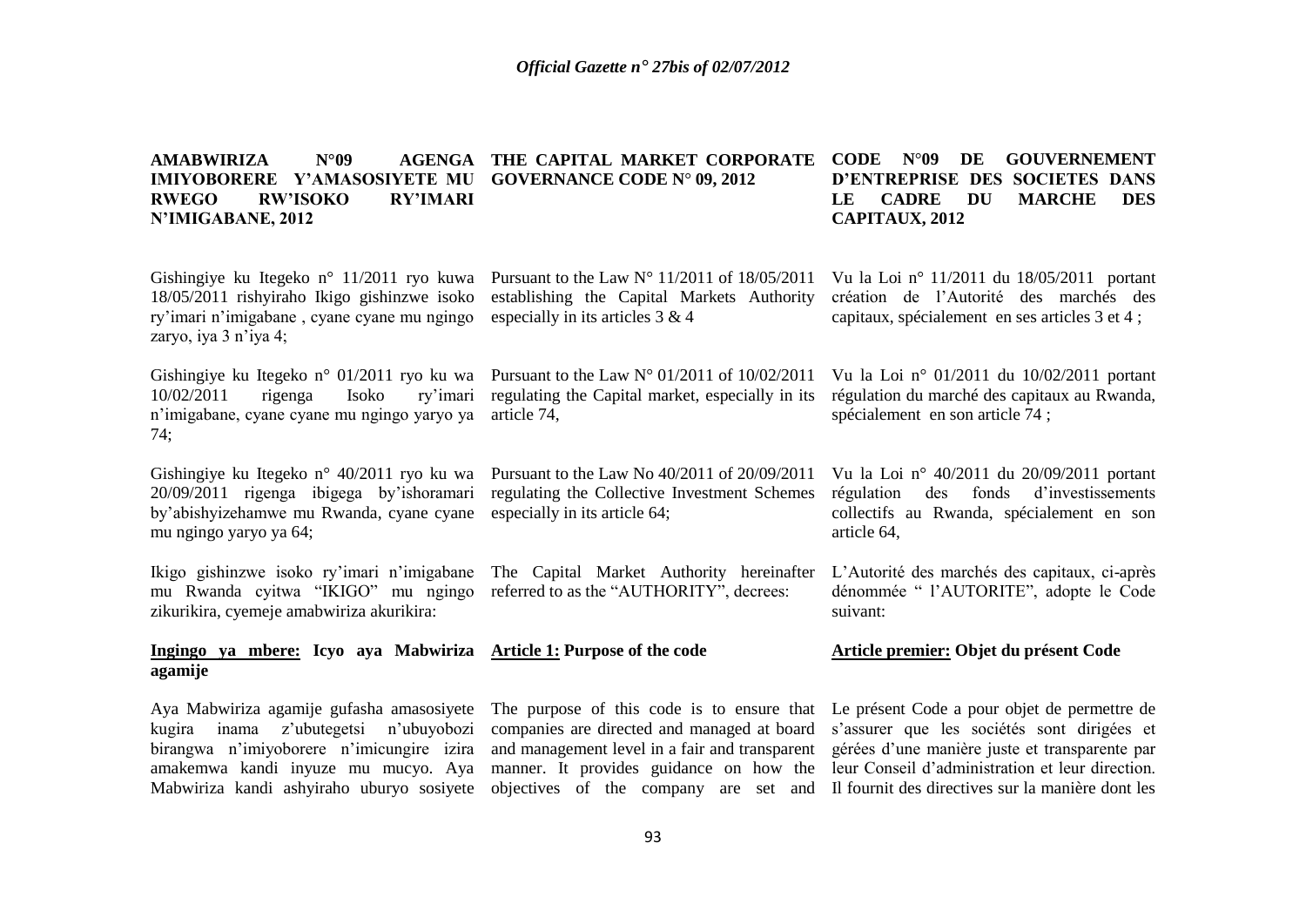**AMABWIRIZA N°09 AGENGA IMIYOBORERE Y'AMASOSIYETE MU RWEGO RW'ISOKO RY'IMARI N'IMIGABANE, 2012**

Gishingiye ku Itegeko n° 11/2011 ryo kuwa 18/05/2011 rishyiraho Ikigo gishinzwe isoko ry'imari n'imigabane , cyane cyane mu ngingo zaryo, iya 3 n'iya 4;

Gishingiye ku Itegeko n° 01/2011 ryo ku wa 10/02/2011 rigenga Isoko ry'imari n'imigabane, cyane cyane mu ngingo yaryo ya 74;

Gishingiye ku Itegeko n° 40/2011 ryo ku wa 20/09/2011 rigenga ibigega by'ishoramari by'abishyizehamwe mu Rwanda, cyane cyane mu ngingo yaryo ya 64;

Ikigo gishinzwe isoko ry'imari n'imigabane mu Rwanda cyitwa "IKIGO" mu ngingo zikurikira, cyemeje amabwiriza akurikira:

**Ingingo ya mbere: Icyo aya Mabwiriza agamije**

Aya Mabwiriza agamije gufasha amasosiyete kugira inama z'ubutegetsi n'ubuyobozi birangwa n'imiyoborere n'imicungire izira amakemwa kandi inyuze mu mucyo. Aya Mabwiriza kandi ashyiraho uburyo sosiyete

**THE CAPITAL MARKET CORPORATE GOVERNANCE CODE N° 09, 2012**

Pursuant to the Law N° 11/2011 of 18/05/2011 establishing the Capital Markets Authority especially in its articles 3 & 4

Pursuant to the Law N° 01/2011 of 10/02/2011 regulating the Capital market, especially in its article 74,

Pursuant to the Law No 40/2011 of 20/09/2011 regulating the Collective Investment Schemes especially in its article 64;

The Capital Market Authority hereinafter referred to as the "AUTHORITY", decrees:

**Article 1: Purpose of the code**

The purpose of this code is to ensure that companies are directed and managed at board and management level in a fair and transparent manner. It provides guidance on how the objectives of the company are set and

**CODE N°09 DE GOUVERNEMENT D'ENTREPRISE DES SOCIETES DANS LE CADRE DU MARCHE DES CAPITAUX, 2012**

Vu la Loi n° 11/2011 du 18/05/2011 portant création de l'Autorité des marchés des capitaux, spécialement en ses articles 3 et 4 ;

Vu la Loi n° 01/2011 du 10/02/2011 portant régulation du marché des capitaux au Rwanda, spécialement en son article 74 ;

Vu la Loi n° 40/2011 du 20/09/2011 portant régulation des fonds d'investissements collectifs au Rwanda, spécialement en son article 64,

L'Autorité des marchés des capitaux, ci-après dénommée " l'AUTORITE", adopte le Code suivant:

**Article premier: Objet du présent Code**

Le présent Code a pour objet de permettre de s'assurer que les sociétés sont dirigées et gérées d'une manière juste et transparente par leur Conseil d'administration et leur direction. Il fournit des directives sur la manière dont les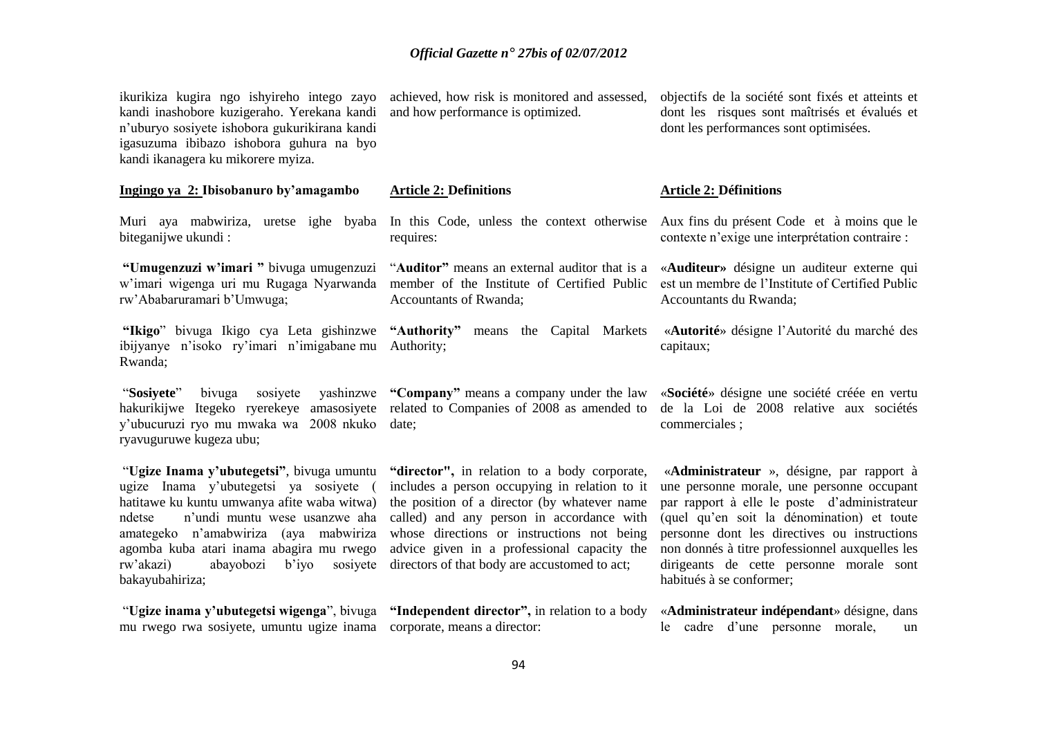ikurikiza kugira ngo ishyireho intego zayo kandi inashobore kuzigeraho. Yerekana kandi n'uburyo sosiyete ishobora gukurikirana kandi igasuzuma ibibazo ishobora guhura na byo kandi ikanagera ku mikorere myiza.

**Ingingo ya 2: Ibisobanuro by'amagambo**

Muri aya mabwiriza, uretse ighe byaba biteganijwe ukundi :

**"Umugenzuzi w'imari "** bivuga umugenzuzi w'imari wigenga uri mu Rugaga Nyarwanda rw'Ababaruramari b'Umwuga;

**"Ikigo"** bivuga Ikigo cya Leta gishinzwe ibijyanye n'isoko ry'imari n'imigabane mu Rwanda;

"**Sosiyete**" bivuga sosiyete yashinzwe hakurikijwe Itegeko ryerekeye amasosiyete y'ubucuruzi ryo mu mwaka wa 2008 nkuko ryavuguruwe kugeza ubu;

"**Ugize Inama y'ubutegetsi"**, bivuga umuntu ugize Inama y'ubutegetsi ya sosiyete ( hatitawe ku kuntu umwanya afite waba witwa) ndetse n'undi muntu wese usanzwe aha amategeko n'amabwiriza (aya mabwiriza agomba kuba atari inama abagira mu rwego rw'akazi) abayobozi b'iyo sosiyete bakayubahiriza;

"**Ugize inama y'ubutegetsi wigenga**", bivuga mu rwego rwa sosiyete, umuntu ugize inama

achieved, how risk is monitored and assessed, and how performance is optimized.

**Article 2: Definitions**

In this Code, unless the context otherwise requires:

"**Auditor"** means an external auditor that is a member of the Institute of Certified Public Accountants of Rwanda;

**"Authority"** means the Capital Markets Authority;

**"Company"** means a company under the law related to Companies of 2008 as amended to date;

**"director",** in relation to a body corporate, includes a person occupying in relation to it the position of a director (by whatever name called) and any person in accordance with whose directions or instructions not being advice given in a professional capacity the directors of that body are accustomed to act;

**"Independent director",** in relation to a body corporate, means a director:

objectifs de la société sont fixés et atteints et dont les risques sont maîtrisés et évalués et dont les performances sont optimisées.

**Article 2: Définitions**

Aux fins du présent Code et à moins que le contexte n'exige une interprétation contraire :

«**Auditeur»** désigne un auditeur externe qui est un membre de l'Institute of Certified Public Accountants du Rwanda;

«**Autorité**» désigne l'Autorité du marché des capitaux;

«**Société**» désigne une société créée en vertu de la Loi de 2008 relative aux sociétés commerciales ;

«**Administrateur** », désigne, par rapport à une personne morale, une personne occupant par rapport à elle le poste d'administrateur (quel qu'en soit la dénomination) et toute personne dont les directives ou instructions non donnés à titre professionnel auxquelles les dirigeants de cette personne morale sont habitués à se conformer;

«**Administrateur indépendant**» désigne, dans le cadre d'une personne morale, un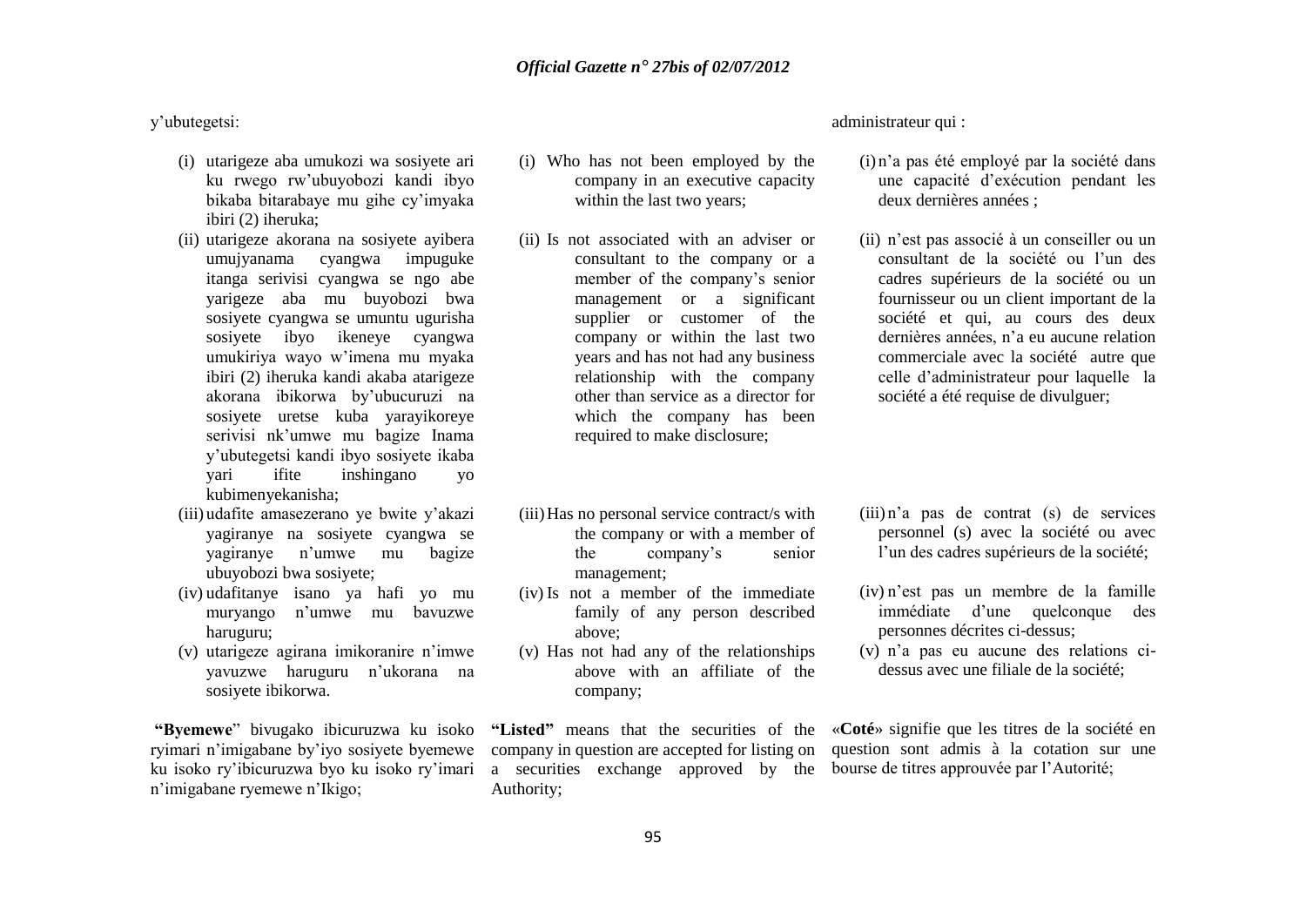y'ubutegetsi:

(i) utarigeze aba umukozi wa sosiyete ari ku rwego rw'ubuyobozi kandi ibyo bikaba bitarabaye mu gihe cy'imyaka ibiri (2) iheruka;

(ii) utarigeze akorana na sosiyete ayibera umujyanama cyangwa impuguke itanga serivisi cyangwa se ngo abe yarigeze aba mu buyobozi bwa sosiyete cyangwa se umuntu ugurisha sosiyete ibyo ikeneye cyangwa umukiriya wayo w'imena mu myaka ibiri (2) iheruka kandi akaba atarigeze akorana ibikorwa by'ubucuruzi na sosiyete uretse kuba yarayikoreye serivisi nk'umwe mu bagize Inama y'ubutegetsi kandi ibyo sosiyete ikaba yari ifite inshingano yo kubimenyekanisha;

(iii) udafite amasezerano ye bwite y'akazi yagiranye na sosiyete cyangwa se yagiranye n'umwe mu bagize ubuyobozi bwa sosiyete;

(iv) udafitanye isano ya hafi yo mu muryango n'umwe mu bavuzwe haruguru;

(v) utarigeze agirana imikoranire n'imwe yavuzwe haruguru n'ukorana na sosiyete ibikorwa.

**"Byemewe"** bivugako ibicuruzwa ku isoko ryimari n'imigabane by'iyo sosiyete byemewe ku isoko ry'ibicuruzwa byo ku isoko ry'imari n'imigabane ryemewe n'Ikigo;

(i) Who has not been employed by the company in an executive capacity within the last two years;

(ii) Is not associated with an adviser or consultant to the company or a member of the company's senior management or a significant supplier or customer of the company or within the last two years and has not had any business relationship with the company other than service as a director for which the company has been required to make disclosure;

(iii) Has no personal service contract/s with the company or with a member of the company's senior management;

(iv) Is not a member of the immediate family of any person described above;

(v) Has not had any of the relationships above with an affiliate of the company;

**"Listed"** means that the securities of the company in question are accepted for listing on a securities exchange approved by the Authority;

administrateur qui :

(i) n'a pas été employé par la société dans une capacité d'exécution pendant les deux dernières années ;

(ii) n'est pas associé à un conseiller ou un consultant de la société ou l'un des cadres supérieurs de la société ou un fournisseur ou un client important de la société et qui, au cours des deux dernières années, n'a eu aucune relation commerciale avec la société autre que celle d'administrateur pour laquelle la société a été requise de divulguer;

(iii) n'a pas de contrat (s) de services personnel (s) avec la société ou avec l'un des cadres supérieurs de la société;

(iv) n'est pas un membre de la famille immédiate d'une quelconque des personnes décrites ci-dessus;

(v) n'a pas eu aucune des relations ci-dessus avec une filiale de la société;

«**Coté**» signifie que les titres de la société en question sont admis à la cotation sur une bourse de titres approuvée par l'Autorité;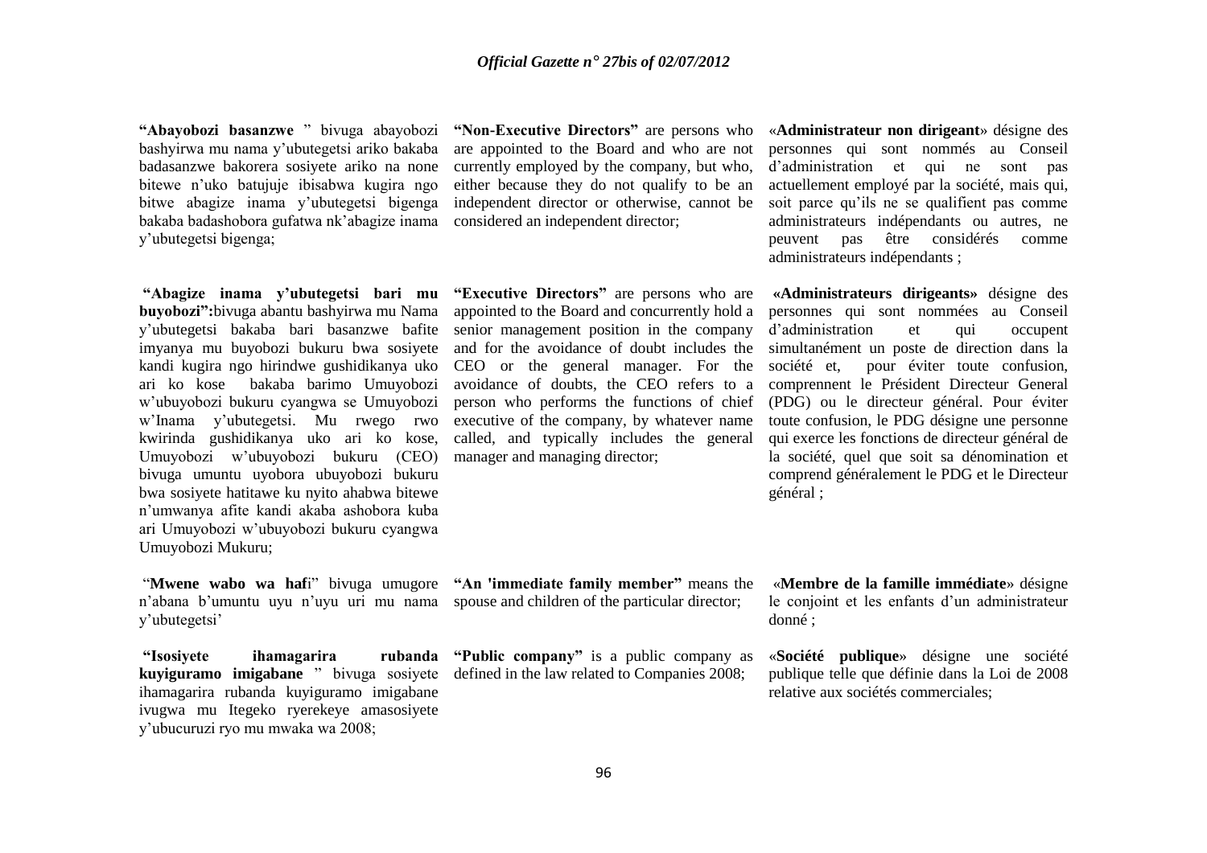**"Abayobozi basanzwe** " bivuga abayobozi bashyirwa mu nama y'ubutegetsi ariko bakaba badasanzwe bakorera sosiyete ariko na none bitewe n'uko batujuje ibisabwa kugira ngo bitwe abagize inama y'ubutegetsi bigenga bakaba badashobora gufatwa nk'abagize inama y'ubutegetsi bigenga;

**"Abagize inama y'ubutegetsi bari mu buyobozi":**bivuga abantu bashyirwa mu Nama y'ubutegetsi bakaba bari basanzwe bafite imyanya mu buyobozi bukuru bwa sosiyete kandi kugira ngo hirindwe gushidikanya uko ari ko kose bakaba barimo Umuyobozi w'ubuyobozi bukuru cyangwa se Umuyobozi w'Inama y'ubutegetsi. Mu rwego rwo kwirinda gushidikanya uko ari ko kose, Umuyobozi w'ubuyobozi bukuru (CEO) bivuga umuntu uyobora ubuyobozi bukuru bwa sosiyete hatitawe ku nyito ahabwa bitewe n'umwanya afite kandi akaba ashobora kuba ari Umuyobozi w'ubuyobozi bukuru cyangwa Umuyobozi Mukuru;

"**Mwene wabo wa hafi**" bivuga umugore n'abana b'umuntu uyu n'uyu uri mu nama y'ubutegetsi'

**"Isosiyete ihamagarira rubanda kuyiguramo imigabane** " bivuga sosiyete ihamagarira rubanda kuyiguramo imigabane ivugwa mu Itegeko ryerekeye amasosiyete y'ubucuruzi ryo mu mwaka wa 2008;

**"Non-Executive Directors"** are persons who are appointed to the Board and who are not currently employed by the company, but who, either because they do not qualify to be an independent director or otherwise, cannot be considered an independent director;

**"Executive Directors"** are persons who are appointed to the Board and concurrently hold a senior management position in the company and for the avoidance of doubt includes the CEO or the general manager. For the avoidance of doubts, the CEO refers to a person who performs the functions of chief executive of the company, by whatever name called, and typically includes the general manager and managing director;

**"An 'immediate family member"** means the spouse and children of the particular director;

**"Public company"** is a public company as defined in the law related to Companies 2008;

«**Administrateur non dirigeant**» désigne des personnes qui sont nommés au Conseil d'administration et qui ne sont pas actuellement employé par la société, mais qui, soit parce qu'ils ne se qualifient pas comme administrateurs indépendants ou autres, ne peuvent pas être considérés comme administrateurs indépendants ;

**«Administrateurs dirigeants»** désigne des personnes qui sont nommées au Conseil d'administration et qui occupent simultanément un poste de direction dans la société et, pour éviter toute confusion, comprennent le Président Directeur General (PDG) ou le directeur général. Pour éviter toute confusion, le PDG désigne une personne qui exerce les fonctions de directeur général de la société, quel que soit sa dénomination et comprend généralement le PDG et le Directeur général ;

«**Membre de la famille immédiate**» désigne le conjoint et les enfants d'un administrateur donné ;

«**Société publique**» désigne une société publique telle que définie dans la Loi de 2008 relative aux sociétés commerciales;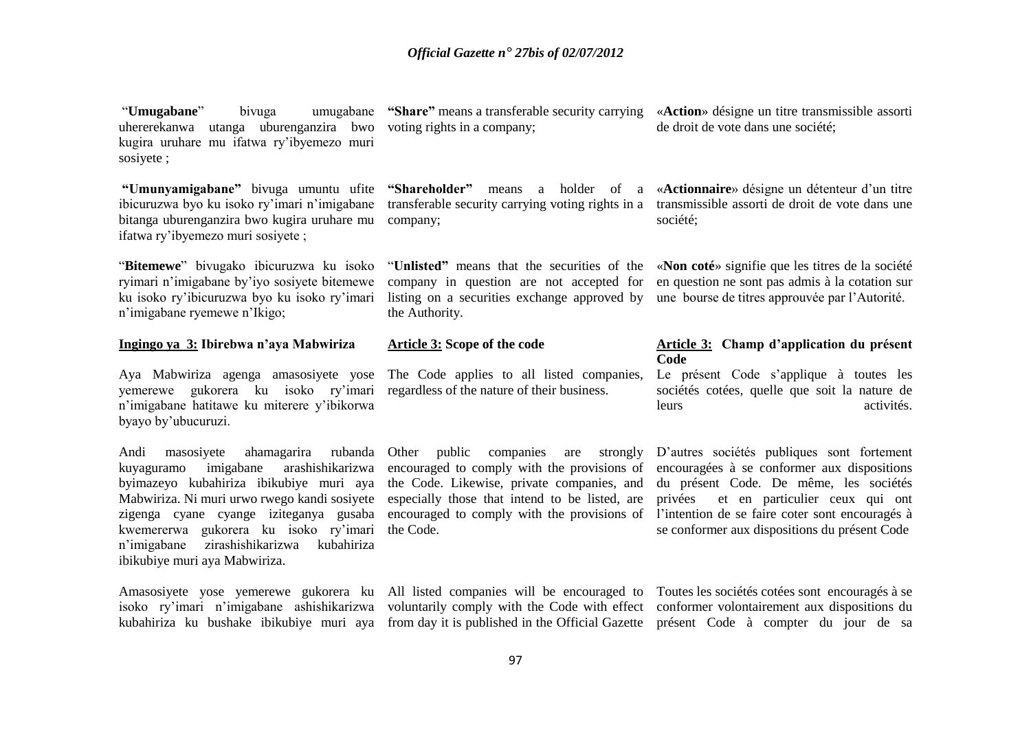"**Umugabane**" bivuga umugabane uhererekanwa utanga uburenganzira bwo kugira uruhare mu ifatwa ry'ibyemezo muri sosiyete ;

**"Share"** means a transferable security carrying voting rights in a company;

«**Action**» désigne un titre transmissible assorti de droit de vote dans une société;

**"Umunyamigabane"** bivuga umuntu ufite ibicuruzwa byo ku isoko ry'imari n'imigabane bitanga uburenganzira bwo kugira uruhare mu ifatwa ry'ibyemezo muri sosiyete ;

**"Shareholder"** means a holder of a transferable security carrying voting rights in a company;

«**Actionnaire**» désigne un détenteur d'un titre transmissible assorti de droit de vote dans une société;

"**Bitemewe**" bivugako ibicuruzwa ku isoko ryimari n'imigabane by'iyo sosiyete bitemewe ku isoko ry'ibicuruzwa byo ku isoko ry'imari n'imigabane ryemewe n'Ikigo;

"**Unlisted"** means that the securities of the company in question are not accepted for listing on a securities exchange approved by the Authority.

«**Non coté**» signifie que les titres de la société en question ne sont pas admis à la cotation sur une bourse de titres approuvée par l'Autorité.

**Ingingo ya 3: Ibirebwa n'aya Mabwiriza**

Aya Mabwiriza agenga amasosiyete yose yemerewe gukorera ku isoko ry'imari n'imigabane hatitawe ku miterere y'ibikorwa byayo by'ubucuruzi.

Andi masosiyete ahamagarira rubanda kuyaguramo imigabane arashishikarizwa byimazeyo kubahiriza ibikubiye muri aya Mabwiriza. Ni muri urwo rwego kandi sosiyete zigenga cyane cyange iziteganya gusaba kwemererwa gukorera ku isoko ry'imari n'imigabane zirashishikarizwa kubahiriza ibikubiye muri aya Mabwiriza.

Amasosiyete yose yemerewe gukorera ku isoko ry'imari n'imigabane ashishikarizwa kubahiriza ku bushake ibikubiye muri aya

**Article 3: Scope of the code**

The Code applies to all listed companies, regardless of the nature of their business.

Other public companies are strongly encouraged to comply with the provisions of the Code. Likewise, private companies, and especially those that intend to be listed, are encouraged to comply with the provisions of the Code.

All listed companies will be encouraged to voluntarily comply with the Code with effect from day it is published in the Official Gazette

**Article 3: Champ d'application du présent Code**

Le présent Code s'applique à toutes les sociétés cotées, quelle que soit la nature de leurs activités.

D'autres sociétés publiques sont fortement encouragées à se conformer aux dispositions du présent Code. De même, les sociétés privées et en particulier ceux qui ont l'intention de se faire coter sont encouragés à se conformer aux dispositions du présent Code

Toutes les sociétés cotées sont encouragés à se conformer volontairement aux dispositions du présent Code à compter du jour de sa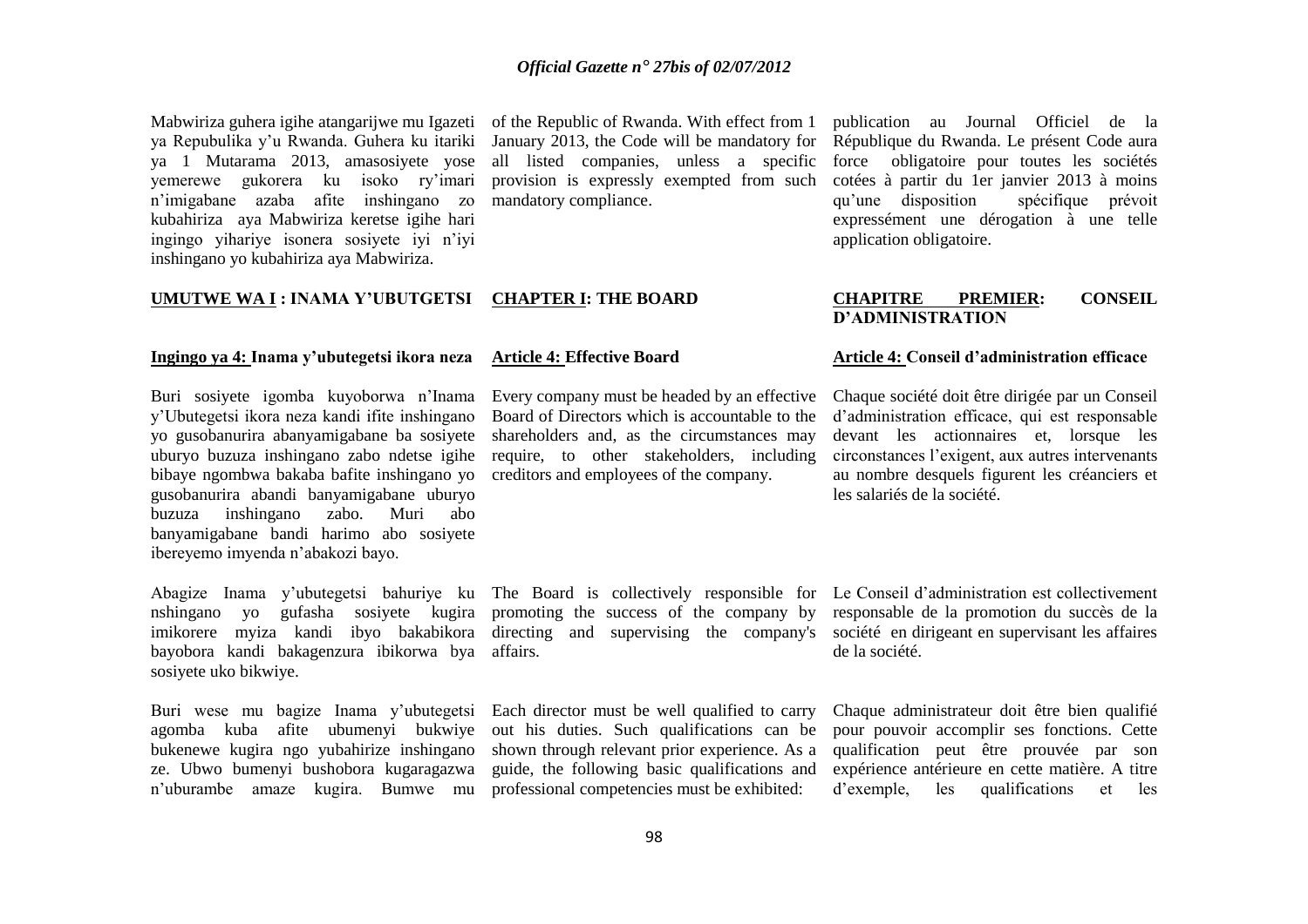Mabwiriza guhera igihe atangarijwe mu Igazeti ya Repubulika y'u Rwanda. Guhera ku itariki ya 1 Mutarama 2013, amasosiyete yose yemerewe gukorera ku isoko ry'imari n'imigabane azaba afite inshingano zo kubahiriza aya Mabwiriza keretse igihe hari ingingo yihariye isonera sosiyete iyi n'iyi inshingano yo kubahiriza aya Mabwiriza.

## UMUTWE WA I : INAMA Y'UBUTGETSI

### Ingingo ya 4: Inama y'ubutegetsi ikora neza

Buri sosiyete igomba kuyoborwa n'Inama y'Ubutegetsi ikora neza kandi ifite inshingano yo gusobanurira abanyamigabane ba sosiyete uburyo buzuza inshingano zabo ndetse igihe bibaye ngombwa bakaba bafite inshingano yo gusobanurira abandi banyamigabane uburyo buzuza inshingano zabo. Muri abo banyamigabane bandi harimo abo sosiyete ibereyemo imyenda n'abakozi bayo.

Abagize Inama y'ubutegetsi bahuriye ku nshingano yo gufasha sosiyete kugira imikorere myiza kandi ibyo bakabikora bayobora kandi bakagenzura ibikorwa bya sosiyete uko bikwiye.

Buri wese mu bagize Inama y'ubutegetsi agomba kuba afite ubumenyi bukwiye bukenewe kugira ngo yubahirize inshingano ze. Ubwo bumenyi bushobora kugaragazwa n'uburambe amaze kugira. Bumwe mu

of the Republic of Rwanda. With effect from 1 January 2013, the Code will be mandatory for all listed companies, unless a specific provision is expressly exempted from such mandatory compliance.

## CHAPTER I: THE BOARD

### Article 4: Effective Board

Every company must be headed by an effective Board of Directors which is accountable to the shareholders and, as the circumstances may require, to other stakeholders, including creditors and employees of the company.

The Board is collectively responsible for promoting the success of the company by directing and supervising the company's affairs.

Each director must be well qualified to carry out his duties. Such qualifications can be shown through relevant prior experience. As a guide, the following basic qualifications and professional competencies must be exhibited:

publication au Journal Officiel de la République du Rwanda. Le présent Code aura force obligatoire pour toutes les sociétés cotées à partir du 1er janvier 2013 à moins qu'une disposition spécifique prévoit expressément une dérogation à une telle application obligatoire.

## CHAPITRE PREMIER: CONSEIL D'ADMINISTRATION

### Article 4: Conseil d'administration efficace

Chaque société doit être dirigée par un Conseil d'administration efficace, qui est responsable devant les actionnaires et, lorsque les circonstances l'exigent, aux autres intervenants au nombre desquels figurent les créanciers et les salariés de la société.

Le Conseil d'administration est collectivement responsable de la promotion du succès de la société en dirigeant en supervisant les affaires de la société.

Chaque administrateur doit être bien qualifié pour pouvoir accomplir ses fonctions. Cette qualification peut être prouvée par son expérience antérieure en cette matière. A titre d'exemple, les qualifications et les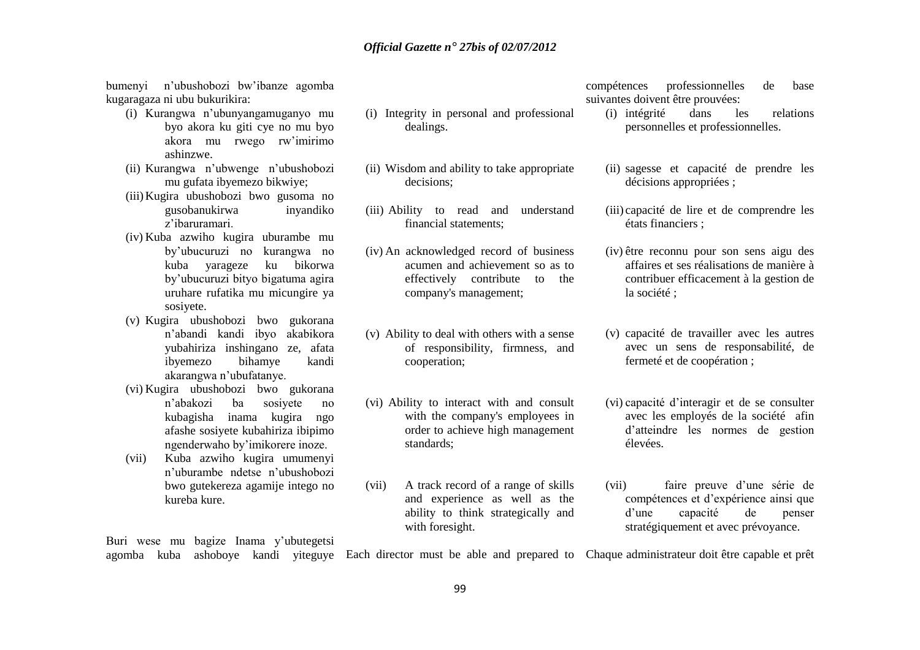bumenyi n'ubushobozi bw'ibanze agomba kugaragaza ni ubu bukurikira:

(i) Kurangwa n'ubunyangamuganyo mu byo akora ku giti cye no mu byo akora mu rwego rw'imirimo ashinzwe.

(ii) Kurangwa n'ubwenge n'ubushobozi mu gufata ibyemezo bikwiye;

(iii) Kugira ubushobozi bwo gusoma no gusobanukirwa inyandiko z'ibaruramari.

(iv) Kuba azwiho kugira uburambe mu by'ubucuruzi no kurangwa no kuba yarageze ku bikorwa by'ubucuruzi bityo bigatuma agira uruhare rufatika mu micungire ya sosiyete.

(v) Kugira ubushobozi bwo gukorana n'abandi kandi ibyo akabikora yubahiriza inshingano ze, afata ibyemezo bihamye kandi akarangwa n'ubufatanye.

(vi) Kugira ubushobozi bwo gukorana n'abakozi ba sosiyete no kubagisha inama kugira ngo afashe sosiyete kubahiriza ibipimo ngenderwaho by'imikorere inoze.

(vii) Kuba azwiho kugira umumenyi n'uburambe ndetse n'ubushobozi bwo gutekereza agamije intego no kureba kure.

Buri wese mu bagize Inama y'ubutegetsi agomba kuba ashoboye kandi yiteguye

(i) Integrity in personal and professional dealings.

(ii) Wisdom and ability to take appropriate decisions;

(iii) Ability to read and understand financial statements;

(iv) An acknowledged record of business acumen and achievement so as to effectively contribute to the company's management;

(v) Ability to deal with others with a sense of responsibility, firmness, and cooperation;

(vi) Ability to interact with and consult with the company's employees in order to achieve high management standards;

(vii) A track record of a range of skills and experience as well as the ability to think strategically and with foresight.

Each director must be able and prepared to

compétences professionnelles de base suivantes doivent être prouvées:

(i) intégrité dans les relations personnelles et professionnelles.

(ii) sagesse et capacité de prendre les décisions appropriées ;

(iii) capacité de lire et de comprendre les états financiers ;

(iv) être reconnu pour son sens aigu des affaires et ses réalisations de manière à contribuer efficacement à la gestion de la société ;

(v) capacité de travailler avec les autres avec un sens de responsabilité, de fermeté et de coopération ;

(vi) capacité d'interagir et de se consulter avec les employés de la société afin d'atteindre les normes de gestion élevées.

(vii) faire preuve d'une série de compétences et d'expérience ainsi que d'une capacité de penser stratégiquement et avec prévoyance.

Chaque administrateur doit être capable et prêt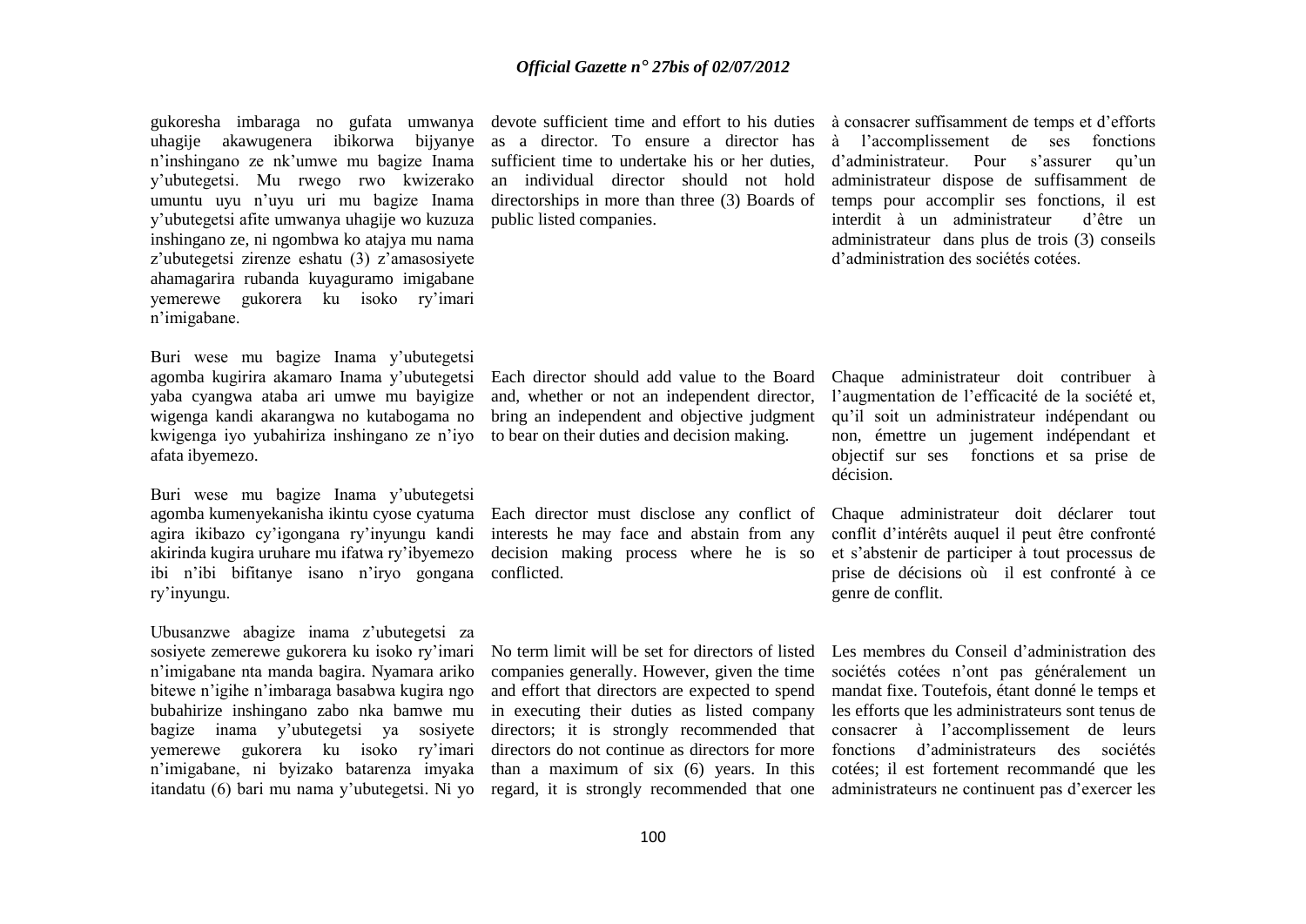gukoresha imbaraga no gufata umwanya uhagije akawugenera ibikorwa bijyanye n'inshingano ze nk'umwe mu bagize Inama y'ubutegetsi. Mu rwego rwo kwizerako umuntu uyu n'uyu uri mu bagize Inama y'ubutegetsi afite umwanya uhagije wo kuzuza inshingano ze, ni ngombwa ko atajya mu nama z'ubutegetsi zirenze eshatu (3) z'amasosiyete ahamagarira rubanda kuyaguramo imigabane yemerewe gukorera ku isoko ry'imari n'imigabane.

Buri wese mu bagize Inama y'ubutegetsi agomba kugirira akamaro Inama y'ubutegetsi yaba cyangwa ataba ari umwe mu bayigize wigenga kandi akarangwa no kutabogama no kwigenga iyo yubahiriza inshingano ze n'iyo afata ibyemezo.

Buri wese mu bagize Inama y'ubutegetsi agomba kumenyekanisha ikintu cyose cyatuma agira ikibazo cy'igongana ry'inyungu kandi akirinda kugira uruhare mu ifatwa ry'ibyemezo ibi n'ibi bifitanye isano n'iryo gongana ry'inyungu.

Ubusanzwe abagize inama z'ubutegetsi za sosiyete zemerewe gukorera ku isoko ry'imari n'imigabane nta manda bagira. Nyamara ariko bitewe n'igihe n'imbaraga basabwa kugira ngo bubahirize inshingano zabo nka bamwe mu bagize inama y'ubutegetsi ya sosiyete yemerewe gukorera ku isoko ry'imari n'imigabane, ni byizako batarenza imyaka itandatu (6) bari mu nama y'ubutegetsi. Ni yo

devote sufficient time and effort to his duties as a director. To ensure a director has sufficient time to undertake his or her duties, an individual director should not hold directorships in more than three (3) Boards of public listed companies.

Each director should add value to the Board and, whether or not an independent director, bring an independent and objective judgment to bear on their duties and decision making.

Each director must disclose any conflict of interests he may face and abstain from any decision making process where he is so conflicted.

No term limit will be set for directors of listed companies generally. However, given the time and effort that directors are expected to spend in executing their duties as listed company directors; it is strongly recommended that directors do not continue as directors for more than a maximum of six (6) years. In this regard, it is strongly recommended that one

à consacrer suffisamment de temps et d'efforts à l'accomplissement de ses fonctions d'administrateur. Pour s'assurer qu'un administrateur dispose de suffisamment de temps pour accomplir ses fonctions, il est interdit à un administrateur d'être un administrateur dans plus de trois (3) conseils d'administration des sociétés cotées.

Chaque administrateur doit contribuer à l'augmentation de l'efficacité de la société et, qu'il soit un administrateur indépendant ou non, émettre un jugement indépendant et objectif sur ses fonctions et sa prise de décision.

Chaque administrateur doit déclarer tout conflit d'intérêts auquel il peut être confronté et s'abstenir de participer à tout processus de prise de décisions où il est confronté à ce genre de conflit.

Les membres du Conseil d'administration des sociétés cotées n'ont pas généralement un mandat fixe. Toutefois, étant donné le temps et les efforts que les administrateurs sont tenus de consacrer à l'accomplissement de leurs fonctions d'administrateurs des sociétés cotées; il est fortement recommandé que les administrateurs ne continuent pas d'exercer les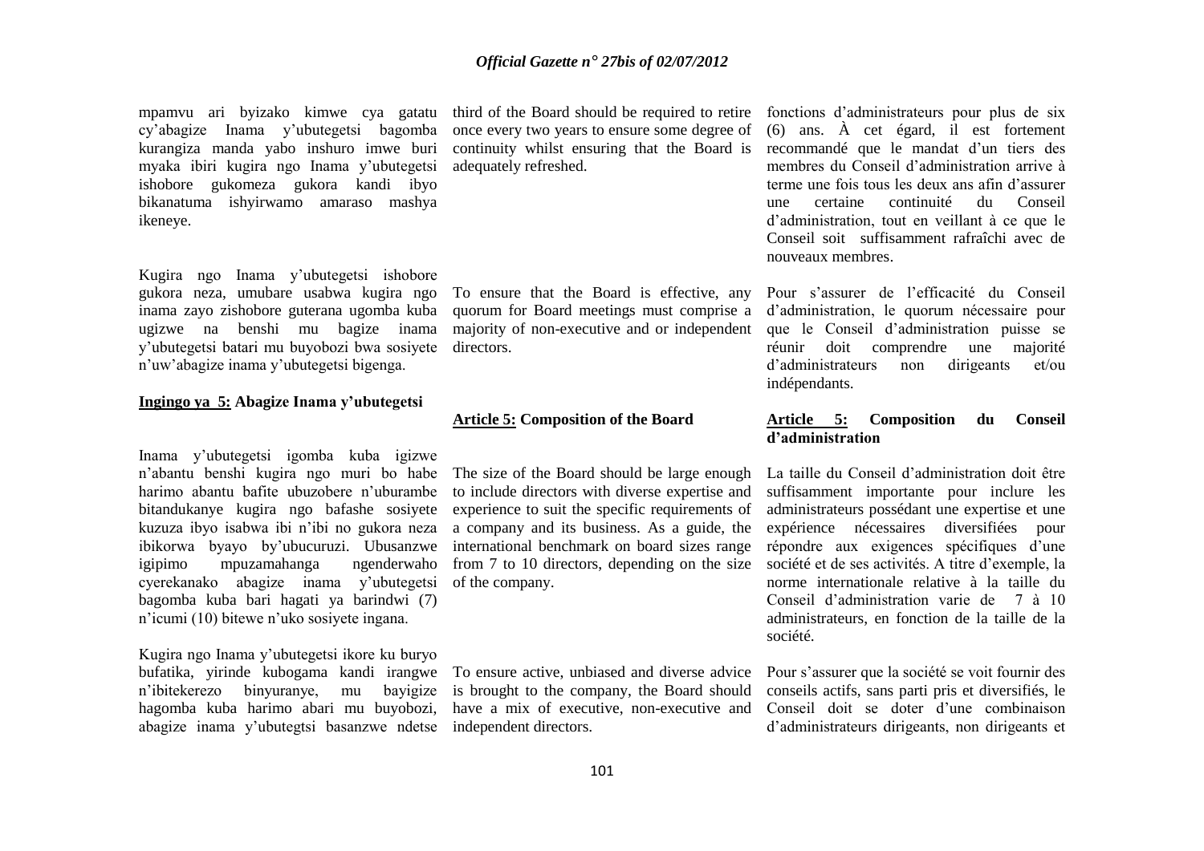mpamvu ari byizako kimwe cya gatatu cy'abagize Inama y'ubutegetsi bagomba kurangiza manda yabo inshuro imwe buri myaka ibiri kugira ngo Inama y'ubutegetsi ishobore gukomeza gukora kandi ibyo bikanatuma ishyirwamo amaraso mashya ikeneye.

Kugira ngo Inama y'ubutegetsi ishobore gukora neza, umubare usabwa kugira ngo inama zayo zishobore guterana ugomba kuba ugizwe na benshi mu bagize inama y'ubutegetsi batari mu buyobozi bwa sosiyete n'uw'abagize inama y'ubutegetsi bigenga.

**Ingingo ya 5: Abagize Inama y'ubutegetsi**

Inama y'ubutegetsi igomba kuba igizwe n'abantu benshi kugira ngo muri bo habe harimo abantu bafite ubuzobere n'uburambe bitandukanye kugira ngo bafashe sosiyete kuzuza ibyo isabwa ibi n'ibi no gukora neza ibikorwa byayo by'ubucuruzi. Ubusanzwe igipimo mpuzamahanga ngenderwaho cyerekanako abagize inama y'ubutegetsi bagomba kuba bari hagati ya barindwi (7) n'icumi (10) bitewe n'uko sosiyete ingana.

Kugira ngo Inama y'ubutegetsi ikore ku buryo bufatika, yirinde kubogama kandi irangwe n'ibitekerezo binyuranye, mu bayigize hagomba kuba harimo abari mu buyobozi, abagize inama y'ubutegtsi basanzwe ndetse

third of the Board should be required to retire once every two years to ensure some degree of continuity whilst ensuring that the Board is adequately refreshed.

To ensure that the Board is effective, any quorum for Board meetings must comprise a majority of non-executive and or independent directors.

**Article 5: Composition of the Board**

The size of the Board should be large enough to include directors with diverse expertise and experience to suit the specific requirements of a company and its business. As a guide, the international benchmark on board sizes range from 7 to 10 directors, depending on the size of the company.

To ensure active, unbiased and diverse advice is brought to the company, the Board should have a mix of executive, non-executive and independent directors.

fonctions d'administrateurs pour plus de six (6) ans. À cet égard, il est fortement recommandé que le mandat d'un tiers des membres du Conseil d'administration arrive à terme une fois tous les deux ans afin d'assurer une certaine continuité du Conseil d'administration, tout en veillant à ce que le Conseil soit suffisamment rafraîchi avec de nouveaux membres.

Pour s'assurer de l'efficacité du Conseil d'administration, le quorum nécessaire pour que le Conseil d'administration puisse se réunir doit comprendre une majorité d'administrateurs non dirigeants et/ou indépendants.

**Article 5: Composition du Conseil d'administration**

La taille du Conseil d'administration doit être suffisamment importante pour inclure les administrateurs possédant une expertise et une expérience nécessaires diversifiées pour répondre aux exigences spécifiques d'une société et de ses activités. A titre d'exemple, la norme internationale relative à la taille du Conseil d'administration varie de 7 à 10 administrateurs, en fonction de la taille de la société.

Pour s'assurer que la société se voit fournir des conseils actifs, sans parti pris et diversifiés, le Conseil doit se doter d'une combinaison d'administrateurs dirigeants, non dirigeants et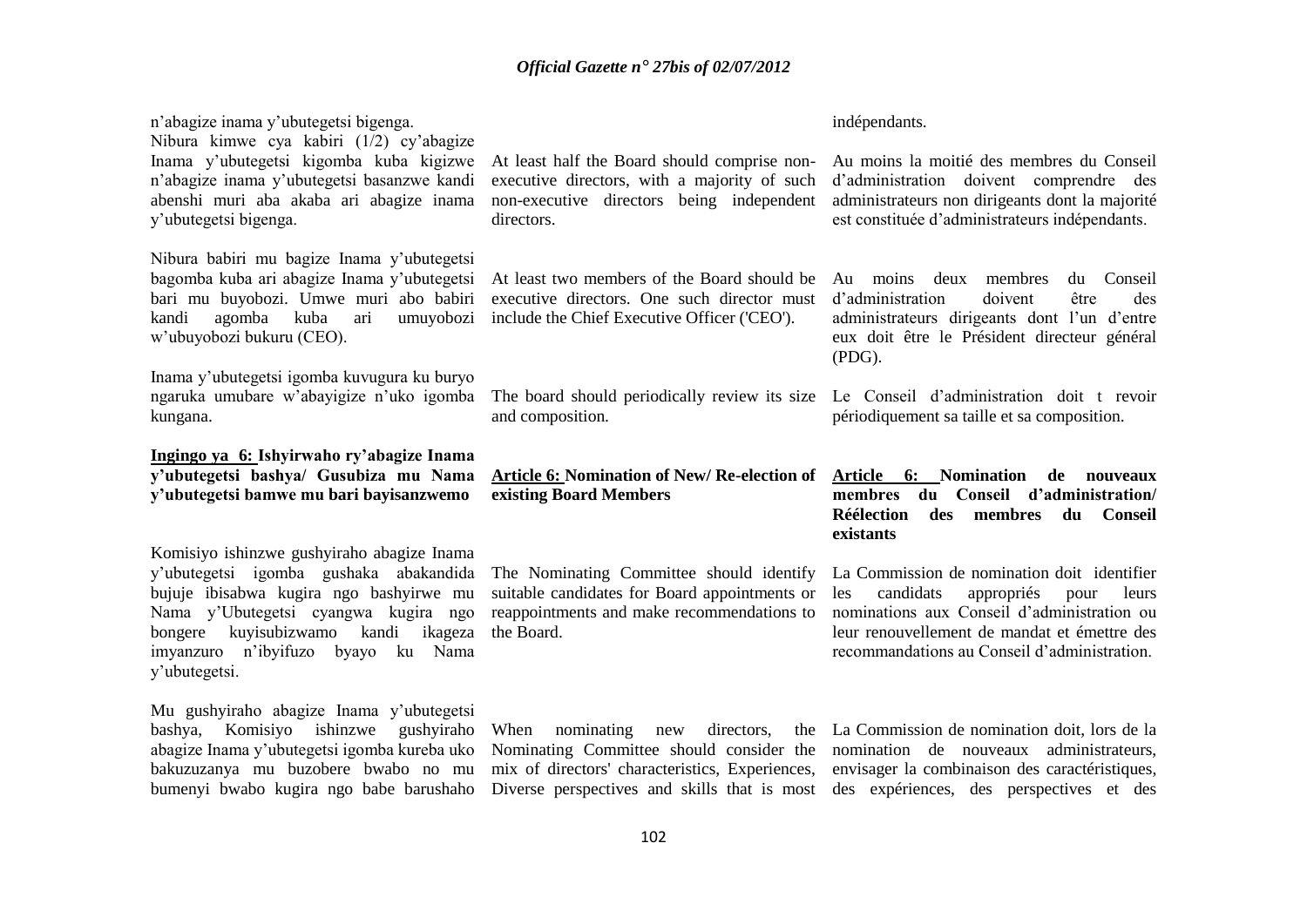n'abagize inama y'ubutegetsi bigenga.

Nibura kimwe cya kabiri (1/2) cy'abagize Inama y'ubutegetsi kigomba kuba kigizwe n'abagize inama y'ubutegetsi basanzwe kandi abenshi muri aba akaba ari abagize inama y'ubutegetsi bigenga.

Nibura babiri mu bagize Inama y'ubutegetsi bagomba kuba ari abagize Inama y'ubutegetsi bari mu buyobozi. Umwe muri abo babiri kandi agomba kuba ari umuyobozi w'ubuyobozi bukuru (CEO).

Inama y'ubutegetsi igomba kuvugura ku buryo ngaruka umubare w'abayigize n'uko igomba kungana.

**Ingingo ya 6: Ishyirwaho ry'abagize Inama y'ubutegetsi bashya/ Gusubiza mu Nama y'ubutegetsi bamwe mu bari bayisanzwemo**

Komisiyo ishinzwe gushyiraho abagize Inama y'ubutegetsi igomba gushaka abakandida bujuje ibisabwa kugira ngo bashyirwe mu Nama y'Ubutegetsi cyangwa kugira ngo bongere kuyisubizwamo kandi ikageza imyanzuro n'ibyifuzo byayo ku Nama y'ubutegetsi.

Mu gushyiraho abagize Inama y'ubutegetsi bashya, Komisiyo ishinzwe gushyiraho abagize Inama y'ubutegetsi igomba kureba uko bakuzuzanya mu buzobere bwabo no mu bumenyi bwabo kugira ngo babe barushaho

At least half the Board should comprise non-executive directors, with a majority of such non-executive directors being independent directors.

At least two members of the Board should be executive directors. One such director must include the Chief Executive Officer ('CEO').

The board should periodically review its size and composition.

**Article 6: Nomination of New/ Re-election of existing Board Members**

The Nominating Committee should identify suitable candidates for Board appointments or reappointments and make recommendations to the Board.

When nominating new directors, the Nominating Committee should consider the mix of directors' characteristics, Experiences, Diverse perspectives and skills that is most

indépendants.

Au moins la moitié des membres du Conseil d'administration doivent comprendre des administrateurs non dirigeants dont la majorité est constituée d'administrateurs indépendants.

Au moins deux membres du Conseil d'administration doivent être des administrateurs dirigeants dont l'un d'entre eux doit être le Président directeur général (PDG).

Le Conseil d'administration doit t revoir périodiquement sa taille et sa composition.

**Article 6: Nomination de nouveaux membres du Conseil d'administration/ Réélection des membres du Conseil existants**

La Commission de nomination doit identifier les candidats appropriés pour leurs nominations aux Conseil d'administration ou leur renouvellement de mandat et émettre des recommandations au Conseil d'administration.

La Commission de nomination doit, lors de la nomination de nouveaux administrateurs, envisager la combinaison des caractéristiques, des expériences, des perspectives et des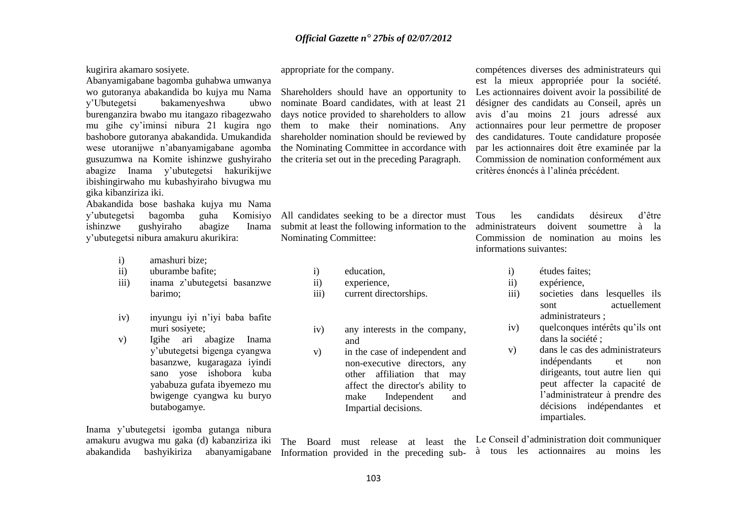kugirira akamaro sosiyete.

Abanyamigabane bagomba guhabwa umwanya wo gutoranya abakandida bo kujya mu Nama y'Ubutegetsi bakamenyeshwa ubwo burenganzira bwabo mu itangazo ribagezwaho mu gihe cy'iminsi nibura 21 kugira ngo bashobore gutoranya abakandida. Umukandida wese utoranijwe n'abanyamigabane agomba gusuzumwa na Komite ishinzwe gushyiraho abagize Inama y'ubutegetsi hakurikijwe ibishingirwaho mu kubashyiraho bivugwa mu gika kibanziriza iki.

Abakandida bose bashaka kujya mu Nama y'ubutegetsi bagomba guha Komisiyo ishinzwe gushyiraho abagize Inama y'ubutegetsi nibura amakuru akurikira:

i) amashuri bize;
ii) uburambe bafite;
iii) inama z'ubutegetsi basanzwe barimo;
iv) inyungu iyi n'iyi baba bafite muri sosiyete;
v) Igihe ari abagize Inama y'ubutegetsi bigenga cyangwa basanzwe, kugaragaza iyindi sano yose ishobora kuba yababuza gufata ibyemezo mu bwigenge cyangwa ku buryo butabogamye.

Inama y'ubutegetsi igomba gutanga nibura amakuru avugwa mu gaka (d) kabanziriza iki abakandida bashyikiriza abanyamigabane

appropriate for the company.

Shareholders should have an opportunity to nominate Board candidates, with at least 21 days notice provided to shareholders to allow them to make their nominations. Any shareholder nomination should be reviewed by the Nominating Committee in accordance with the criteria set out in the preceding Paragraph.

All candidates seeking to be a director must submit at least the following information to the Nominating Committee:

i) education,
ii) experience,
iii) current directorships.
iv) any interests in the company, and
v) in the case of independent and non-executive directors, any other affiliation that may affect the director's ability to make Independent and Impartial decisions.

The Board must release at least the Information provided in the preceding sub-

compétences diverses des administrateurs qui est la mieux appropriée pour la société. Les actionnaires doivent avoir la possibilité de désigner des candidats au Conseil, après un avis d'au moins 21 jours adressé aux actionnaires pour leur permettre de proposer des candidatures. Toute candidature proposée par les actionnaires doit être examinée par la Commission de nomination conformément aux critères énoncés à l'alinéa précédent.

Tous les candidats désireux d'être administrateurs doivent soumettre à la Commission de nomination au moins les informations suivantes:

i) études faites;
ii) expérience,
iii) societies dans lesquelles ils sont actuellement administrateurs ;
iv) quelconques intérêts qu'ils ont dans la société ;
v) dans le cas des administrateurs indépendants et non dirigeants, tout autre lien qui peut affecter la capacité de l'administrateur à prendre des décisions indépendantes et impartiales.

Le Conseil d'administration doit communiquer à tous les actionnaires au moins les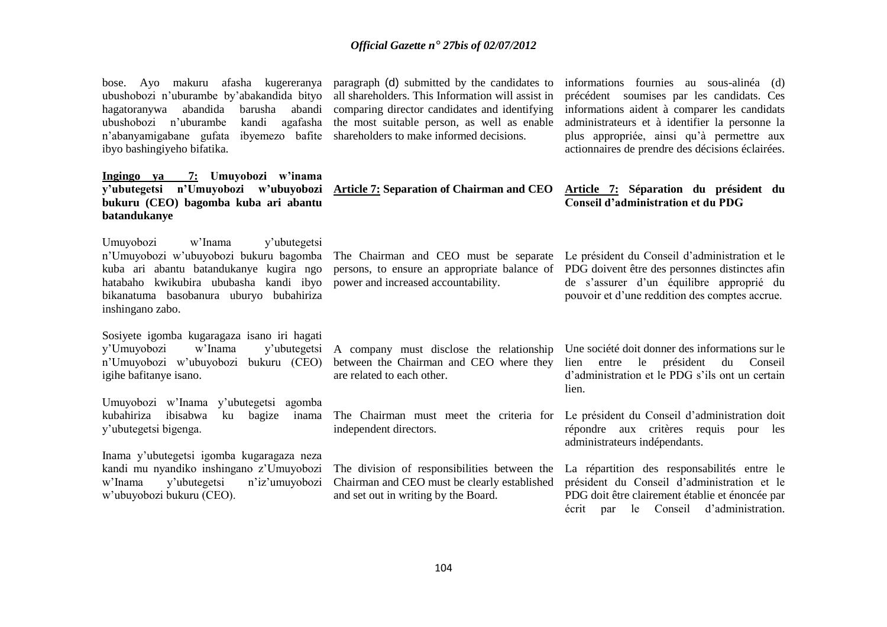bose. Ayo makuru afasha kugereranya ubushobozi n'uburambe by'abakandida bityo hagatoranywa abandida barusha abandi ubushobozi n'uburambe kandi agafasha n'abanyamigabane gufata ibyemezo bafite ibyo bashingiyeho bifatika.

**<u>Ingingo ya 7:</u> Umuyobozi w'inama y'ubutegetsi n'Umuyobozi w'ubuyobozi bukuru (CEO) bagomba kuba ari abantu batandukanye**

Umuyobozi w'Inama y'ubutegetsi n'Umuyobozi w'ubuyobozi bukuru bagomba kuba ari abantu batandukanye kugira ngo hatabaho kwikubira ububasha kandi ibyo bikanatuma basobanura uburyo bubahiriza inshingano zabo.

Sosiyete igomba kugaragaza isano iri hagati y'Umuyobozi w'Inama y'ubutegetsi n'Umuyobozi w'ubuyobozi bukuru (CEO) igihe bafitanye isano.

Umuyobozi w'Inama y'ubutegetsi agomba kubahiriza ibisabwa ku bagize inama y'ubutegetsi bigenga.

Inama y'ubutegetsi igomba kugaragaza neza kandi mu nyandiko inshingano z'Umuyobozi w'Inama y'ubutegetsi n'iz'umuyobozi w'ubuyobozi bukuru (CEO).

paragraph (d) submitted by the candidates to all shareholders. This Information will assist in comparing director candidates and identifying the most suitable person, as well as enable shareholders to make informed decisions.

**<u>Article 7:</u> Separation of Chairman and CEO**

The Chairman and CEO must be separate persons, to ensure an appropriate balance of power and increased accountability.

A company must disclose the relationship between the Chairman and CEO where they are related to each other.

The Chairman must meet the criteria for independent directors.

The division of responsibilities between the Chairman and CEO must be clearly established and set out in writing by the Board.

informations fournies au sous-alinéa (d) précédent soumises par les candidats. Ces informations aident à comparer les candidats administrateurs et à identifier la personne la plus appropriée, ainsi qu'à permettre aux actionnaires de prendre des décisions éclairées.

**<u>Article 7:</u> Séparation du président du Conseil d'administration et du PDG**

Le président du Conseil d'administration et le PDG doivent être des personnes distinctes afin de s'assurer d'un équilibre approprié du pouvoir et d'une reddition des comptes accrue.

Une société doit donner des informations sur le lien entre le président du Conseil d'administration et le PDG s'ils ont un certain lien.

Le président du Conseil d'administration doit répondre aux critères requis pour les administrateurs indépendants.

La répartition des responsabilités entre le président du Conseil d'administration et le PDG doit être clairement établie et énoncée par écrit par le Conseil d'administration.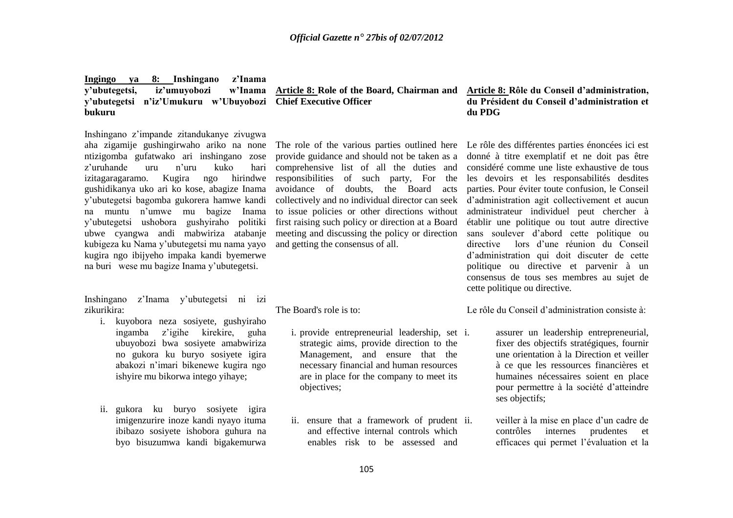**Ingingo ya 8: Inshingano z'Inama y'ubutegetsi, iz'umuyobozi w'Inama y'ubutegetsi n'iz'Umukuru w'Ubuyobozi bukuru**

Inshingano z'impande zitandukanye zivugwa aha zigamije gushingirwaho ariko na none ntizigomba gufatwako ari inshingano zose z'uruhande uru n'uru kuko hari izitagaragaramo. Kugira ngo hirindwe gushidikanya uko ari ko kose, abagize Inama y'ubutegetsi bagomba gukorera hamwe kandi na muntu n'umwe mu bagize Inama y'ubutegetsi ushobora gushyiraho politiki ubwe cyangwa andi mabwiriza atabanje kubigeza ku Nama y'ubutegetsi mu nama yayo kugira ngo ibijyeho impaka kandi byemerwe na buri wese mu bagize Inama y'ubutegetsi.

Inshingano z'Inama y'ubutegetsi ni izi zikurikira:

i. kuyobora neza sosiyete, gushyiraho ingamba z'igihe kirekire, guha ubuyobozi bwa sosiyete amabwiriza no gukora ku buryo sosiyete igira abakozi n'imari bikenewe kugira ngo ishyire mu bikorwa intego yihaye;

ii. gukora ku buryo sosiyete igira imigenzurire inoze kandi nyayo ituma ibibazo sosiyete ishobora guhura na byo bisuzumwa kandi bigakemurwa

**Article 8: Role of the Board, Chairman and Chief Executive Officer**

The role of the various parties outlined here provide guidance and should not be taken as a comprehensive list of all the duties and responsibilities of such party, For the avoidance of doubts, the Board acts collectively and no individual director can seek to issue policies or other directions without first raising such policy or direction at a Board meeting and discussing the policy or direction and getting the consensus of all.

The Board's role is to:

i. provide entrepreneurial leadership, set strategic aims, provide direction to the Management, and ensure that the necessary financial and human resources are in place for the company to meet its objectives;

ii. ensure that a framework of prudent and effective internal controls which enables risk to be assessed and

**Article 8: Rôle du Conseil d'administration, du Président du Conseil d'administration et du PDG**

Le rôle des différentes parties énoncées ici est donné à titre exemplatif et ne doit pas être considéré comme une liste exhaustive de tous les devoirs et les responsabilités desdites parties. Pour éviter toute confusion, le Conseil d'administration agit collectivement et aucun administrateur individuel peut chercher à établir une politique ou tout autre directive sans soulever d'abord cette politique ou directive lors d'une réunion du Conseil d'administration qui doit discuter de cette politique ou directive et parvenir à un consensus de tous ses membres au sujet de cette politique ou directive.

Le rôle du Conseil d'administration consiste à:

i. assurer un leadership entrepreneurial, fixer des objectifs stratégiques, fournir une orientation à la Direction et veiller à ce que les ressources financières et humaines nécessaires soient en place pour permettre à la société d'atteindre ses objectifs;

ii. veiller à la mise en place d'un cadre de contrôles internes prudentes et efficaces qui permet l'évaluation et la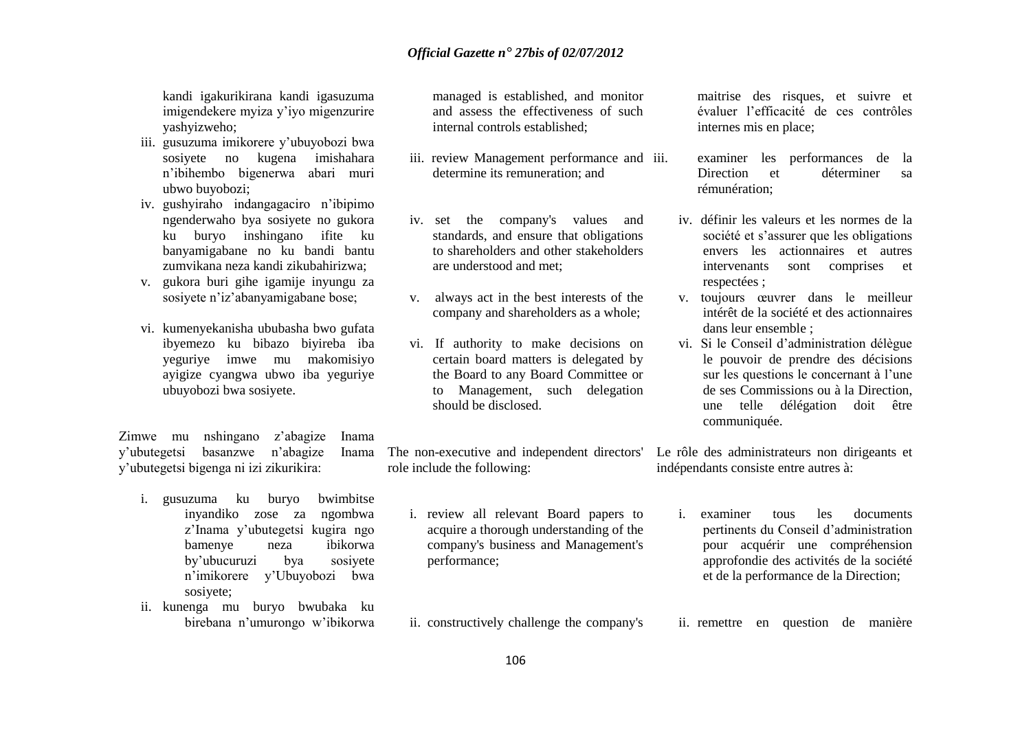kandi igakurikirana kandi igasuzuma imigendekere myiza y'iyo migenzurire yashyizweho;

iii. gusuzuma imikorere y'ubuyobozi bwa sosiyete no kugena imishahara n'ibihembo bigenerwa abari muri ubwo buyobozi;

iv. gushyiraho indangagaciro n'ibipimo ngenderwaho bya sosiyete no gukora ku buryo inshingano ifite ku banyamigabane no ku bandi bantu zumvikana neza kandi zikubahirizwa;

v. gukora buri gihe igamije inyungu za sosiyete n'iz'abanyamigabane bose;

vi. kumenyekanisha ububasha bwo gufata ibyemezo ku bibazo biyireba iba yeguriye imwe mu makomisiyo ayigize cyangwa ubwo iba yeguriye ubuyobozi bwa sosiyete.

Zimwe mu nshingano z'abagize Inama y'ubutegetsi basanzwe n'abagize Inama y'ubutegetsi bigenga ni izi zikurikira:

i. gusuzuma ku buryo bwimbitse inyandiko zose za ngombwa z'Inama y'ubutegetsi kugira ngo bamenye neza ibikorwa by'ubucuruzi bya sosiyete n'imikorere y'Ubuyobozi bwa sosiyete;

ii. kunenga mu buryo bwubaka ku birebana n'umurongo w'ibikorwa

managed is established, and monitor and assess the effectiveness of such internal controls established;

iii. review Management performance and determine its remuneration; and

iv. set the company's values and standards, and ensure that obligations to shareholders and other stakeholders are understood and met;

v. always act in the best interests of the company and shareholders as a whole;

vi. If authority to make decisions on certain board matters is delegated by the Board to any Board Committee or to Management, such delegation should be disclosed.

The non-executive and independent directors' role include the following:

i. review all relevant Board papers to acquire a thorough understanding of the company's business and Management's performance;

ii. constructively challenge the company's

maitrise des risques, et suivre et évaluer l'efficacité de ces contrôles internes mis en place;

iii. examiner les performances de la Direction et déterminer sa rémunération;

iv. définir les valeurs et les normes de la société et s'assurer que les obligations envers les actionnaires et autres intervenants sont comprises et respectées ;

v. toujours œuvrer dans le meilleur intérêt de la société et des actionnaires dans leur ensemble ;

vi. Si le Conseil d'administration délègue le pouvoir de prendre des décisions sur les questions le concernant à l'une de ses Commissions ou à la Direction, une telle délégation doit être communiquée.

Le rôle des administrateurs non dirigeants et indépendants consiste entre autres à:

i. examiner tous les documents pertinents du Conseil d'administration pour acquérir une compréhension approfondie des activités de la société et de la performance de la Direction;

ii. remettre en question de manière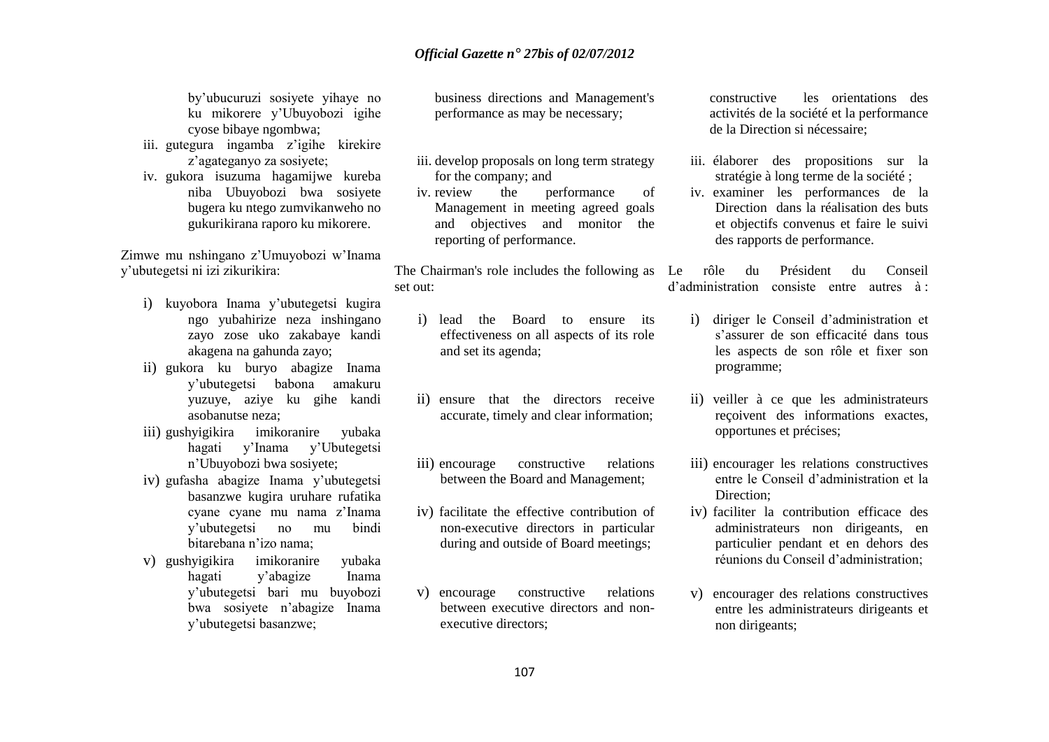by'ubucuruzi sosiyete yihaye no ku mikorere y'Ubuyobozi igihe cyose bibaye ngombwa;

iii. gutegura ingamba z'igihe kirekire z'agateganyo za sosiyete;

iv. gukora isuzuma hagamijwe kureba niba Ubuyobozi bwa sosiyete bugera ku ntego zumvikanweho no gukurikirana raporo ku mikorere.

Zimwe mu nshingano z'Umuyobozi w'Inama y'ubutegetsi ni izi zikurikira:

i) kuyobora Inama y'ubutegetsi kugira ngo yubahirize neza inshingano zayo zose uko zakabaye kandi akagena na gahunda zayo;

ii) gukora ku buryo abagize Inama y'ubutegetsi babona amakuru yuzuye, aziye ku gihe kandi asobanutse neza;

iii) gushyigikira imikoranire yubaka hagati y'Inama y'Ubutegetsi n'Ubuyobozi bwa sosiyete;

iv) gufasha abagize Inama y'ubutegetsi basanzwe kugira uruhare rufatika cyane cyane mu nama z'Inama y'ubutegetsi no mu bindi bitarebana n'izo nama;

v) gushyigikira imikoranire yubaka hagati y'abagize Inama y'ubutegetsi bari mu buyobozi bwa sosiyete n'abagize Inama y'ubutegetsi basanzwe;

business directions and Management's performance as may be necessary;

iii. develop proposals on long term strategy for the company; and

iv. review the performance of Management in meeting agreed goals and objectives and monitor the reporting of performance.

The Chairman's role includes the following as set out:

i) lead the Board to ensure its effectiveness on all aspects of its role and set its agenda;

ii) ensure that the directors receive accurate, timely and clear information;

iii) encourage constructive relations between the Board and Management;

iv) facilitate the effective contribution of non-executive directors in particular during and outside of Board meetings;

v) encourage constructive relations between executive directors and non-executive directors;

constructive les orientations des activités de la société et la performance de la Direction si nécessaire;

iii. élaborer des propositions sur la stratégie à long terme de la société ;

iv. examiner les performances de la Direction dans la réalisation des buts et objectifs convenus et faire le suivi des rapports de performance.

Le rôle du Président du Conseil d'administration consiste entre autres à :

i) diriger le Conseil d'administration et s'assurer de son efficacité dans tous les aspects de son rôle et fixer son programme;

ii) veiller à ce que les administrateurs reçoivent des informations exactes, opportunes et précises;

iii) encourager les relations constructives entre le Conseil d'administration et la Direction;

iv) faciliter la contribution efficace des administrateurs non dirigeants, en particulier pendant et en dehors des réunions du Conseil d'administration;

v) encourager des relations constructives entre les administrateurs dirigeants et non dirigeants;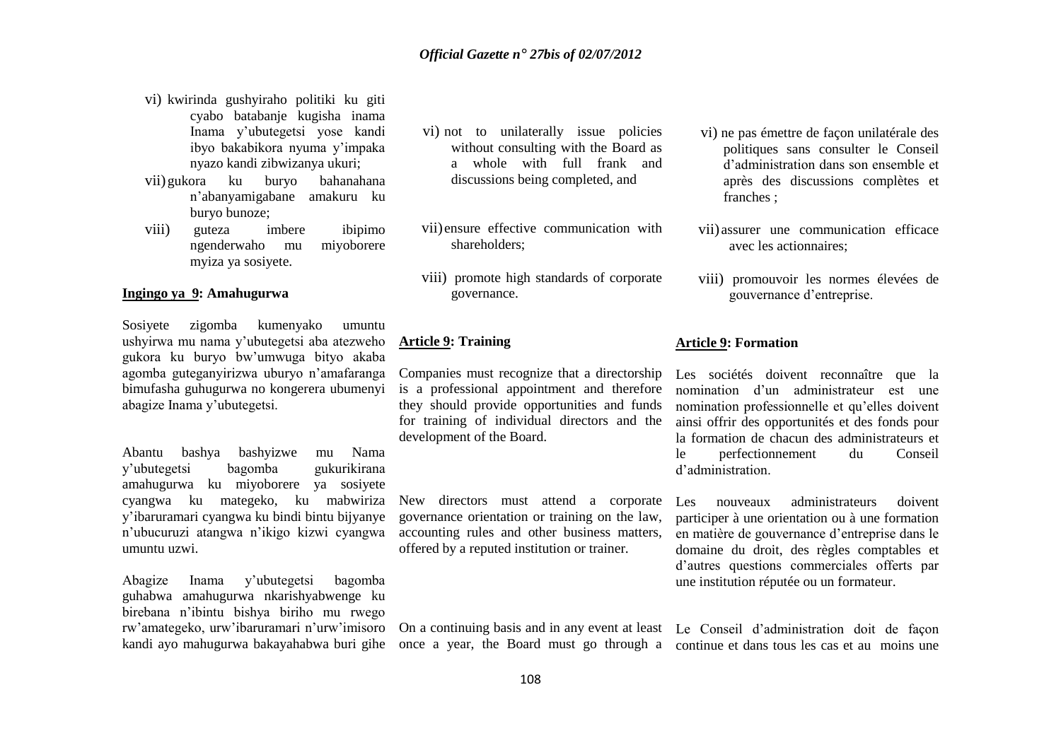vi) kwirinda gushyiraho politiki ku giti cyabo batabanje kugisha inama Inama y'ubutegetsi yose kandi ibyo bakabikora nyuma y'impaka nyazo kandi zibwizanya ukuri;

vii) gukora ku buryo bahanahana n'abanyamigabane amakuru ku buryo bunoze;

viii) guteza imbere ibipimo ngenderwaho mu miyoborere myiza ya sosiyete.

**Ingingo ya 9: Amahugurwa**

Sosiyete zigomba kumenyako umuntu ushyirwa mu nama y'ubutegetsi aba atezweho gukora ku buryo bw'umwuga bityo akaba agomba guteganyirizwa uburyo n'amafaranga bimufasha guhugurwa no kongerera ubumenyi abagize Inama y'ubutegetsi.

Abantu bashya bashyizwe mu Nama y'ubutegetsi bagomba gukurikirana amahugurwa ku miyoborere ya sosiyete cyangwa ku mategeko, ku mabwiriza y'ibaruramari cyangwa ku bindi bintu bijyanye n'ubucuruzi atangwa n'ikigo kizwi cyangwa umuntu uzwi.

Abagize Inama y'ubutegetsi bagomba guhabwa amahugurwa nkarishyabwenge ku birebana n'ibintu bishya biriho mu rwego rw'amategeko, urw'ibaruramari n'urw'imisoro kandi ayo mahugurwa bakayahabwa buri gihe

vi) not to unilaterally issue policies without consulting with the Board as a whole with full frank and discussions being completed, and

vii) ensure effective communication with shareholders;

viii) promote high standards of corporate governance.

**Article 9: Training**

Companies must recognize that a directorship is a professional appointment and therefore they should provide opportunities and funds for training of individual directors and the development of the Board.

New directors must attend a corporate governance orientation or training on the law, accounting rules and other business matters, offered by a reputed institution or trainer.

On a continuing basis and in any event at least once a year, the Board must go through a

vi) ne pas émettre de façon unilatérale des politiques sans consulter le Conseil d'administration dans son ensemble et après des discussions complètes et franches ;

vii) assurer une communication efficace avec les actionnaires;

viii) promouvoir les normes élevées de gouvernance d'entreprise.

**Article 9: Formation**

Les sociétés doivent reconnaître que la nomination d'un administrateur est une nomination professionnelle et qu'elles doivent ainsi offrir des opportunités et des fonds pour la formation de chacun des administrateurs et le perfectionnement du Conseil d'administration.

Les nouveaux administrateurs doivent participer à une orientation ou à une formation en matière de gouvernance d'entreprise dans le domaine du droit, des règles comptables et d'autres questions commerciales offerts par une institution réputée ou un formateur.

Le Conseil d'administration doit de façon continue et dans tous les cas et au moins une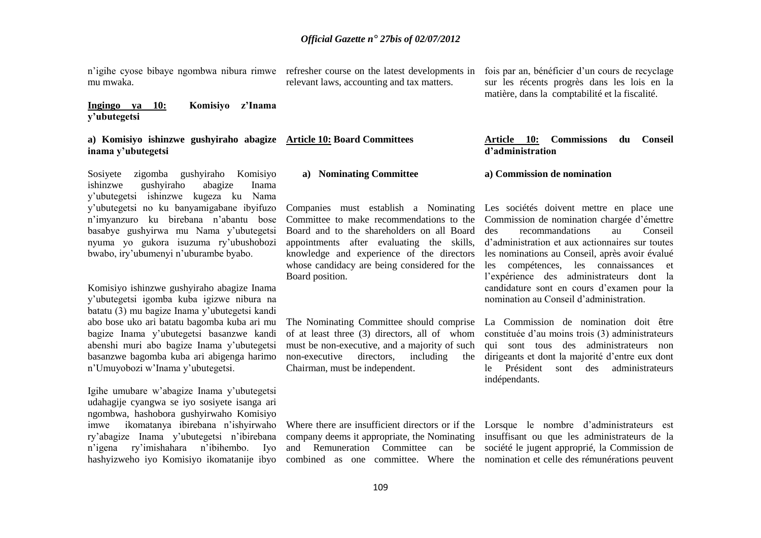n'igihe cyose bibaye ngombwa nibura rimwe mu mwaka.

**Ingingo ya 10: Komisiyo z'Inama y'ubutegetsi**

**a) Komisiyo ishinzwe gushyiraho abagize inama y'ubutegetsi**

Sosiyete zigomba gushyiraho Komisiyo ishinzwe gushyiraho abagize Inama y'ubutegetsi ishinzwe kugeza ku Nama y'ubutegetsi no ku banyamigabane ibyifuzo n'imyanzuro ku birebana n'abantu bose basabye gushyirwa mu Nama y'ubutegetsi nyuma yo gukora isuzuma ry'ubushobozi bwabo, iry'ubumenyi n'uburambe byabo.

Komisiyo ishinzwe gushyiraho abagize Inama y'ubutegetsi igomba kuba igizwe nibura na batatu (3) mu bagize Inama y'ubutegetsi kandi abo bose uko ari batatu bagomba kuba ari mu bagize Inama y'ubutegetsi basanzwe kandi abenshi muri abo bagize Inama y'ubutegetsi basanzwe bagomba kuba ari abigenga harimo n'Umuyobozi w'Inama y'ubutegetsi.

Igihe umubare w'abagize Inama y'ubutegetsi udahagije cyangwa se iyo sosiyete isanga ari ngombwa, hashobora gushyirwaho Komisiyo imwe ikomatanya ibirebana n'ishyirwaho ry'abagize Inama y'ubutegetsi n'ibirebana n'igena ry'imishahara n'ibihembo. Iyo hashyizweho iyo Komisiyo ikomatanije ibyo

refresher course on the latest developments in relevant laws, accounting and tax matters.

**Article 10: Board Committees**

**a) Nominating Committee**

Companies must establish a Nominating Committee to make recommendations to the Board and to the shareholders on all Board appointments after evaluating the skills, knowledge and experience of the directors whose candidacy are being considered for the Board position.

The Nominating Committee should comprise of at least three (3) directors, all of whom must be non-executive, and a majority of such non-executive directors, including the Chairman, must be independent.

Where there are insufficient directors or if the company deems it appropriate, the Nominating and Remuneration Committee can be combined as one committee. Where the

fois par an, bénéficier d'un cours de recyclage sur les récents progrès dans les lois en la matière, dans la comptabilité et la fiscalité.

**Article 10: Commissions du Conseil d'administration**

**a) Commission de nomination**

Les sociétés doivent mettre en place une Commission de nomination chargée d'émettre des recommandations au Conseil d'administration et aux actionnaires sur toutes les nominations au Conseil, après avoir évalué les compétences, les connaissances et l'expérience des administrateurs dont la candidature sont en cours d'examen pour la nomination au Conseil d'administration.

La Commission de nomination doit être constituée d'au moins trois (3) administrateurs qui sont tous des administrateurs non dirigeants et dont la majorité d'entre eux dont le Président sont des administrateurs indépendants.

Lorsque le nombre d'administrateurs est insuffisant ou que les administrateurs de la société le jugent approprié, la Commission de nomination et celle des rémunérations peuvent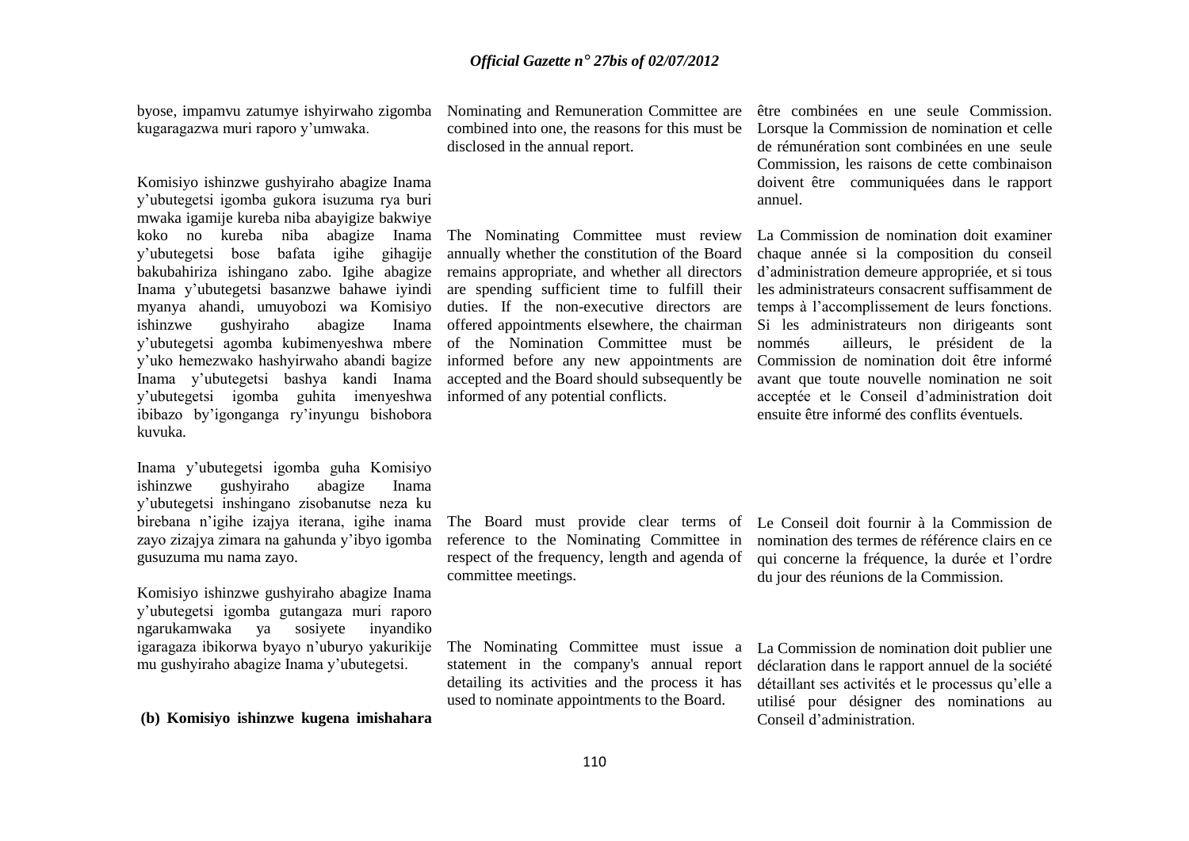byose, impamvu zatumye ishyirwaho zigomba kugaragazwa muri raporo y'umwaka.

Komisiyo ishinzwe gushyiraho abagize Inama y'ubutegetsi igomba gukora isuzuma rya buri mwaka igamije kureba niba abayigize bakwiye koko no kureba niba abagize Inama y'ubutegetsi bose bafata igihe gihagije bakubahiriza ishingano zabo. Igihe abagize Inama y'ubutegetsi basanzwe bahawe iyindi myanya ahandi, umuyobozi wa Komisiyo ishinzwe gushyiraho abagize Inama y'ubutegetsi agomba kubimenyeshwa mbere y'uko hemezwako hashyirwaho abandi bagize Inama y'ubutegetsi bashya kandi Inama y'ubutegetsi igomba guhita imenyeshwa ibibazo by'igonganga ry'inyungu bishobora kuvuka.

Inama y'ubutegetsi igomba guha Komisiyo ishinzwe gushyiraho abagize Inama y'ubutegetsi inshingano zisobanutse neza ku birebana n'igihe izajya iterana, igihe inama zayo zizajya zimara na gahunda y'ibyo igomba gusuzuma mu nama zayo.

Komisiyo ishinzwe gushyiraho abagize Inama y'ubutegetsi igomba gutangaza muri raporo ngarukamwaka ya sosiyete inyandiko igaragaza ibikorwa byayo n'uburyo yakurikije mu gushyiraho abagize Inama y'ubutegetsi.

**(b) Komisiyo ishinzwe kugena imishahara**

Nominating and Remuneration Committee are combined into one, the reasons for this must be disclosed in the annual report.

The Nominating Committee must review annually whether the constitution of the Board remains appropriate, and whether all directors are spending sufficient time to fulfill their duties. If the non-executive directors are offered appointments elsewhere, the chairman of the Nomination Committee must be informed before any new appointments are accepted and the Board should subsequently be informed of any potential conflicts.

The Board must provide clear terms of reference to the Nominating Committee in respect of the frequency, length and agenda of committee meetings.

The Nominating Committee must issue a statement in the company's annual report detailing its activities and the process it has used to nominate appointments to the Board.

être combinées en une seule Commission. Lorsque la Commission de nomination et celle de rémunération sont combinées en une seule Commission, les raisons de cette combinaison doivent être communiquées dans le rapport annuel.

La Commission de nomination doit examiner chaque année si la composition du conseil d'administration demeure appropriée, et si tous les administrateurs consacrent suffisamment de temps à l'accomplissement de leurs fonctions. Si les administrateurs non dirigeants sont nommés ailleurs, le président de la Commission de nomination doit être informé avant que toute nouvelle nomination ne soit acceptée et le Conseil d'administration doit ensuite être informé des conflits éventuels.

Le Conseil doit fournir à la Commission de nomination des termes de référence clairs en ce qui concerne la fréquence, la durée et l'ordre du jour des réunions de la Commission.

La Commission de nomination doit publier une déclaration dans le rapport annuel de la société détaillant ses activités et le processus qu'elle a utilisé pour désigner des nominations au Conseil d'administration.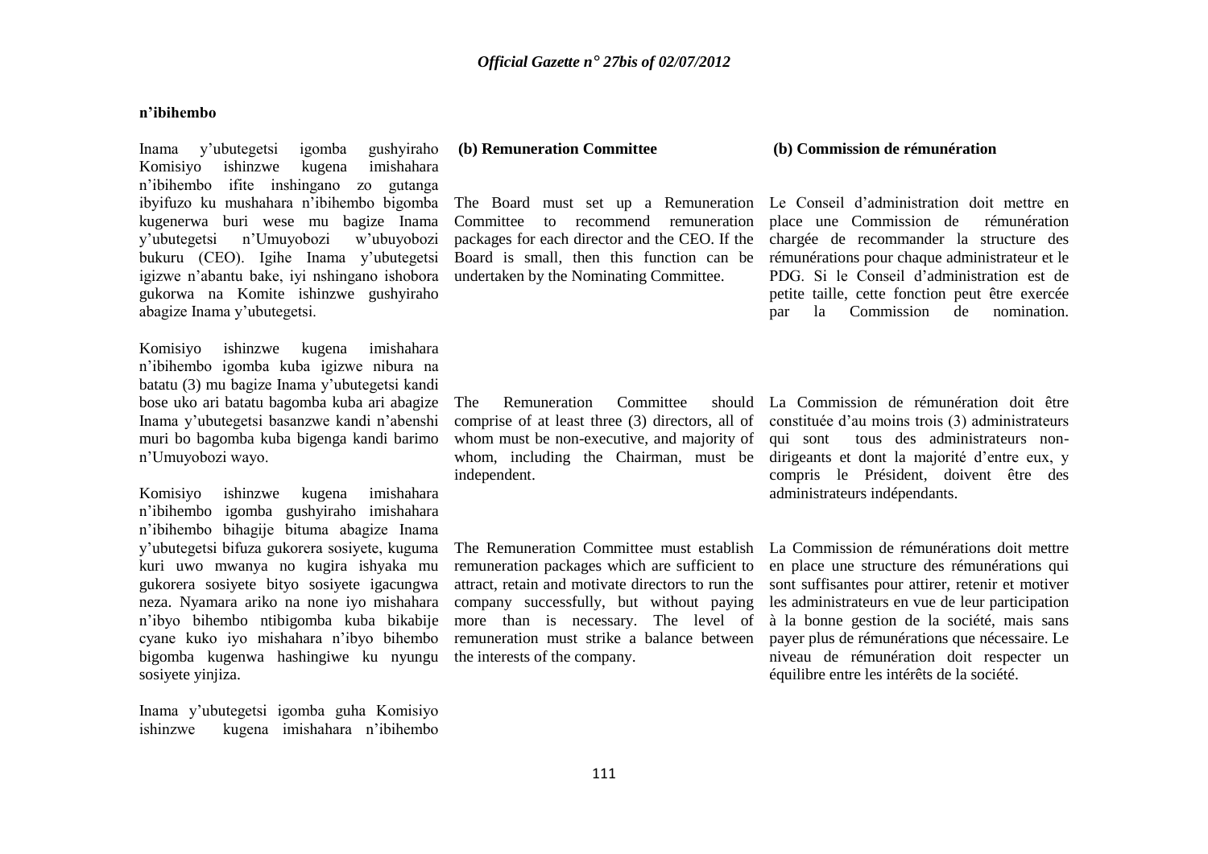**n'ibihembo**

Inama y'ubutegetsi igomba gushyiraho Komisiyo ishinzwe kugena imishahara n'ibihembo ifite inshingano zo gutanga ibyifuzo ku mushahara n'ibihembo bigomba kugenerwa buri wese mu bagize Inama y'ubutegetsi n'Umuyobozi w'ubuyobozi bukuru (CEO). Igihe Inama y'ubutegetsi igizwe n'abantu bake, iyi nshingano ishobora gukorwa na Komite ishinzwe gushyiraho abagize Inama y'ubutegetsi.

Komisiyo ishinzwe kugena imishahara n'ibihembo igomba kuba igizwe nibura na batatu (3) mu bagize Inama y'ubutegetsi kandi bose uko ari batatu bagomba kuba ari abagize Inama y'ubutegetsi basanzwe kandi n'abenshi muri bo bagomba kuba bigenga kandi barimo n'Umuyobozi wayo.

Komisiyo ishinzwe kugena imishahara n'ibihembo igomba gushyiraho imishahara n'ibihembo bihagije bituma abagize Inama y'ubutegetsi bifuza gukorera sosiyete, kuguma kuri uwo mwanya no kugira ishyaka mu gukorera sosiyete bityo sosiyete igacungwa neza. Nyamara ariko na none iyo mishahara n'ibyo bihembo ntibigomba kuba bikabije cyane kuko iyo mishahara n'ibyo bihembo bigomba kugenwa hashingiwe ku nyungu sosiyete yinjiza.

Inama y'ubutegetsi igomba guha Komisiyo ishinzwe kugena imishahara n'ibihembo

**(b) Remuneration Committee**

The Board must set up a Remuneration Committee to recommend remuneration packages for each director and the CEO. If the Board is small, then this function can be undertaken by the Nominating Committee.

The Remuneration Committee should comprise of at least three (3) directors, all of whom must be non-executive, and majority of whom, including the Chairman, must be independent.

The Remuneration Committee must establish remuneration packages which are sufficient to attract, retain and motivate directors to run the company successfully, but without paying more than is necessary. The level of remuneration must strike a balance between the interests of the company.

**(b) Commission de rémunération**

Le Conseil d'administration doit mettre en place une Commission de rémunération chargée de recommander la structure des rémunérations pour chaque administrateur et le PDG. Si le Conseil d'administration est de petite taille, cette fonction peut être exercée par la Commission de nomination.

La Commission de rémunération doit être constituée d'au moins trois (3) administrateurs qui sont tous des administrateurs non-dirigeants et dont la majorité d'entre eux, y compris le Président, doivent être des administrateurs indépendants.

La Commission de rémunérations doit mettre en place une structure des rémunérations qui sont suffisantes pour attirer, retenir et motiver les administrateurs en vue de leur participation à la bonne gestion de la société, mais sans payer plus de rémunérations que nécessaire. Le niveau de rémunération doit respecter un équilibre entre les intérêts de la société.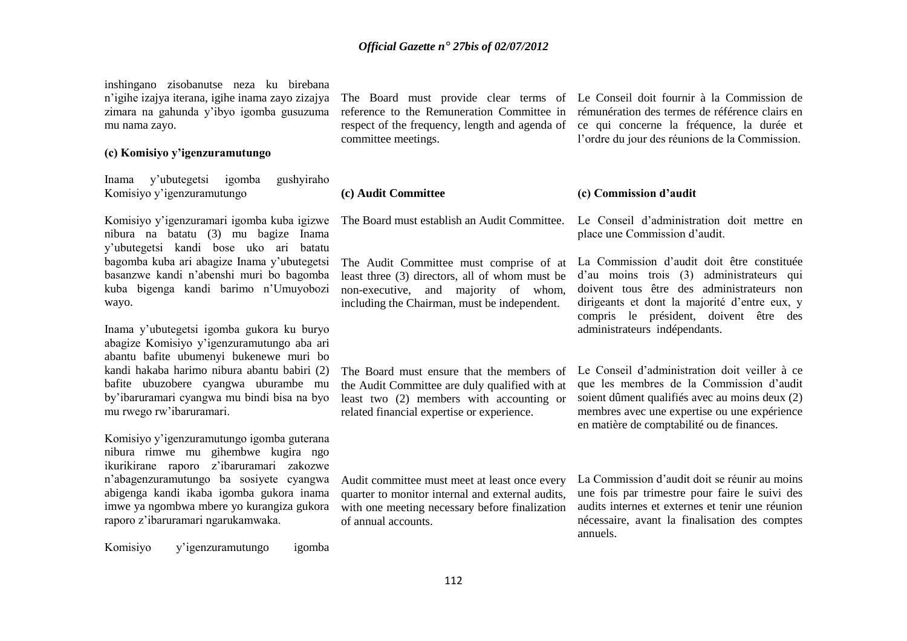inshingano zisobanutse neza ku birebana n'igihe izajya iterana, igihe inama zayo zizajya zimara na gahunda y'ibyo igomba gusuzuma mu nama zayo.

**(c) Komisiyo y'igenzuramutungo**

Inama y'ubutegetsi igomba gushyiraho Komisiyo y'igenzuramutungo

Komisiyo y'igenzuramari igomba kuba igizwe nibura na batatu (3) mu bagize Inama y'ubutegetsi kandi bose uko ari batatu bagomba kuba ari abagize Inama y'ubutegetsi basanzwe kandi n'abenshi muri bo bagomba kuba bigenga kandi barimo n'Umuyobozi wayo.

Inama y'ubutegetsi igomba gukora ku buryo abagize Komisiyo y'igenzuramutungo aba ari abantu bafite ubumenyi bukenewe muri bo kandi hakaba harimo nibura abantu babiri (2) bafite ubuzobere cyangwa uburambe mu by'ibaruramari cyangwa mu bindi bisa na byo mu rwego rw'ibaruramari.

Komisiyo y'igenzuramutungo igomba guterana nibura rimwe mu gihembwe kugira ngo ikurikirane raporo z'ibaruramari zakozwe n'abagenzuramutungo ba sosiyete cyangwa abigenga kandi ikaba igomba gukora inama imwe ya ngombwa mbere yo kurangiza gukora raporo z'ibaruramari ngarukamwaka.

Komisiyo y'igenzuramutungo igomba

The Board must provide clear terms of reference to the Remuneration Committee in respect of the frequency, length and agenda of committee meetings.

**(c) Audit Committee**

The Board must establish an Audit Committee.

The Audit Committee must comprise of at least three (3) directors, all of whom must be non-executive, and majority of whom, including the Chairman, must be independent.

The Board must ensure that the members of the Audit Committee are duly qualified with at least two (2) members with accounting or related financial expertise or experience.

Audit committee must meet at least once every quarter to monitor internal and external audits, with one meeting necessary before finalization of annual accounts.

Le Conseil doit fournir à la Commission de rémunération des termes de référence clairs en ce qui concerne la fréquence, la durée et l'ordre du jour des réunions de la Commission.

**(c) Commission d'audit**

Le Conseil d'administration doit mettre en place une Commission d'audit.

La Commission d'audit doit être constituée d'au moins trois (3) administrateurs qui doivent tous être des administrateurs non dirigeants et dont la majorité d'entre eux, y compris le président, doivent être des administrateurs indépendants.

Le Conseil d'administration doit veiller à ce que les membres de la Commission d'audit soient dûment qualifiés avec au moins deux (2) membres avec une expertise ou une expérience en matière de comptabilité ou de finances.

La Commission d'audit doit se réunir au moins une fois par trimestre pour faire le suivi des audits internes et externes et tenir une réunion nécessaire, avant la finalisation des comptes annuels.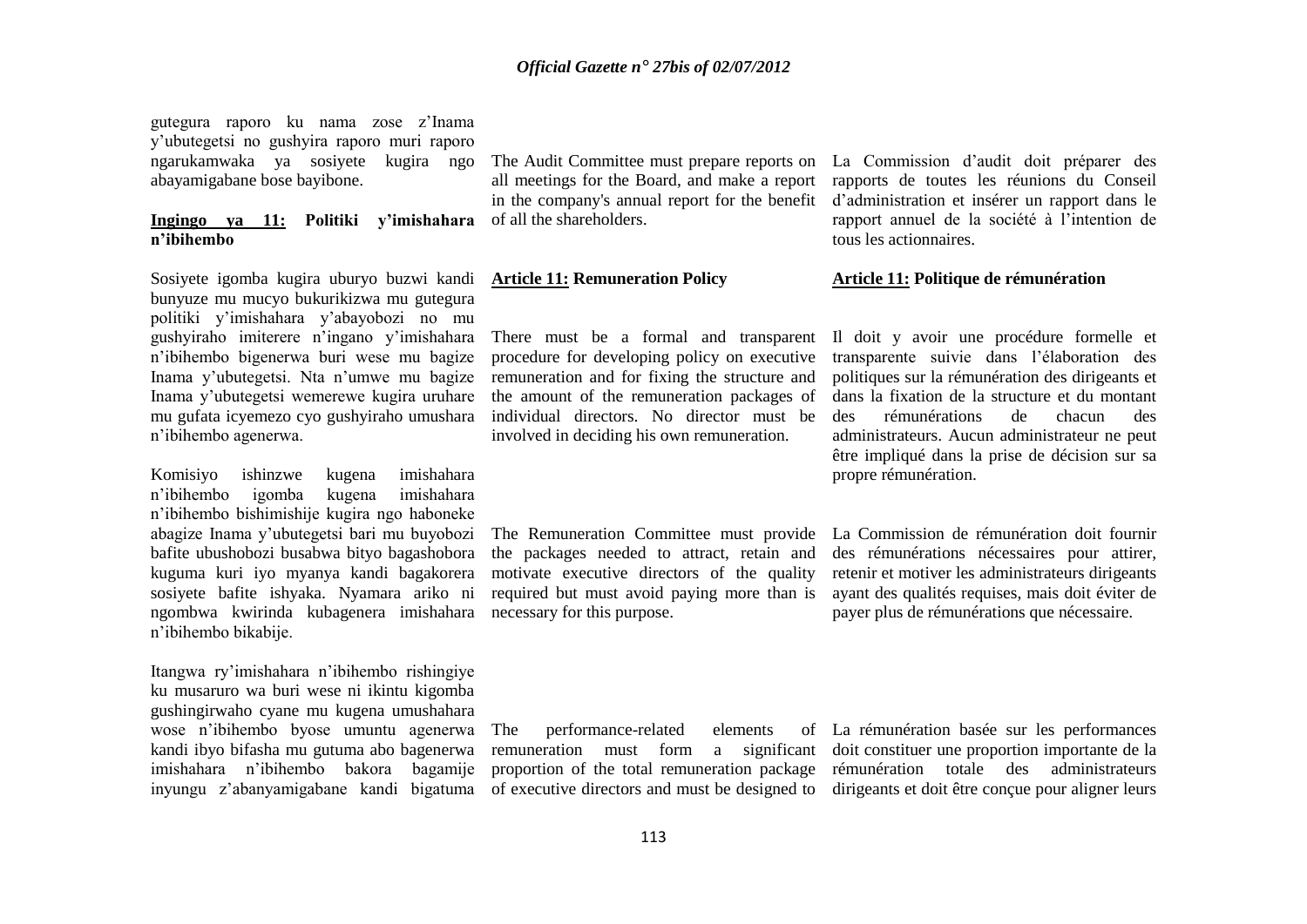gutegura raporo ku nama zose z'Inama y'ubutegetsi no gushyira raporo muri raporo ngarukamwaka ya sosiyete kugira ngo abayamigabane bose bayibone.

**Ingingo ya 11: Politiki y'imishahara n'ibihembo**

Sosiyete igomba kugira uburyo buzwi kandi bunyuze mu mucyo bukurikizwa mu gutegura politiki y'imishahara y'abayobozi no mu gushyiraho imiterere n'ingano y'imishahara n'ibihembo bigenerwa buri wese mu bagize Inama y'ubutegetsi. Nta n'umwe mu bagize Inama y'ubutegetsi wemerewe kugira uruhare mu gufata icyemezo cyo gushyiraho umushara n'ibihembo agenerwa.

Komisiyo ishinzwe kugena imishahara n'ibihembo igomba kugena imishahara n'ibihembo bishimishije kugira ngo haboneke abagize Inama y'ubutegetsi bari mu buyobozi bafite ubushobozi busabwa bityo bagashobora kuguma kuri iyo myanya kandi bagakorera sosiyete bafite ishyaka. Nyamara ariko ni ngombwa kwirinda kubagenera imishahara n'ibihembo bikabije.

Itangwa ry'imishahara n'ibihembo rishingiye ku musaruro wa buri wese ni ikintu kigomba gushingirwaho cyane mu kugena umushahara wose n'ibihembo byose umuntu agenerwa kandi ibyo bifasha mu gutuma abo bagenerwa imishahara n'ibihembo bakora bagamije inyungu z'abanyamigabane kandi bigatuma

The Audit Committee must prepare reports on all meetings for the Board, and make a report in the company's annual report for the benefit of all the shareholders.

**Article 11: Remuneration Policy**

There must be a formal and transparent procedure for developing policy on executive remuneration and for fixing the structure and the amount of the remuneration packages of individual directors. No director must be involved in deciding his own remuneration.

The Remuneration Committee must provide the packages needed to attract, retain and motivate executive directors of the quality required but must avoid paying more than is necessary for this purpose.

The performance-related elements of remuneration must form a significant proportion of the total remuneration package of executive directors and must be designed to

La Commission d'audit doit préparer des rapports de toutes les réunions du Conseil d'administration et insérer un rapport dans le rapport annuel de la société à l'intention de tous les actionnaires.

**Article 11: Politique de rémunération**

Il doit y avoir une procédure formelle et transparente suivie dans l'élaboration des politiques sur la rémunération des dirigeants et dans la fixation de la structure et du montant des rémunérations de chacun des administrateurs. Aucun administrateur ne peut être impliqué dans la prise de décision sur sa propre rémunération.

La Commission de rémunération doit fournir des rémunérations nécessaires pour attirer, retenir et motiver les administrateurs dirigeants ayant des qualités requises, mais doit éviter de payer plus de rémunérations que nécessaire.

La rémunération basée sur les performances doit constituer une proportion importante de la rémunération totale des administrateurs dirigeants et doit être conçue pour aligner leurs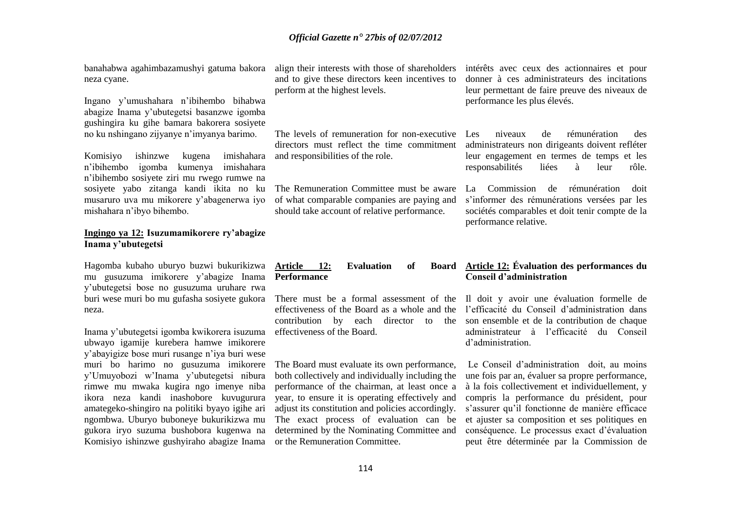banahabwa agahimbazamushyi gatuma bakora neza cyane.

Ingano y'umushahara n'ibihembo bihabwa abagize Inama y'ubutegetsi basanzwe igomba gushingira ku gihe bamara bakorera sosiyete no ku nshingano zijyanye n'imyanya barimo.

Komisiyo ishinzwe kugena imishahara n'ibihembo igomba kumenya imishahara n'ibihembo sosiyete ziri mu rwego rumwe na sosiyete yabo zitanga kandi ikita no ku musaruro uva mu mikorere y'abagenerwa iyo mishahara n'ibyo bihembo.

**Ingingo ya 12: Isuzumamikorere ry'abagize Inama y'ubutegetsi**

Hagomba kubaho uburyo buzwi bukurikizwa mu gusuzuma imikorere y'abagize Inama y'ubutegetsi bose no gusuzuma uruhare rwa buri wese muri bo mu gufasha sosiyete gukora neza.

Inama y'ubutegetsi igomba kwikorera isuzuma ubwayo igamije kurebera hamwe imikorere y'abayigize bose muri rusange n'iya buri wese muri bo harimo no gusuzuma imikorere y'Umuyobozi w'Inama y'ubutegetsi nibura rimwe mu mwaka kugira ngo imenye niba ikora neza kandi inashobore kuvugurura amategeko-shingiro na politiki byayo igihe ari ngombwa. Uburyo buboneye bukurikizwa mu gukora iryo suzuma bushobora kugenwa na Komisiyo ishinzwe gushyiraho abagize Inama

align their interests with those of shareholders and to give these directors keen incentives to perform at the highest levels.

The levels of remuneration for non-executive directors must reflect the time commitment and responsibilities of the role.

The Remuneration Committee must be aware of what comparable companies are paying and should take account of relative performance.

**Article 12: Evaluation of Board Performance**

There must be a formal assessment of the effectiveness of the Board as a whole and the contribution by each director to the effectiveness of the Board.

The Board must evaluate its own performance, both collectively and individually including the performance of the chairman, at least once a year, to ensure it is operating effectively and adjust its constitution and policies accordingly. The exact process of evaluation can be determined by the Nominating Committee and or the Remuneration Committee.

intérêts avec ceux des actionnaires et pour donner à ces administrateurs des incitations leur permettant de faire preuve des niveaux de performance les plus élevés.

Les niveaux de rémunération des administrateurs non dirigeants doivent refléter leur engagement en termes de temps et les responsabilités liées à leur rôle.

La Commission de rémunération doit s'informer des rémunérations versées par les sociétés comparables et doit tenir compte de la performance relative.

**Article 12: Évaluation des performances du Conseil d'administration**

Il doit y avoir une évaluation formelle de l'efficacité du Conseil d'administration dans son ensemble et de la contribution de chaque administrateur à l'efficacité du Conseil d'administration.

Le Conseil d'administration doit, au moins une fois par an, évaluer sa propre performance, à la fois collectivement et individuellement, y compris la performance du président, pour s'assurer qu'il fonctionne de manière efficace et ajuster sa composition et ses politiques en conséquence. Le processus exact d'évaluation peut être déterminée par la Commission de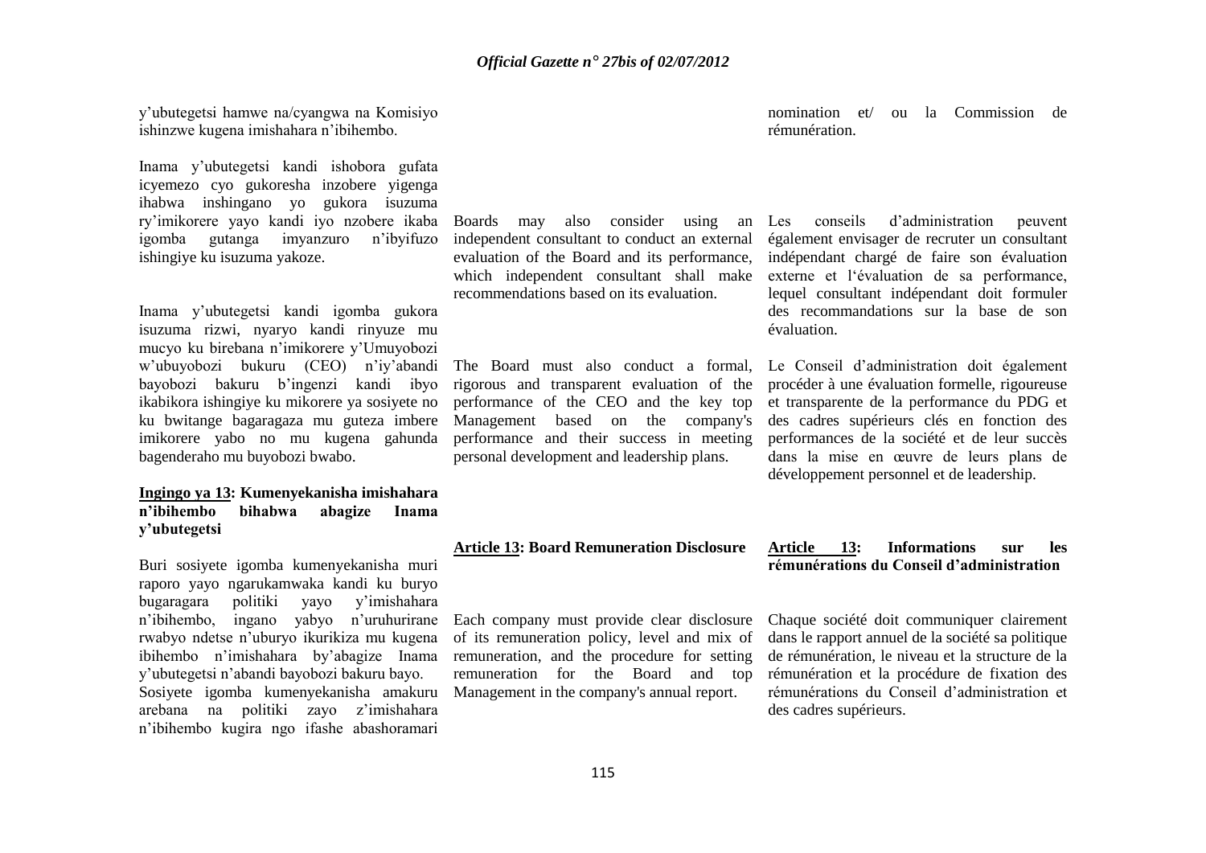y'ubutegetsi hamwe na/cyangwa na Komisiyo ishinzwe kugena imishahara n'ibihembo.

Inama y'ubutegetsi kandi ishobora gufata icyemezo cyo gukoresha inzobere yigenga ihabwa inshingano yo gukora isuzuma ry'imikorere yayo kandi iyo nzobere ikaba igomba gutanga imyanzuro n'ibyifuzo ishingiye ku isuzuma yakoze.

Inama y'ubutegetsi kandi igomba gukora isuzuma rizwi, nyaryo kandi rinyuze mu mucyo ku birebana n'imikorere y'Umuyobozi w'ubuyobozi bukuru (CEO) n'iy'abandi bayobozi bakuru b'ingenzi kandi ibyo ikabikora ishingiye ku mikorere ya sosiyete no ku bwitange bagaragaza mu guteza imbere imikorere yabo no mu kugena gahunda bagenderaho mu buyobozi bwabo.

**Ingingo ya 13: Kumenyekanisha imishahara n'ibihembo bihabwa abagize Inama y'ubutegetsi**

Buri sosiyete igomba kumenyekanisha muri raporo yayo ngarukamwaka kandi ku buryo bugaragara politiki yayo y'imishahara n'ibihembo, ingano yabyo n'uruhurirane rwabyo ndetse n'uburyo ikurikiza mu kugena ibihembo n'imishahara by'abagize Inama y'ubutegetsi n'abandi bayobozi bakuru bayo. Sosiyete igomba kumenyekanisha amakuru arebana na politiki zayo z'imishahara n'ibihembo kugira ngo ifashe abashoramari

Boards may also consider using an independent consultant to conduct an external evaluation of the Board and its performance, which independent consultant shall make recommendations based on its evaluation.

The Board must also conduct a formal, rigorous and transparent evaluation of the performance of the CEO and the key top Management based on the company's performance and their success in meeting personal development and leadership plans.

**Article 13: Board Remuneration Disclosure**

Each company must provide clear disclosure of its remuneration policy, level and mix of remuneration, and the procedure for setting remuneration for the Board and top Management in the company's annual report.

nomination et/ ou la Commission de rémunération.

Les conseils d'administration peuvent également envisager de recruter un consultant indépendant chargé de faire son évaluation externe et l'évaluation de sa performance, lequel consultant indépendant doit formuler des recommandations sur la base de son évaluation.

Le Conseil d'administration doit également procéder à une évaluation formelle, rigoureuse et transparente de la performance du PDG et des cadres supérieurs clés en fonction des performances de la société et de leur succès dans la mise en œuvre de leurs plans de développement personnel et de leadership.

**Article 13: Informations sur les rémunérations du Conseil d'administration**

Chaque société doit communiquer clairement dans le rapport annuel de la société sa politique de rémunération, le niveau et la structure de la rémunération et la procédure de fixation des rémunérations du Conseil d'administration et des cadres supérieurs.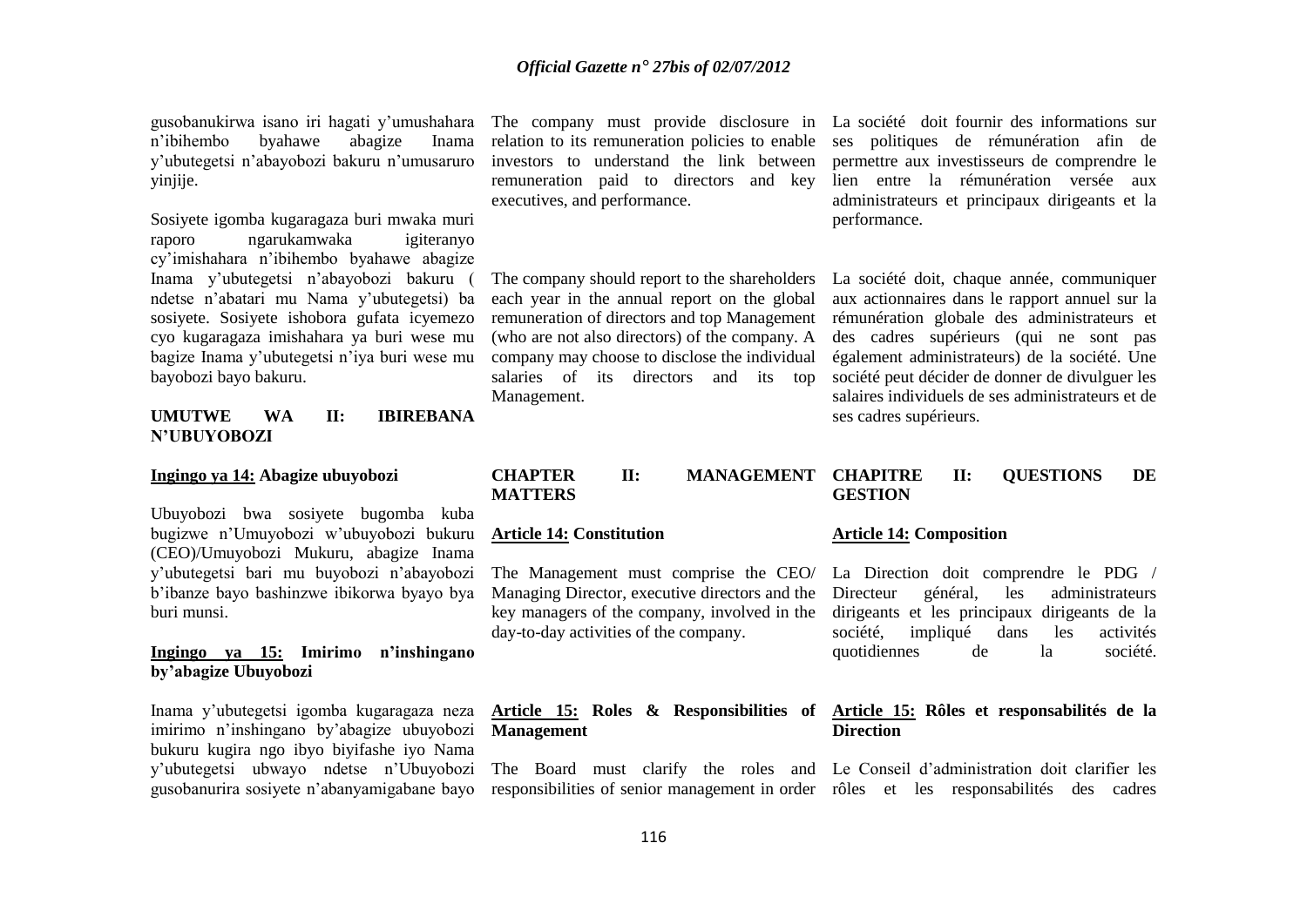gusobanukirwa isano iri hagati y'umushahara n'ibihembo byahawe abagize Inama y'ubutegetsi n'abayobozi bakuru n'umusaruro yinjije.

Sosiyete igomba kugaragaza buri mwaka muri raporo ngarukamwaka igiteranyo cy'imishahara n'ibihembo byahawe abagize Inama y'ubutegetsi n'abayobozi bakuru ( ndetse n'abatari mu Nama y'ubutegetsi) ba sosiyete. Sosiyete ishobora gufata icyemezo cyo kugaragaza imishahara ya buri wese mu bagize Inama y'ubutegetsi n'iya buri wese mu bayobozi bayo bakuru.

**UMUTWE WA II: IBIREBANA N'UBUYOBOZI**

**Ingingo ya 14: Abagize ubuyobozi**

Ubuyobozi bwa sosiyete bugomba kuba bugizwe n'Umuyobozi w'ubuyobozi bukuru (CEO)/Umuyobozi Mukuru, abagize Inama y'ubutegetsi bari mu buyobozi n'abayobozi b'ibanze bayo bashinzwe ibikorwa byayo bya buri munsi.

**Ingingo ya 15: Imirimo n'inshingano by'abagize Ubuyobozi**

Inama y'ubutegetsi igomba kugaragaza neza imirimo n'inshingano by'abagize ubuyobozi bukuru kugira ngo ibyo biyifashe iyo Nama y'ubutegetsi ubwayo ndetse n'Ubuyobozi gusobanurira sosiyete n'abanyamigabane bayo

The company must provide disclosure in relation to its remuneration policies to enable investors to understand the link between remuneration paid to directors and key executives, and performance.

The company should report to the shareholders each year in the annual report on the global remuneration of directors and top Management (who are not also directors) of the company. A company may choose to disclose the individual salaries of its directors and its top Management.

**CHAPTER II: MANAGEMENT MATTERS**

**Article 14: Constitution**

The Management must comprise the CEO/ Managing Director, executive directors and the key managers of the company, involved in the day-to-day activities of the company.

**Article 15: Roles & Responsibilities of Management**

The Board must clarify the roles and responsibilities of senior management in order

La société doit fournir des informations sur ses politiques de rémunération afin de permettre aux investisseurs de comprendre le lien entre la rémunération versée aux administrateurs et principaux dirigeants et la performance.

La société doit, chaque année, communiquer aux actionnaires dans le rapport annuel sur la rémunération globale des administrateurs et des cadres supérieurs (qui ne sont pas également administrateurs) de la société. Une société peut décider de donner de divulguer les salaires individuels de ses administrateurs et de ses cadres supérieurs.

**CHAPITRE II: QUESTIONS DE GESTION**

**Article 14: Composition**

La Direction doit comprendre le PDG / Directeur général, les administrateurs dirigeants et les principaux dirigeants de la société, impliqué dans les activités quotidiennes de la société.

**Article 15: Rôles et responsabilités de la Direction**

Le Conseil d'administration doit clarifier les rôles et les responsabilités des cadres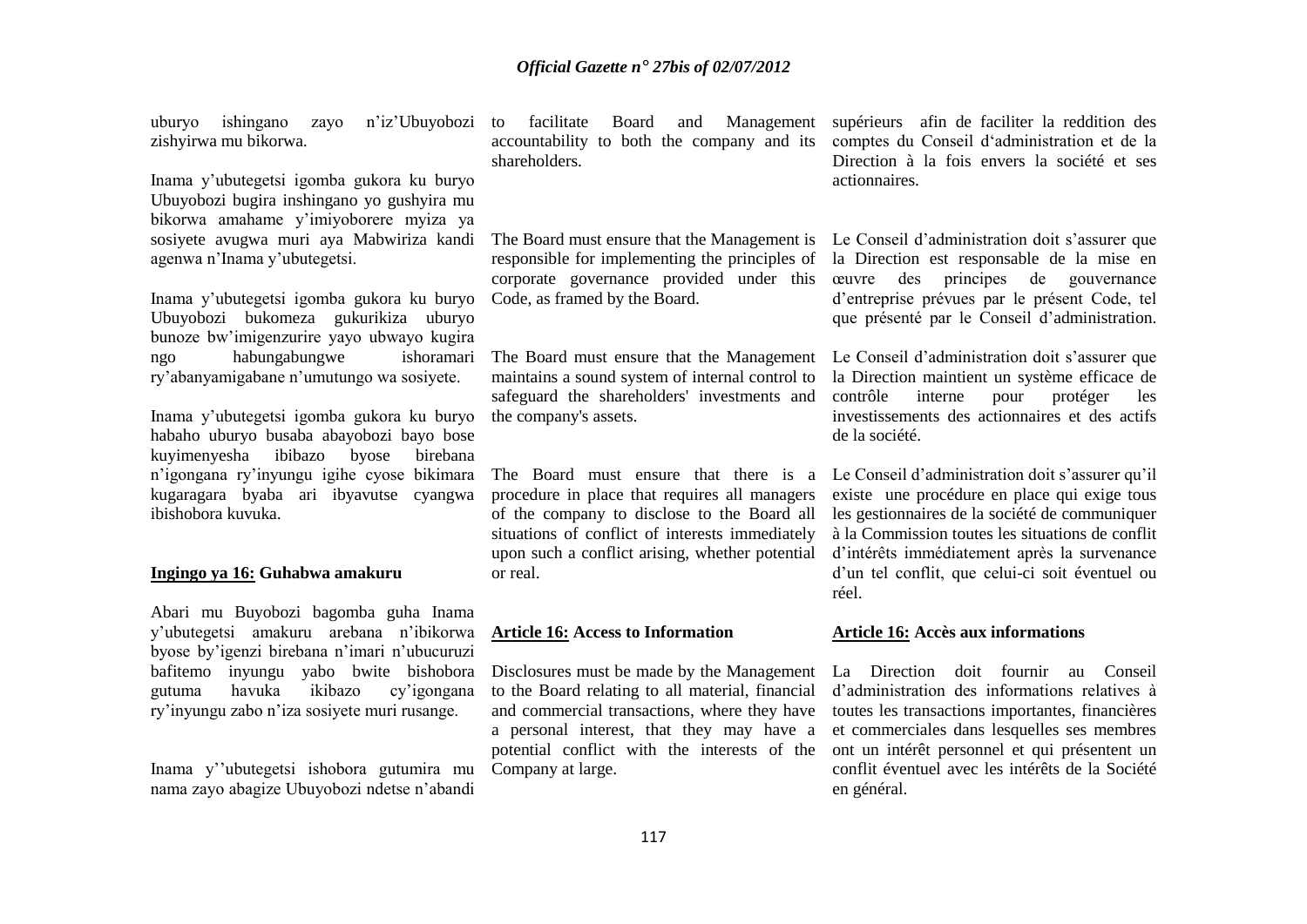uburyo ishingano zayo n'iz'Ubuyobozi zishyirwa mu bikorwa.

Inama y'ubutegetsi igomba gukora ku buryo Ubuyobozi bugira inshingano yo gushyira mu bikorwa amahame y'imiyoborere myiza ya sosiyete avugwa muri aya Mabwiriza kandi agenwa n'Inama y'ubutegetsi.

Inama y'ubutegetsi igomba gukora ku buryo Ubuyobozi bukomeza gukurikiza uburyo bunoze bw'imigenzurire yayo ubwayo kugira ngo habungabungwe ishoramari ry'abanyamigabane n'umutungo wa sosiyete.

Inama y'ubutegetsi igomba gukora ku buryo habaho uburyo busaba abayobozi bayo bose kuyimenyesha ibibazo byose birebana n'igongana ry'inyungu igihe cyose bikimara kugaragara byaba ari ibyavutse cyangwa ibishobora kuvuka.

**Ingingo ya 16: Guhabwa amakuru**

Abari mu Buyobozi bagomba guha Inama y'ubutegetsi amakuru arebana n'ibikorwa byose by'igenzi birebana n'imari n'ubucuruzi bafitemo inyungu yabo bwite bishobora gutuma havuka ikibazo cy'igongana ry'inyungu zabo n'iza sosiyete muri rusange.

Inama y''ubutegetsi ishobora gutumira mu nama zayo abagize Ubuyobozi ndetse n'abandi

to facilitate Board and Management accountability to both the company and its shareholders.

The Board must ensure that the Management is responsible for implementing the principles of corporate governance provided under this Code, as framed by the Board.

The Board must ensure that the Management maintains a sound system of internal control to safeguard the shareholders' investments and the company's assets.

The Board must ensure that there is a procedure in place that requires all managers of the company to disclose to the Board all situations of conflict of interests immediately upon such a conflict arising, whether potential or real.

**Article 16: Access to Information**

Disclosures must be made by the Management to the Board relating to all material, financial and commercial transactions, where they have a personal interest, that they may have a potential conflict with the interests of the Company at large.

supérieurs afin de faciliter la reddition des comptes du Conseil d'administration et de la Direction à la fois envers la société et ses actionnaires.

Le Conseil d'administration doit s'assurer que la Direction est responsable de la mise en œuvre des principes de gouvernance d'entreprise prévues par le présent Code, tel que présenté par le Conseil d'administration.

Le Conseil d'administration doit s'assurer que la Direction maintient un système efficace de contrôle interne pour protéger les investissements des actionnaires et des actifs de la société.

Le Conseil d'administration doit s'assurer qu'il existe une procédure en place qui exige tous les gestionnaires de la société de communiquer à la Commission toutes les situations de conflit d'intérêts immédiatement après la survenance d'un tel conflit, que celui-ci soit éventuel ou réel.

**Article 16: Accès aux informations**

La Direction doit fournir au Conseil d'administration des informations relatives à toutes les transactions importantes, financières et commerciales dans lesquelles ses membres ont un intérêt personnel et qui présentent un conflit éventuel avec les intérêts de la Société en général.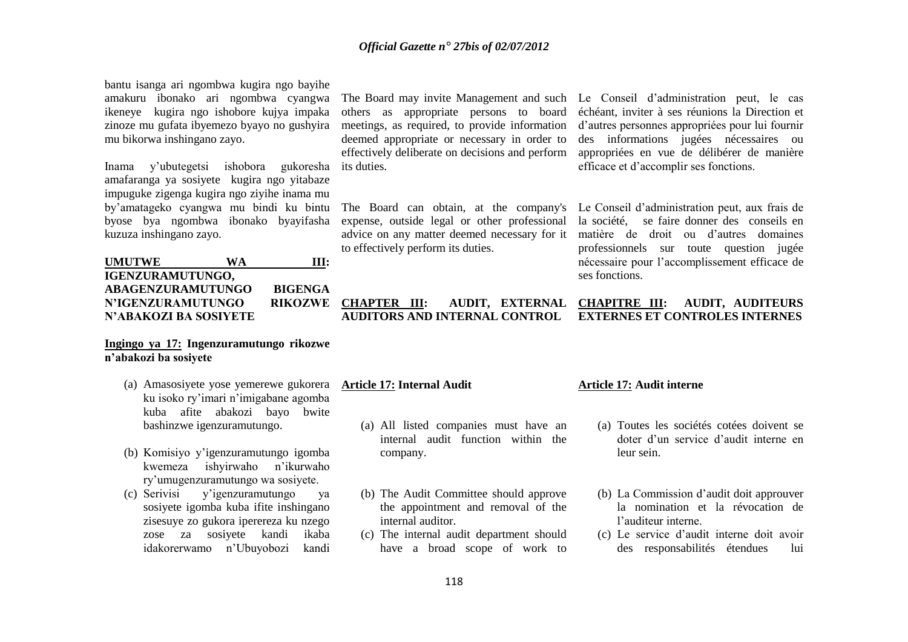bantu isanga ari ngombwa kugira ngo bayihe amakuru ibonako ari ngombwa cyangwa ikeneye kugira ngo ishobore kujya impaka zinoze mu gufata ibyemezo byayo no gushyira mu bikorwa inshingano zayo.

Inama y'ubutegetsi ishobora gukoresha amafaranga ya sosiyete kugira ngo yitabaze impuguke zigenga kugira ngo ziyihe inama mu by'amategeko cyangwa mu bindi ku bintu byose bya ngombwa ibonako byayifasha kuzuza inshingano zayo.

**UMUTWE WA III: IGENZURAMUTUNGO, ABAGENZURAMUTUNGO BIGENGA N'IGENZURAMUTUNGO RIKOZWE N'ABAKOZI BA SOSIYETE**

**Ingingo ya 17: Ingenzuramutungo rikozwe n'abakozi ba sosiyete**

(a) Amasosiyete yose yemerewe gukorera ku isoko ry'imari n'imigabane agomba kuba afite abakozi bayo bwite bashinzwe igenzuramutungo.

(b) Komisiyo y'igenzuramutungo igomba kwemeza ishyirwaho n'ikurwaho ry'umugenzuramutungo wa sosiyete.

(c) Serivisi y'igenzuramutungo ya sosiyete igomba kuba ifite inshingano zisesuye zo gukora iperereza ku nzego zose za sosiyete kandi ikaba idakorerwamo n'Ubuyobozi kandi

The Board may invite Management and such others as appropriate persons to board meetings, as required, to provide information deemed appropriate or necessary in order to effectively deliberate on decisions and perform its duties.

The Board can obtain, at the company's expense, outside legal or other professional advice on any matter deemed necessary for it to effectively perform its duties.

**CHAPTER III: AUDIT, EXTERNAL AUDITORS AND INTERNAL CONTROL**

**Article 17: Internal Audit**

(a) All listed companies must have an internal audit function within the company.

(b) The Audit Committee should approve the appointment and removal of the internal auditor.

(c) The internal audit department should have a broad scope of work to

Le Conseil d'administration peut, le cas échéant, inviter à ses réunions la Direction et d'autres personnes appropriées pour lui fournir des informations jugées nécessaires ou appropriées en vue de délibérer de manière efficace et d'accomplir ses fonctions.

Le Conseil d'administration peut, aux frais de la société, se faire donner des conseils en matière de droit ou d'autres domaines professionnels sur toute question jugée nécessaire pour l'accomplissement efficace de ses fonctions.

**CHAPITRE III: AUDIT, AUDITEURS EXTERNES ET CONTROLES INTERNES**

**Article 17: Audit interne**

(a) Toutes les sociétés cotées doivent se doter d'un service d'audit interne en leur sein.

(b) La Commission d'audit doit approuver la nomination et la révocation de l'auditeur interne.

(c) Le service d'audit interne doit avoir des responsabilités étendues lui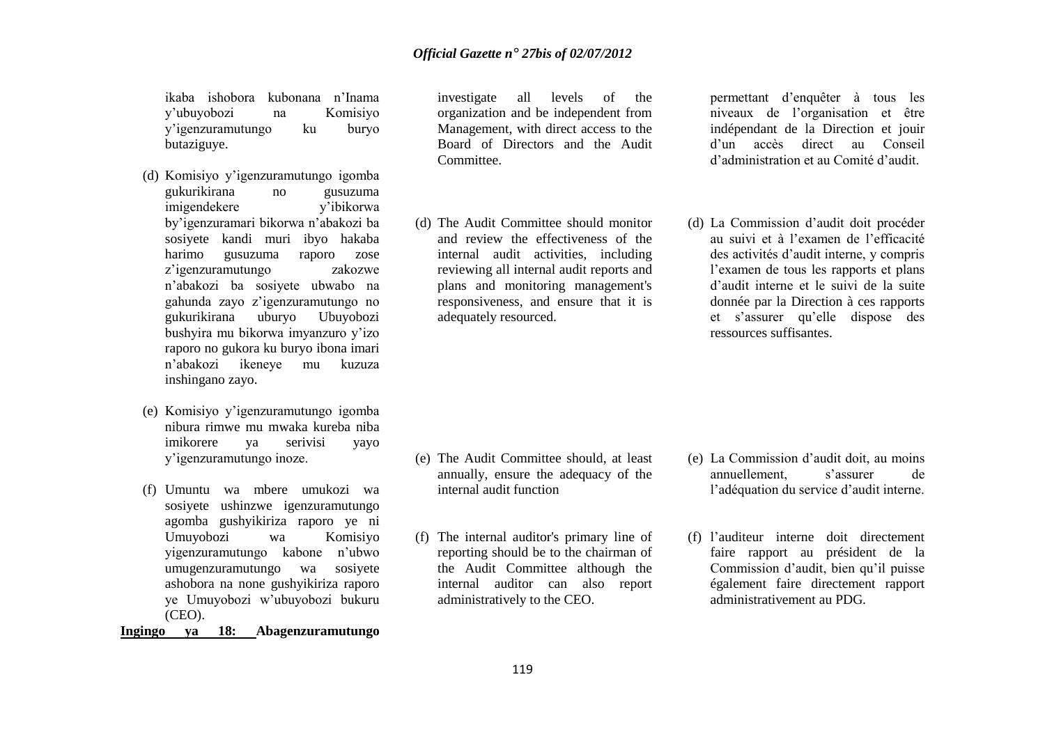ikaba ishobora kubonana n'Inama y'ubuyobozi na Komisiyo y'igenzuramutungo ku buryo butaziguye.

(d) Komisiyo y'igenzuramutungo igomba gukurikirana no gusuzuma imigendekere y'ibikorwa by'igenzuramari bikorwa n'abakozi ba sosiyete kandi muri ibyo hakaba harimo gusuzuma raporo zose z'igenzuramutungo zakozwe n'abakozi ba sosiyete ubwabo na gahunda zayo z'igenzuramutungo no gukurikirana uburyo Ubuyobozi bushyira mu bikorwa imyanzuro y'izo raporo no gukora ku buryo ibona imari n'abakozi ikeneye mu kuzuza inshingano zayo.

(e) Komisiyo y'igenzuramutungo igomba nibura rimwe mu mwaka kureba niba imikorere ya serivisi yayo y'igenzuramutungo inoze.

(f) Umuntu wa mbere umukozi wa sosiyete ushinzwe igenzuramutungo agomba gushyikiriza raporo ye ni Umuyobozi wa Komisiyo yigenzuramutungo kabone n'ubwo umugenzuramutungo wa sosiyete ashobora na none gushyikiriza raporo ye Umuyobozi w'ubuyobozi bukuru (CEO).

**Ingingo ya 18: Abagenzuramutungo**

investigate all levels of the organization and be independent from Management, with direct access to the Board of Directors and the Audit Committee.

(d) The Audit Committee should monitor and review the effectiveness of the internal audit activities, including reviewing all internal audit reports and plans and monitoring management's responsiveness, and ensure that it is adequately resourced.

(e) The Audit Committee should, at least annually, ensure the adequacy of the internal audit function

(f) The internal auditor's primary line of reporting should be to the chairman of the Audit Committee although the internal auditor can also report administratively to the CEO.

permettant d'enquêter à tous les niveaux de l'organisation et être indépendant de la Direction et jouir d'un accès direct au Conseil d'administration et au Comité d'audit.

(d) La Commission d'audit doit procéder au suivi et à l'examen de l'efficacité des activités d'audit interne, y compris l'examen de tous les rapports et plans d'audit interne et le suivi de la suite donnée par la Direction à ces rapports et s'assurer qu'elle dispose des ressources suffisantes.

(e) La Commission d'audit doit, au moins annuellement, s'assurer de l'adéquation du service d'audit interne.

(f) l'auditeur interne doit directement faire rapport au président de la Commission d'audit, bien qu'il puisse également faire directement rapport administrativement au PDG.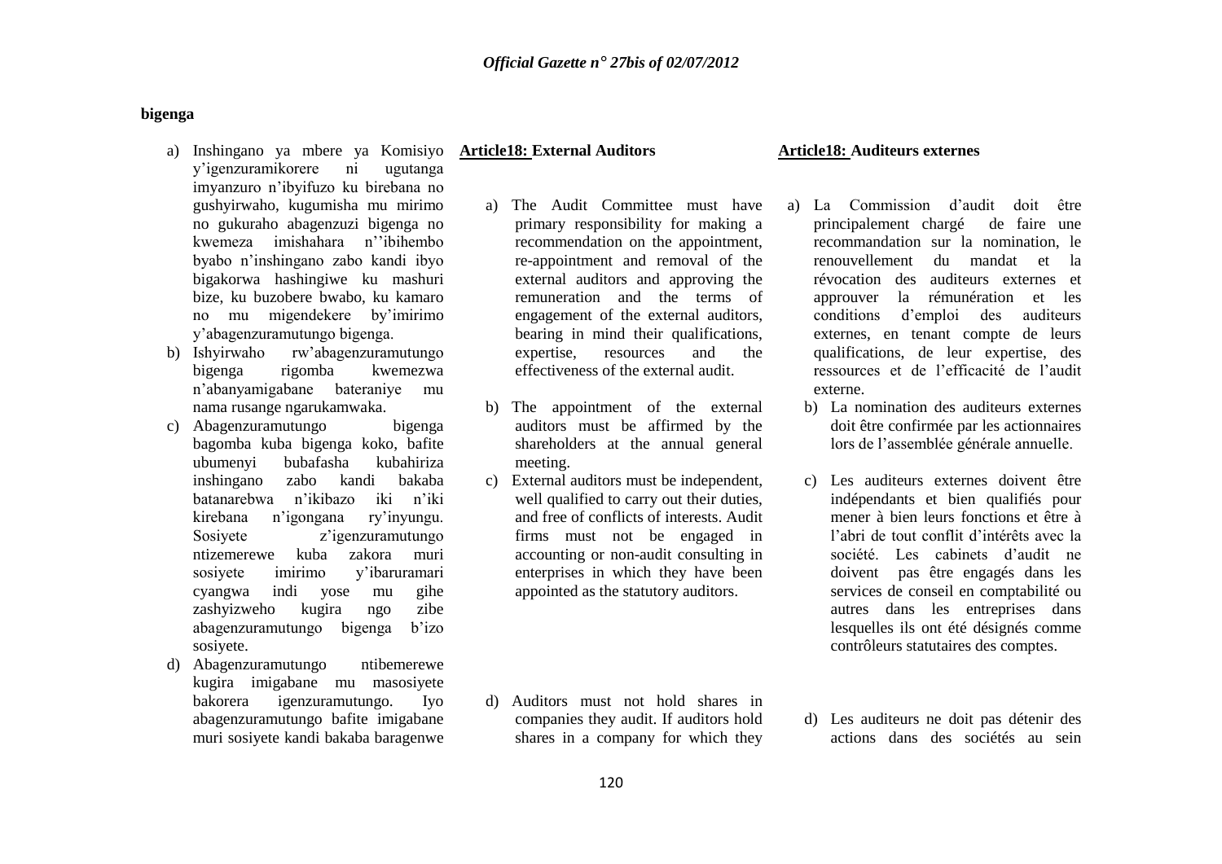**bigenga**

a) Inshingano ya mbere ya Komisiyo y'igenzuramikorere ni ugutanga imyanzuro n'ibyifuzo ku birebana no gushyirwaho, kugumisha mu mirimo no gukuraho abagenzuzi bigenga no kwemeza imishahara n''ibihembo byabo n'inshingano zabo kandi ibyo bigakorwa hashingiwe ku mashuri bize, ku buzobere bwabo, ku kamaro no mu migendekere by'imirimo y'abagenzuramutungo bigenga.

b) Ishyirwaho rw'abagenzuramutungo bigenga rigomba kwemezwa n'abanyamigabane bateraniye mu nama rusange ngarukamwaka.

c) Abagenzuramutungo bigenga bagomba kuba bigenga koko, bafite ubumenyi bubafasha kubahiriza inshingano zabo kandi bakaba batanarebwa n'ikibazo iki n'iki kirebana n'igongana ry'inyungu. Sosiyete z'igenzuramutungo ntizemerewe kuba zakora muri sosiyete imirimo y'ibaruramari cyangwa indi yose mu gihe zashyizweho kugira ngo zibe abagenzuramutungo bigenga b'izo sosiyete.

d) Abagenzuramutungo ntibemerewe kugira imigabane mu masosiyete bakorera igenzuramutungo. Iyo abagenzuramutungo bafite imigabane muri sosiyete kandi bakaba baragenwe

**Article18: External Auditors**

a) The Audit Committee must have primary responsibility for making a recommendation on the appointment, re-appointment and removal of the external auditors and approving the remuneration and the terms of engagement of the external auditors, bearing in mind their qualifications, expertise, resources and the effectiveness of the external audit.

b) The appointment of the external auditors must be affirmed by the shareholders at the annual general meeting.

c) External auditors must be independent, well qualified to carry out their duties, and free of conflicts of interests. Audit firms must not be engaged in accounting or non-audit consulting in enterprises in which they have been appointed as the statutory auditors.

d) Auditors must not hold shares in companies they audit. If auditors hold shares in a company for which they

**Article18: Auditeurs externes**

a) La Commission d'audit doit être principalement chargé de faire une recommandation sur la nomination, le renouvellement du mandat et la révocation des auditeurs externes et approuver la rémunération et les conditions d'emploi des auditeurs externes, en tenant compte de leurs qualifications, de leur expertise, des ressources et de l'efficacité de l'audit externe.

b) La nomination des auditeurs externes doit être confirmée par les actionnaires lors de l'assemblée générale annuelle.

c) Les auditeurs externes doivent être indépendants et bien qualifiés pour mener à bien leurs fonctions et être à l'abri de tout conflit d'intérêts avec la société. Les cabinets d'audit ne doivent pas être engagés dans les services de conseil en comptabilité ou autres dans les entreprises dans lesquelles ils ont été désignés comme contrôleurs statutaires des comptes.

d) Les auditeurs ne doit pas détenir des actions dans des sociétés au sein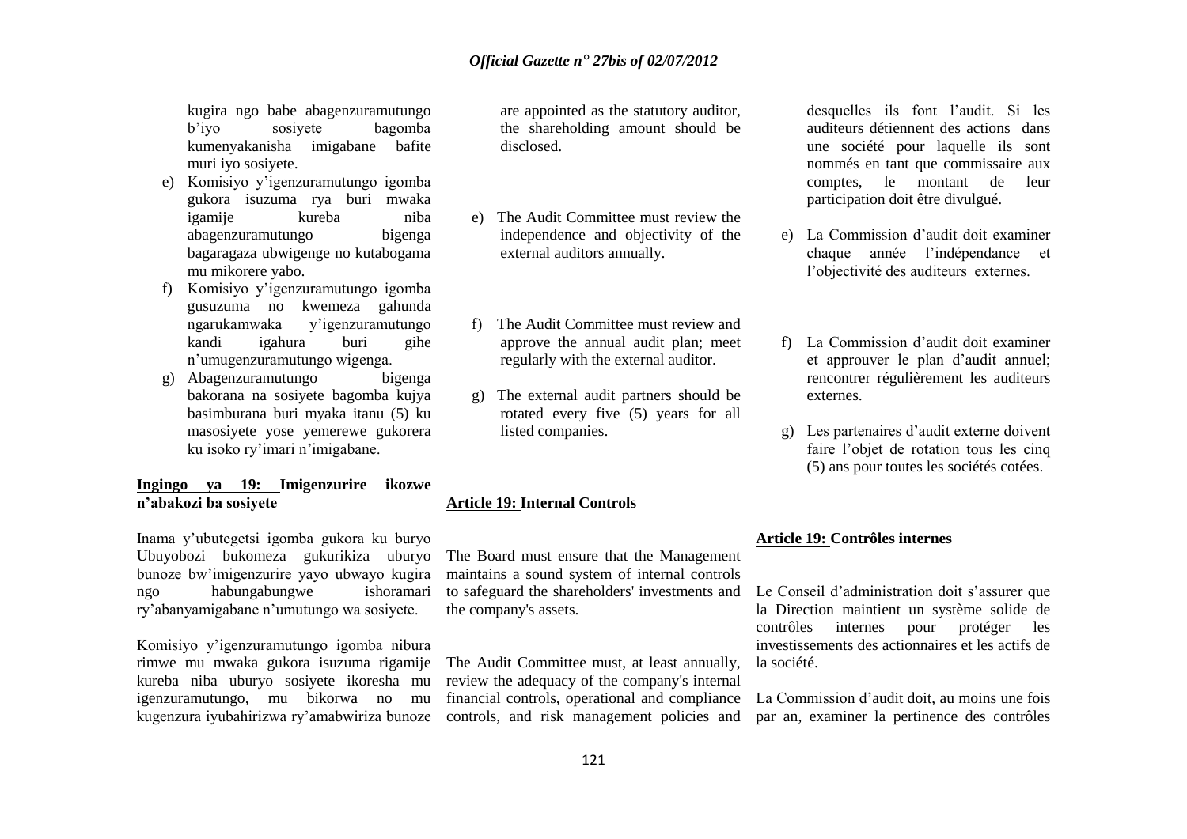kugira ngo babe abagenzuramutungo b'iyo sosiyete bagomba kumenyakanisha imigabane bafite muri iyo sosiyete.

e) Komisiyo y'igenzuramutungo igomba gukora isuzuma rya buri mwaka igamije kureba niba abagenzuramutungo bigenga bagaragaza ubwigenge no kutabogama mu mikorere yabo.

f) Komisiyo y'igenzuramutungo igomba gusuzuma no kwemeza gahunda ngarukamwaka y'igenzuramutungo kandi igahura buri gihe n'umugenzuramutungo wigenga.

g) Abagenzuramutungo bigenga bakorana na sosiyete bagomba kujya basimburana buri myaka itanu (5) ku masosiyete yose yemerewe gukorera ku isoko ry'imari n'imigabane.

**Ingingo ya 19: Imigenzurire ikozwe n'abakozi ba sosiyete**

Inama y'ubutegetsi igomba gukora ku buryo Ubuyobozi bukomeza gukurikiza uburyo bunoze bw'imigenzurire yayo ubwayo kugira ngo habungabungwe ishoramari ry'abanyamigabane n'umutungo wa sosiyete.

Komisiyo y'igenzuramutungo igomba nibura rimwe mu mwaka gukora isuzuma rigamije kureba niba uburyo sosiyete ikoresha mu igenzuramutungo, mu bikorwa no mu kugenzura iyubahirizwa ry'amabwiriza bunoze

are appointed as the statutory auditor, the shareholding amount should be disclosed.

e) The Audit Committee must review the independence and objectivity of the external auditors annually.

f) The Audit Committee must review and approve the annual audit plan; meet regularly with the external auditor.

g) The external audit partners should be rotated every five (5) years for all listed companies.

**Article 19: Internal Controls**

The Board must ensure that the Management maintains a sound system of internal controls to safeguard the shareholders' investments and the company's assets.

The Audit Committee must, at least annually, review the adequacy of the company's internal financial controls, operational and compliance controls, and risk management policies and

desquelles ils font l'audit. Si les auditeurs détiennent des actions dans une société pour laquelle ils sont nommés en tant que commissaire aux comptes, le montant de leur participation doit être divulgué.

e) La Commission d'audit doit examiner chaque année l'indépendance et l'objectivité des auditeurs externes.

f) La Commission d'audit doit examiner et approuver le plan d'audit annuel; rencontrer régulièrement les auditeurs externes.

g) Les partenaires d'audit externe doivent faire l'objet de rotation tous les cinq (5) ans pour toutes les sociétés cotées.

**Article 19: Contrôles internes**

Le Conseil d'administration doit s'assurer que la Direction maintient un système solide de contrôles internes pour protéger les investissements des actionnaires et les actifs de la société.

La Commission d'audit doit, au moins une fois par an, examiner la pertinence des contrôles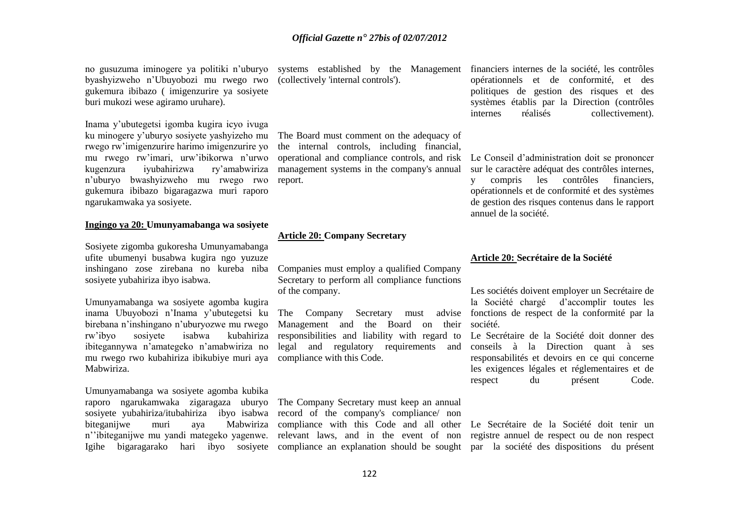no gusuzuma iminogere ya politiki n'uburyo byashyizweho n'Ubuyobozi mu rwego rwo gukemura ibibazo ( imigenzurire ya sosiyete buri mukozi wese agiramo uruhare).

Inama y'ubutegetsi igomba kugira icyo ivuga ku minogere y'uburyo sosiyete yashyizeho mu rwego rw'imigenzurire harimo imigenzurire yo mu rwego rw'imari, urw'ibikorwa n'urwo kugenzura iyubahirizwa ry'amabwiriza n'uburyo bwashyizweho mu rwego rwo gukemura ibibazo bigaragazwa muri raporo ngarukamwaka ya sosiyete.

**Ingingo ya 20: Umunyamabanga wa sosiyete**

Sosiyete zigomba gukoresha Umunyamabanga ufite ubumenyi busabwa kugira ngo yuzuze inshingano zose zirebana no kureba niba sosiyete yubahiriza ibyo isabwa.

Umunyamabanga wa sosiyete agomba kugira inama Ubuyobozi n'Inama y'ubutegetsi ku birebana n'inshingano n'uburyozwe mu rwego rw'ibyo sosiyete isabwa kubahiriza ibitegannywa n'amategeko n'amabwiriza no mu rwego rwo kubahiriza ibikubiye muri aya Mabwiriza.

Umunyamabanga wa sosiyete agomba kubika raporo ngarukamwaka zigaragaza uburyo sosiyete yubahiriza/itubahiriza ibyo isabwa biteganijwe muri aya Mabwiriza n''ibiteganijwe mu yandi mategeko yagenwe. Igihe bigaragarako hari ibyo sosiyete

systems established by the Management (collectively 'internal controls').

The Board must comment on the adequacy of the internal controls, including financial, operational and compliance controls, and risk management systems in the company's annual report.

**Article 20: Company Secretary**

Companies must employ a qualified Company Secretary to perform all compliance functions of the company.

The Company Secretary must advise Management and the Board on their responsibilities and liability with regard to legal and regulatory requirements and compliance with this Code.

The Company Secretary must keep an annual record of the company's compliance/ non compliance with this Code and all other relevant laws, and in the event of non compliance an explanation should be sought

financiers internes de la société, les contrôles opérationnels et de conformité, et des politiques de gestion des risques et des systèmes établis par la Direction (contrôles internes réalisés collectivement).

Le Conseil d'administration doit se prononcer sur le caractère adéquat des contrôles internes, y compris les contrôles financiers, opérationnels et de conformité et des systèmes de gestion des risques contenus dans le rapport annuel de la société.

**Article 20: Secrétaire de la Société**

Les sociétés doivent employer un Secrétaire de la Société chargé d'accomplir toutes les fonctions de respect de la conformité par la société.

Le Secrétaire de la Société doit donner des conseils à la Direction quant à ses responsabilités et devoirs en ce qui concerne les exigences légales et réglementaires et de respect du présent Code.

Le Secrétaire de la Société doit tenir un registre annuel de respect ou de non respect par la société des dispositions du présent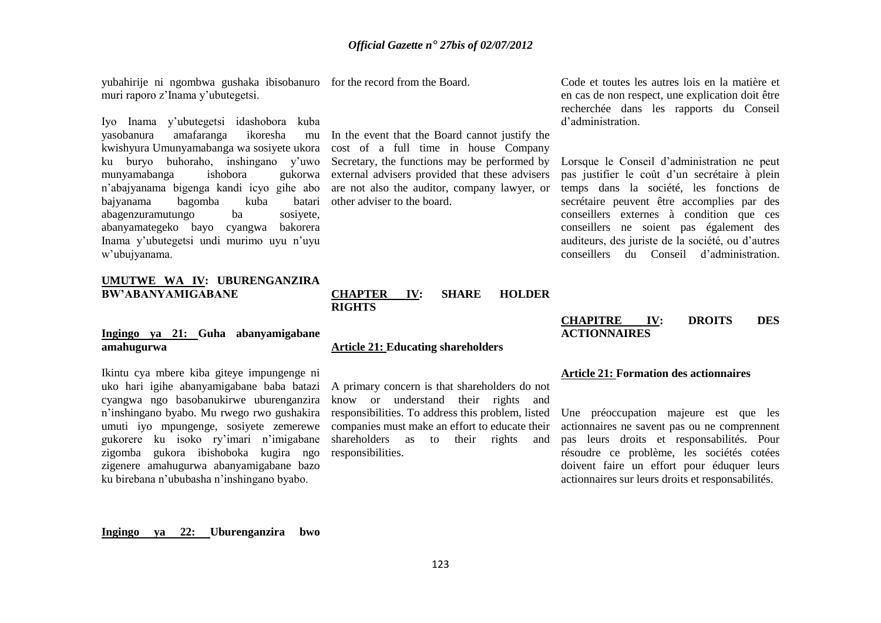yubahirije ni ngombwa gushaka ibisobanuro muri raporo z'Inama y'ubutegetsi.

Iyo Inama y'ubutegetsi idashobora kuba yasobanura amafaranga ikoresha mu kwishyura Umunyamabanga wa sosiyete ukora ku buryo buhoraho, inshingano y'uwo munyamabanga ishobora gukorwa n'abajyanama bigenga kandi icyo gihe abo bajyanama bagomba kuba batari abagenzuramutungo ba sosiyete, abanyamategeko bayo cyangwa bakorera Inama y'ubutegetsi undi murimo uyu n'uyu w'ubujyanama.

## UMUTWE WA IV: UBURENGANZIRA BW'ABANYAMIGABANE

### Ingingo ya 21: Guha abanyamigabane amahugurwa

Ikintu cya mbere kiba giteye impungenge ni uko hari igihe abanyamigabane baba batazi cyangwa ngo basobanukirwe uburenganzira n'inshingano byabo. Mu rwego rwo gushakira umuti iyo mpungenge, sosiyete zemerewe gukorere ku isoko ry'imari n'imigabane zigomba gukora ibishoboka kugira ngo zigenere amahugurwa abanyamigabane bazo ku birebana n'ububasha n'inshingano byabo.

### Ingingo ya 22: Uburenganzira bwo

for the record from the Board.

In the event that the Board cannot justify the cost of a full time in house Company Secretary, the functions may be performed by external advisers provided that these advisers are not also the auditor, company lawyer, or other adviser to the board.

## CHAPTER IV: SHARE HOLDER RIGHTS

### Article 21: Educating shareholders

A primary concern is that shareholders do not know or understand their rights and responsibilities. To address this problem, listed companies must make an effort to educate their shareholders as to their rights and responsibilities.

Code et toutes les autres lois en la matière et en cas de non respect, une explication doit être recherchée dans les rapports du Conseil d'administration.

Lorsque le Conseil d'administration ne peut pas justifier le coût d'un secrétaire à plein temps dans la société, les fonctions de secrétaire peuvent être accomplies par des conseillers externes à condition que ces conseillers ne soient pas également des auditeurs, des juriste de la société, ou d'autres conseillers du Conseil d'administration.

## CHAPITRE IV: DROITS DES ACTIONNAIRES

### Article 21: Formation des actionnaires

Une préoccupation majeure est que les actionnaires ne savent pas ou ne comprennent pas leurs droits et responsabilités. Pour résoudre ce problème, les sociétés cotées doivent faire un effort pour éduquer leurs actionnaires sur leurs droits et responsabilités.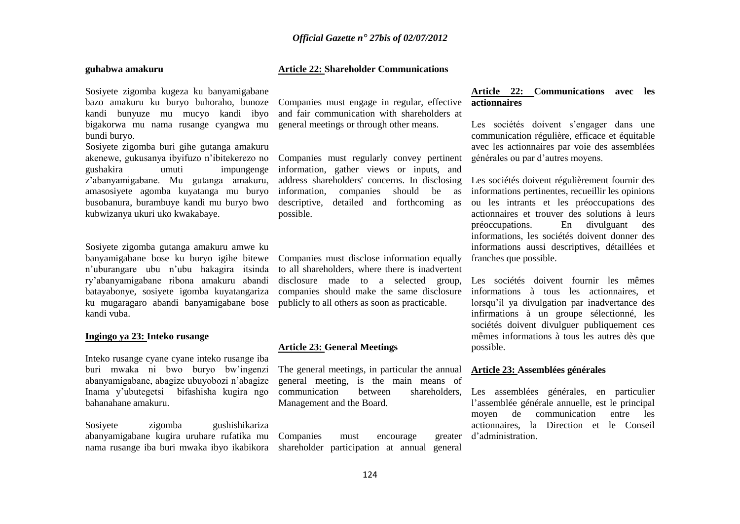guhabwa amakuru

Sosiyete zigomba kugeza ku banyamigabane bazo amakuru ku buryo buhoraho, bunoze kandi bunyuze mu mucyo kandi ibyo bigakorwa mu nama rusange cyangwa mu bundi buryo.

Sosiyete zigomba buri gihe gutanga amakuru akenewe, gukusanya ibyifuzo n'ibitekerezo no gushakira umuti impungenge z'abanyamigabane. Mu gutanga amakuru, amasosiyete agomba kuyatanga mu buryo busobanura, burambuye kandi mu buryo bwo kubwizanya ukuri uko kwakabaye.

Sosiyete zigomba gutanga amakuru amwe ku banyamigabane bose ku buryo igihe bitewe n'uburangare ubu n'ubu hakagira itsinda ry'abanyamigabane ribona amakuru abandi batayabonye, sosiyete igomba kuyatangariza ku mugaragaro abandi banyamigabane bose kandi vuba.

**Ingingo ya 23: Inteko rusange**

Inteko rusange cyane cyane inteko rusange iba buri mwaka ni bwo buryo bw'ingenzi abanyamigabane, abagize ubuyobozi n'abagize Inama y'ubutegetsi bifashisha kugira ngo bahanahane amakuru.

Sosiyete zigomba gushishikariza abanyamigabane kugira uruhare rufatika mu nama rusange iba buri mwaka ibyo ikabikora

**Article 22: Shareholder Communications**

Companies must engage in regular, effective and fair communication with shareholders at general meetings or through other means.

Companies must regularly convey pertinent information, gather views or inputs, and address shareholders' concerns. In disclosing information, companies should be as descriptive, detailed and forthcoming as possible.

Companies must disclose information equally to all shareholders, where there is inadvertent disclosure made to a selected group, companies should make the same disclosure publicly to all others as soon as practicable.

**Article 23: General Meetings**

The general meetings, in particular the annual general meeting, is the main means of communication between shareholders, Management and the Board.

Companies must encourage greater shareholder participation at annual general

**Article 22: Communications avec les actionnaires**

Les sociétés doivent s'engager dans une communication régulière, efficace et équitable avec les actionnaires par voie des assemblées générales ou par d'autres moyens.

Les sociétés doivent régulièrement fournir des informations pertinentes, recueillir les opinions ou les intrants et les préoccupations des actionnaires et trouver des solutions à leurs préoccupations. En divulguant des informations, les sociétés doivent donner des informations aussi descriptives, détaillées et franches que possible.

Les sociétés doivent fournir les mêmes informations à tous les actionnaires, et lorsqu'il ya divulgation par inadvertance des infirmations à un groupe sélectionné, les sociétés doivent divulguer publiquement ces mêmes informations à tous les autres dès que possible.

**Article 23: Assemblées générales**

Les assemblées générales, en particulier l'assemblée générale annuelle, est le principal moyen de communication entre les actionnaires, la Direction et le Conseil d'administration.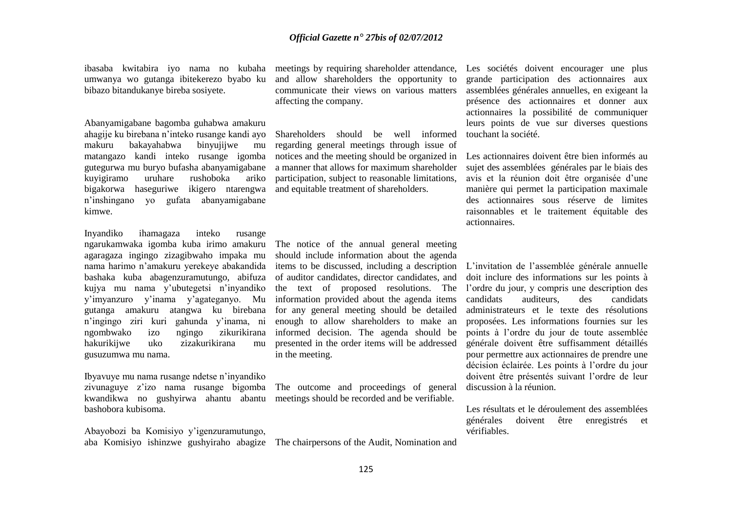ibasaba kwitabira iyo nama no kubaha umwanya wo gutanga ibitekerezo byabo ku bibazo bitandukanye bireba sosiyete.

Abanyamigabane bagomba guhabwa amakuru ahagije ku birebana n'inteko rusange kandi ayo makuru bakayahabwa binyujijwe mu matangazo kandi inteko rusange igomba gutegurwa mu buryo bufasha abanyamigabane kuyigiramo uruhare rushoboka ariko bigakorwa haseguriwe ikigero ntarengwa n'inshingano yo gufata abanyamigabane kimwe.

Inyandiko ihamagaza inteko rusange ngarukamwaka igomba kuba irimo amakuru agaragaza ingingo zizagibwaho impaka mu nama harimo n'amakuru yerekeye abakandida bashaka kuba abagenzuramutungo, abifuza kujya mu nama y'ubutegetsi n'inyandiko y'imyanzuro y'inama y'agateganyo. Mu gutanga amakuru atangwa ku birebana n'ingingo ziri kuri gahunda y'inama, ni ngombwako izo ngingo zikurikirana hakurikijwe uko zizakurikirana mu gusuzumwa mu nama.

Ibyavuye mu nama rusange ndetse n'inyandiko zivunaguye z'izo nama rusange bigomba kwandikwa no gushyirwa ahantu abantu bashobora kubisoma.

Abayobozi ba Komisiyo y'igenzuramutungo, aba Komisiyo ishinzwe gushyiraho abagize

meetings by requiring shareholder attendance, and allow shareholders the opportunity to communicate their views on various matters affecting the company.

Shareholders should be well informed regarding general meetings through issue of notices and the meeting should be organized in a manner that allows for maximum shareholder participation, subject to reasonable limitations, and equitable treatment of shareholders.

The notice of the annual general meeting should include information about the agenda items to be discussed, including a description of auditor candidates, director candidates, and the text of proposed resolutions. The information provided about the agenda items for any general meeting should be detailed enough to allow shareholders to make an informed decision. The agenda should be presented in the order items will be addressed in the meeting.

The outcome and proceedings of general meetings should be recorded and be verifiable.

The chairpersons of the Audit, Nomination and

Les sociétés doivent encourager une plus grande participation des actionnaires aux assemblées générales annuelles, en exigeant la présence des actionnaires et donner aux actionnaires la possibilité de communiquer leurs points de vue sur diverses questions touchant la société.

Les actionnaires doivent être bien informés au sujet des assemblées générales par le biais des avis et la réunion doit être organisée d'une manière qui permet la participation maximale des actionnaires sous réserve de limites raisonnables et le traitement équitable des actionnaires.

L'invitation de l'assemblée générale annuelle doit inclure des informations sur les points à l'ordre du jour, y compris une description des candidats auditeurs, des candidats administrateurs et le texte des résolutions proposées. Les informations fournies sur les points à l'ordre du jour de toute assemblée générale doivent être suffisamment détaillés pour permettre aux actionnaires de prendre une décision éclairée. Les points à l'ordre du jour doivent être présentés suivant l'ordre de leur discussion à la réunion.

Les résultats et le déroulement des assemblées générales doivent être enregistrés et vérifiables.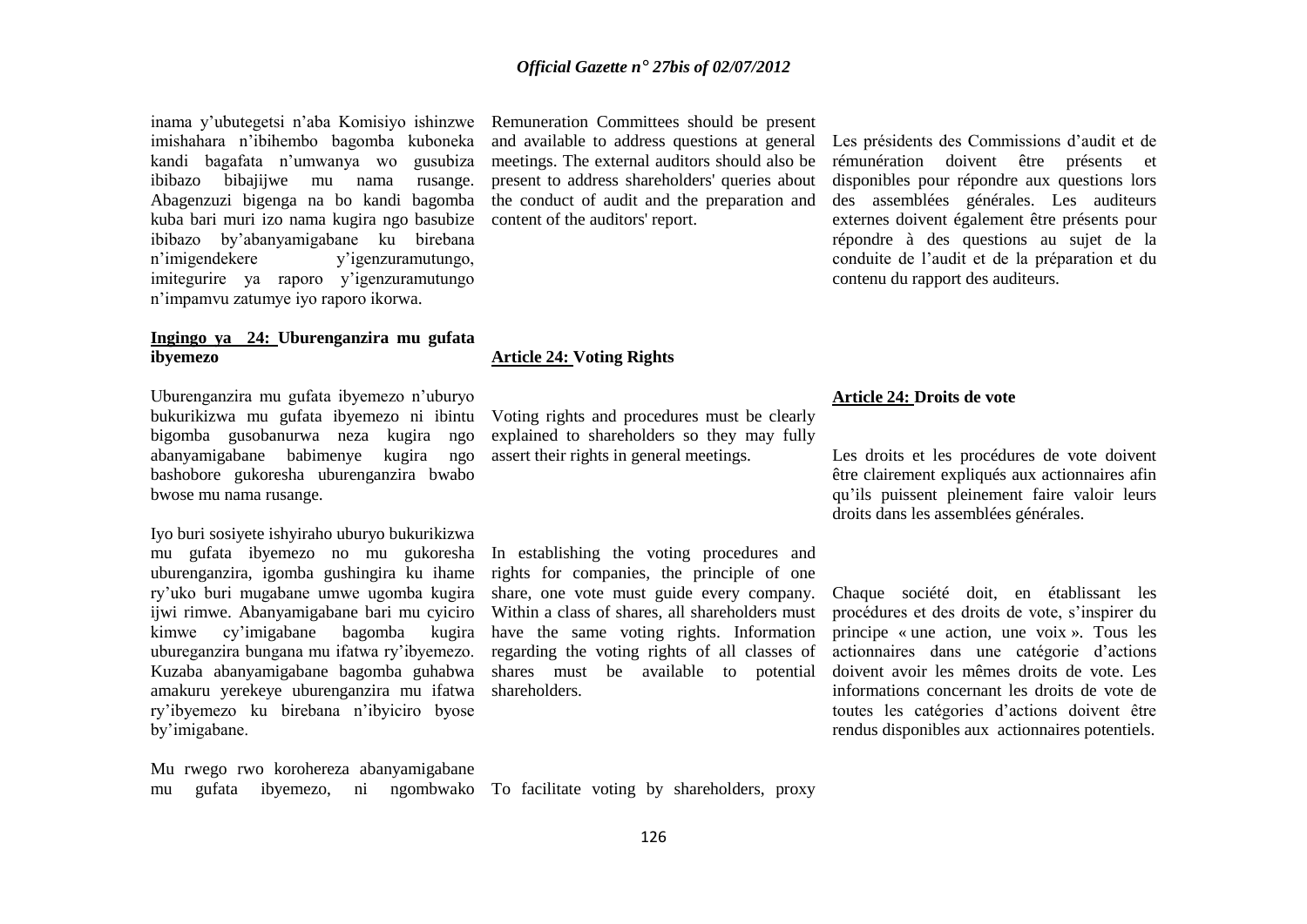inama y'ubutegetsi n'aba Komisiyo ishinzwe imishahara n'ibihembo bagomba kuboneka kandi bagafata n'umwanya wo gusubiza ibibazo bibajijwe mu nama rusange. Abagenzuzi bigenga na bo kandi bagomba kuba bari muri izo nama kugira ngo basubize ibibazo by'abanyamigabane ku birebana n'imigendekere y'igenzuramutungo, imitegurire ya raporo y'igenzuramutungo n'impamvu zatumye iyo raporo ikorwa.

**Ingingo ya 24: Uburenganzira mu gufata ibyemezo**

Uburenganzira mu gufata ibyemezo n'uburyo bukurikizwa mu gufata ibyemezo ni ibintu bigomba gusobanurwa neza kugira ngo abanyamigabane babimenye kugira ngo bashobore gukoresha uburenganzira bwabo bwose mu nama rusange.

Iyo buri sosiyete ishyiraho uburyo bukurikizwa mu gufata ibyemezo no mu gukoresha uburenganzira, igomba gushingira ku ihame ry'uko buri mugabane umwe ugomba kugira ijwi rimwe. Abanyamigabane bari mu cyiciro kimwe cy'imigabane bagomba kugira ubureganzira bungana mu ifatwa ry'ibyemezo. Kuzaba abanyamigabane bagomba guhabwa amakuru yerekeye uburenganzira mu ifatwa ry'ibyemezo ku birebana n'ibyiciro byose by'imigabane.

Mu rwego rwo korohereza abanyamigabane mu gufata ibyemezo, ni ngombwako

Remuneration Committees should be present and available to address questions at general meetings. The external auditors should also be present to address shareholders' queries about the conduct of audit and the preparation and content of the auditors' report.

**Article 24: Voting Rights**

Voting rights and procedures must be clearly explained to shareholders so they may fully assert their rights in general meetings.

In establishing the voting procedures and rights for companies, the principle of one share, one vote must guide every company. Within a class of shares, all shareholders must have the same voting rights. Information regarding the voting rights of all classes of shares must be available to potential shareholders.

To facilitate voting by shareholders, proxy

Les présidents des Commissions d'audit et de rémunération doivent être présents et disponibles pour répondre aux questions lors des assemblées générales. Les auditeurs externes doivent également être présents pour répondre à des questions au sujet de la conduite de l'audit et de la préparation et du contenu du rapport des auditeurs.

**Article 24: Droits de vote**

Les droits et les procédures de vote doivent être clairement expliqués aux actionnaires afin qu'ils puissent pleinement faire valoir leurs droits dans les assemblées générales.

Chaque société doit, en établissant les procédures et des droits de vote, s'inspirer du principe « une action, une voix ». Tous les actionnaires dans une catégorie d'actions doivent avoir les mêmes droits de vote. Les informations concernant les droits de vote de toutes les catégories d'actions doivent être rendus disponibles aux actionnaires potentiels.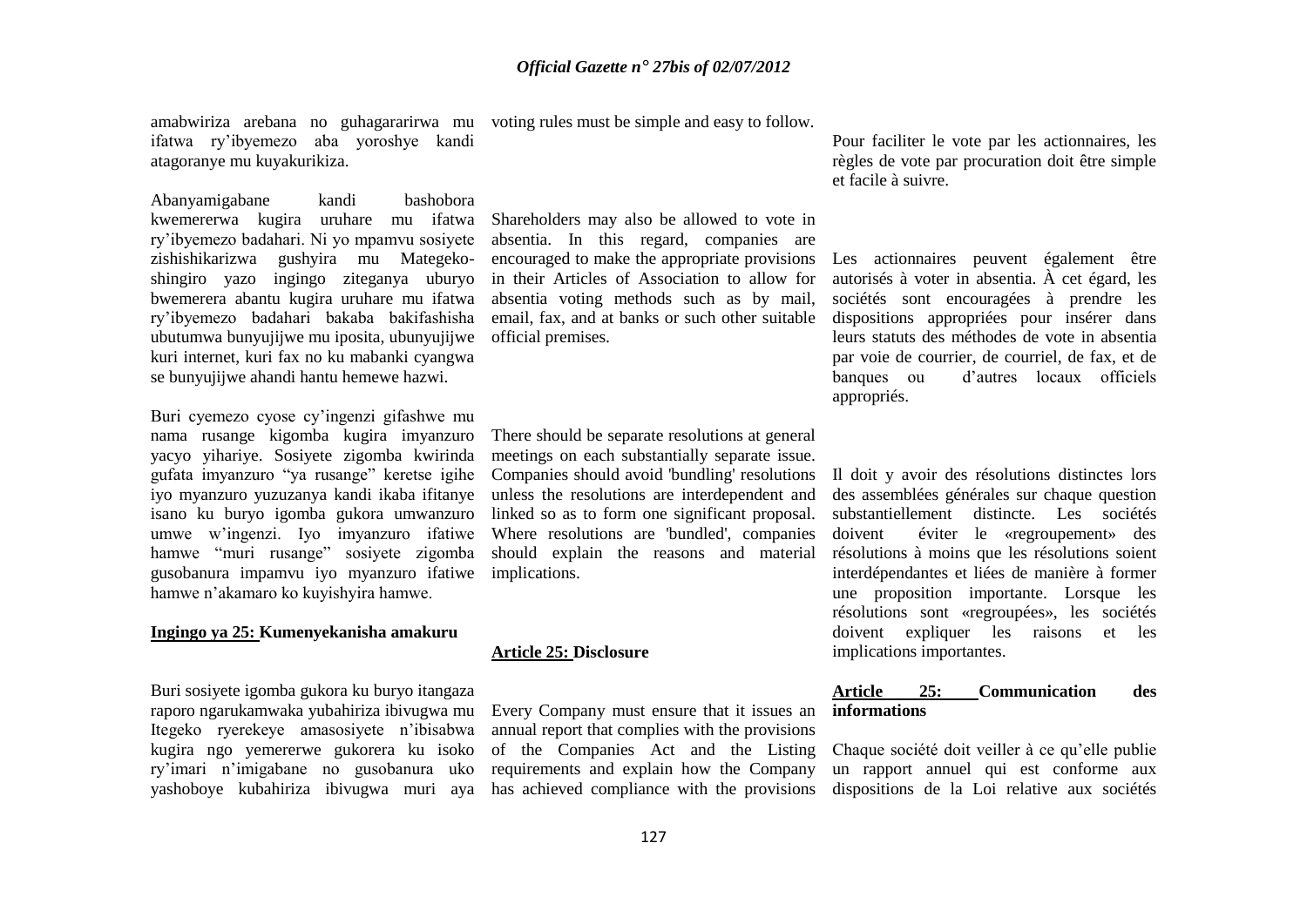amabwiriza arebana no guhagararirwa mu ifatwa ry'ibyemezo aba yoroshye kandi atagoranye mu kuyakurikiza.

Abanyamigabane kandi bashobora kwemererwa kugira uruhare mu ifatwa ry'ibyemezo badahari. Ni yo mpamvu sosiyete zishishikarizwa gushyira mu Mategeko-shingiro yazo ingingo ziteganya uburyo bwemerera abantu kugira uruhare mu ifatwa ry'ibyemezo badahari bakaba bakifashisha ubutumwa bunyujijwe mu iposita, ubunyujijwe kuri internet, kuri fax no ku mabanki cyangwa se bunyujijwe ahandi hantu hemewe hazwi.

Buri cyemezo cyose cy'ingenzi gifashwe mu nama rusange kigomba kugira imyanzuro yacyo yihariye. Sosiyete zigomba kwirinda gufata imyanzuro "ya rusange" keretse igihe iyo myanzuro yuzuzanya kandi ikaba ifitanye isano ku buryo igomba gukora umwanzuro umwe w'ingenzi. Iyo imyanzuro ifatiwe hamwe "muri rusange" sosiyete zigomba gusobanura impamvu iyo myanzuro ifatiwe hamwe n'akamaro ko kuyishyira hamwe.

**Ingingo ya 25: Kumenyekanisha amakuru**

Buri sosiyete igomba gukora ku buryo itangaza raporo ngarukamwaka yubahiriza ibivugwa mu Itegeko ryerekeye amasosiyete n'ibisabwa kugira ngo yemererwe gukorera ku isoko ry'imari n'imigabane no gusobanura uko yashoboye kubahiriza ibivugwa muri aya

voting rules must be simple and easy to follow.

Shareholders may also be allowed to vote in absentia. In this regard, companies are encouraged to make the appropriate provisions in their Articles of Association to allow for absentia voting methods such as by mail, email, fax, and at banks or such other suitable official premises.

There should be separate resolutions at general meetings on each substantially separate issue. Companies should avoid 'bundling' resolutions unless the resolutions are interdependent and linked so as to form one significant proposal. Where resolutions are 'bundled', companies should explain the reasons and material implications.

**Article 25: Disclosure**

Every Company must ensure that it issues an annual report that complies with the provisions of the Companies Act and the Listing requirements and explain how the Company has achieved compliance with the provisions

Pour faciliter le vote par les actionnaires, les règles de vote par procuration doit être simple et facile à suivre.

Les actionnaires peuvent également être autorisés à voter in absentia. À cet égard, les sociétés sont encouragées à prendre les dispositions appropriées pour insérer dans leurs statuts des méthodes de vote in absentia par voie de courrier, de courriel, de fax, et de banques ou d'autres locaux officiels appropriés.

Il doit y avoir des résolutions distinctes lors des assemblées générales sur chaque question substantiellement distincte. Les sociétés doivent éviter le «regroupement» des résolutions à moins que les résolutions soient interdépendantes et liées de manière à former une proposition importante. Lorsque les résolutions sont «regroupées», les sociétés doivent expliquer les raisons et les implications importantes.

**Article 25: Communication des informations**

Chaque société doit veiller à ce qu'elle publie un rapport annuel qui est conforme aux dispositions de la Loi relative aux sociétés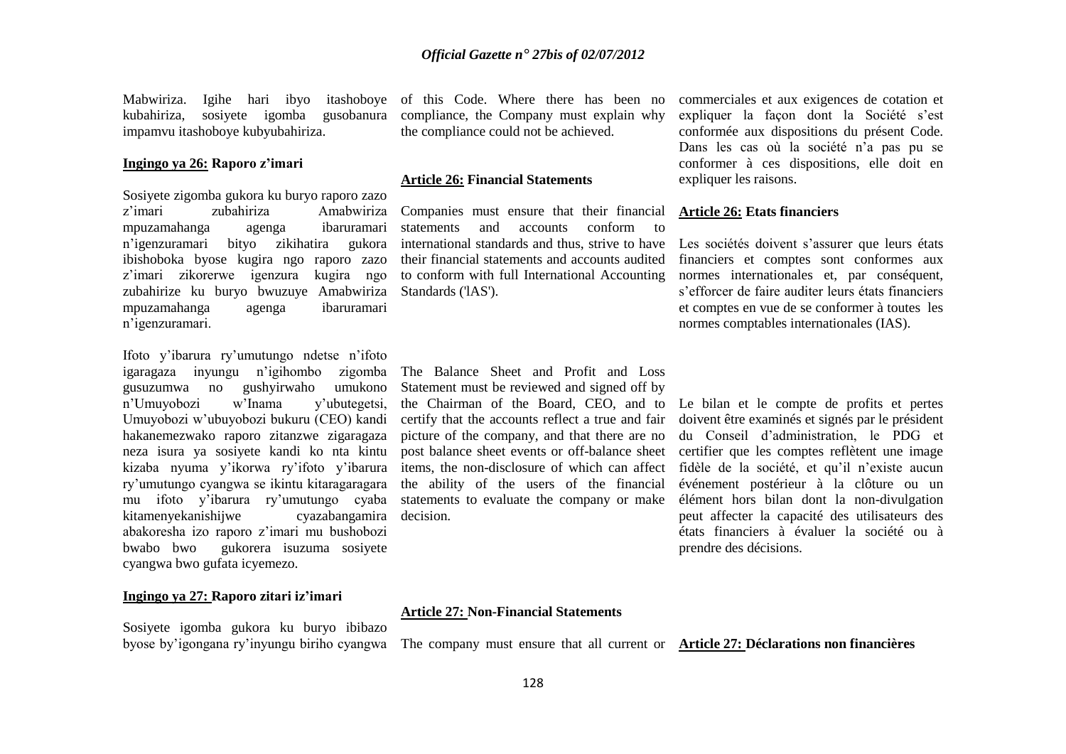Mabwiriza. Igihe hari ibyo itashoboye kubahiriza, sosiyete igomba gusobanura impamvu itashoboye kubyubahiriza.

**Ingingo ya 26: Raporo z'imari**

Sosiyete zigomba gukora ku buryo raporo zazo z'imari zubahiriza Amabwiriza mpuzamahanga agenga ibaruramari n'igenzuramari bityo zikihatira gukora ibishoboka byose kugira ngo raporo zazo z'imari zikorerwe igenzura kugira ngo zubahirize ku buryo bwuzuye Amabwiriza mpuzamahanga agenga ibaruramari n'igenzuramari.

Ifoto y'ibarura ry'umutungo ndetse n'ifoto igaragaza inyungu n'igihombo zigomba gusuzumwa no gushyirwaho umukono n'Umuyobozi w'Inama y'ubutegetsi, Umuyobozi w'ubuyobozi bukuru (CEO) kandi hakanemezwako raporo zitanzwe zigaragaza neza isura ya sosiyete kandi ko nta kintu kizaba nyuma y'ikorwa ry'ifoto y'ibarura ry'umutungo cyangwa se ikintu kitaragaragara mu ifoto y'ibarura ry'umutungo cyaba kitamenyekanishijwe cyazabangamira abakoresha izo raporo z'imari mu bushobozi bwabo bwo gukorera isuzuma sosiyete cyangwa bwo gufata icyemezo.

**Ingingo ya 27: Raporo zitari iz'imari**

Sosiyete igomba gukora ku buryo ibibazo byose by'igongana ry'inyungu biriho cyangwa

of this Code. Where there has been no compliance, the Company must explain why the compliance could not be achieved.

**Article 26: Financial Statements**

Companies must ensure that their financial statements and accounts conform to international standards and thus, strive to have their financial statements and accounts audited to conform with full International Accounting Standards ('lAS').

The Balance Sheet and Profit and Loss Statement must be reviewed and signed off by the Chairman of the Board, CEO, and to certify that the accounts reflect a true and fair picture of the company, and that there are no post balance sheet events or off-balance sheet items, the non-disclosure of which can affect the ability of the users of the financial statements to evaluate the company or make decision.

**Article 27: Non-Financial Statements**

The company must ensure that all current or

commerciales et aux exigences de cotation et expliquer la façon dont la Société s'est conformée aux dispositions du présent Code. Dans les cas où la société n'a pas pu se conformer à ces dispositions, elle doit en expliquer les raisons.

**Article 26: Etats financiers**

Les sociétés doivent s'assurer que leurs états financiers et comptes sont conformes aux normes internationales et, par conséquent, s'efforcer de faire auditer leurs états financiers et comptes en vue de se conformer à toutes les normes comptables internationales (IAS).

Le bilan et le compte de profits et pertes doivent être examinés et signés par le président du Conseil d'administration, le PDG et certifier que les comptes reflètent une image fidèle de la société, et qu'il n'existe aucun événement postérieur à la clôture ou un élément hors bilan dont la non-divulgation peut affecter la capacité des utilisateurs des états financiers à évaluer la société ou à prendre des décisions.

**Article 27: Déclarations non financières**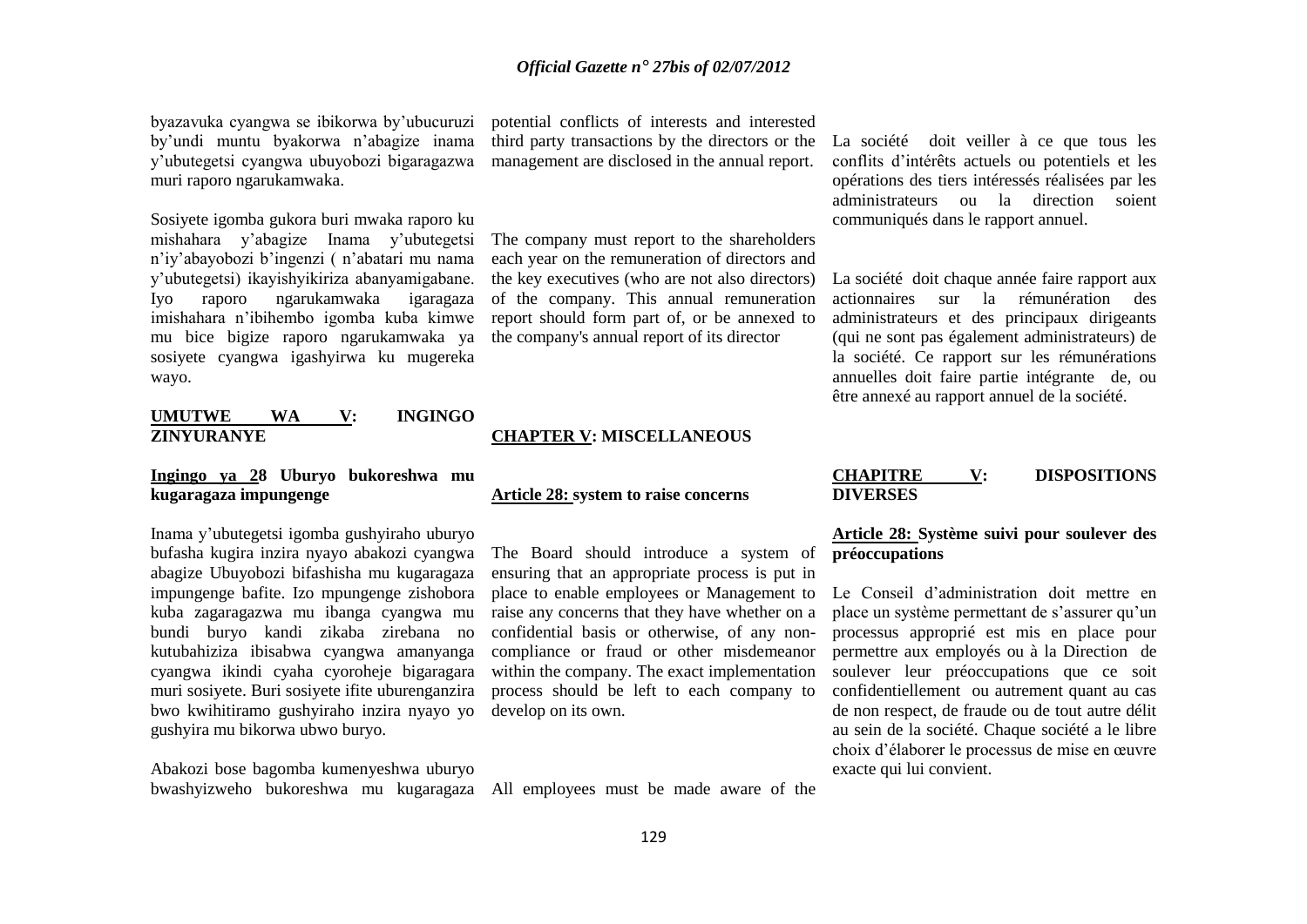byazavuka cyangwa se ibikorwa by'ubucuruzi by'undi muntu byakorwa n'abagize inama y'ubutegetsi cyangwa ubuyobozi bigaragazwa muri raporo ngarukamwaka.

Sosiyete igomba gukora buri mwaka raporo ku mishahara y'abagize Inama y'ubutegetsi n'iy'abayobozi b'ingenzi ( n'abatari mu nama y'ubutegetsi) ikayishyikiriza abanyamigabane. Iyo raporo ngarukamwaka igaragaza imishahara n'ibihembo igomba kuba kimwe mu bice bigize raporo ngarukamwaka ya sosiyete cyangwa igashyirwa ku mugereka wayo.

**UMUTWE WA V: INGINGO ZINYURANYE**

**Ingingo ya 28 Uburyo bukoreshwa mu kugaragaza impungenge**

Inama y'ubutegetsi igomba gushyiraho uburyo bufasha kugira inzira nyayo abakozi cyangwa abagize Ubuyobozi bifashisha mu kugaragaza impungenge bafite. Izo mpungenge zishobora kuba zagaragazwa mu ibanga cyangwa mu bundi buryo kandi zikaba zirebana no kutubahiriza ibisabwa cyangwa amanyanga cyangwa ikindi cyaha cyoroheje bigaragara muri sosiyete. Buri sosiyete ifite uburenganzira bwo kwihitiramo gushyiraho inzira nyayo yo gushyira mu bikorwa ubwo buryo.

Abakozi bose bagomba kumenyeshwa uburyo bwashyizweho bukoreshwa mu kugaragaza

potential conflicts of interests and interested third party transactions by the directors or the management are disclosed in the annual report.

The company must report to the shareholders each year on the remuneration of directors and the key executives (who are not also directors) of the company. This annual remuneration report should form part of, or be annexed to the company's annual report of its director

**CHAPTER V: MISCELLANEOUS**

**Article 28: system to raise concerns**

The Board should introduce a system of ensuring that an appropriate process is put in place to enable employees or Management to raise any concerns that they have whether on a confidential basis or otherwise, of any non-compliance or fraud or other misdemeanor within the company. The exact implementation process should be left to each company to develop on its own.

All employees must be made aware of the

La société doit veiller à ce que tous les conflits d'intérêts actuels ou potentiels et les opérations des tiers intéressés réalisées par les administrateurs ou la direction soient communiqués dans le rapport annuel.

La société doit chaque année faire rapport aux actionnaires sur la rémunération des administrateurs et des principaux dirigeants (qui ne sont pas également administrateurs) de la société. Ce rapport sur les rémunérations annuelles doit faire partie intégrante de, ou être annexé au rapport annuel de la société.

**CHAPITRE V: DISPOSITIONS DIVERSES**

**Article 28: Système suivi pour soulever des préoccupations**

Le Conseil d'administration doit mettre en place un système permettant de s'assurer qu'un processus approprié est mis en place pour permettre aux employés ou à la Direction de soulever leur préoccupations que ce soit confidentiellement ou autrement quant au cas de non respect, de fraude ou de tout autre délit au sein de la société. Chaque société a le libre choix d'élaborer le processus de mise en œuvre exacte qui lui convient.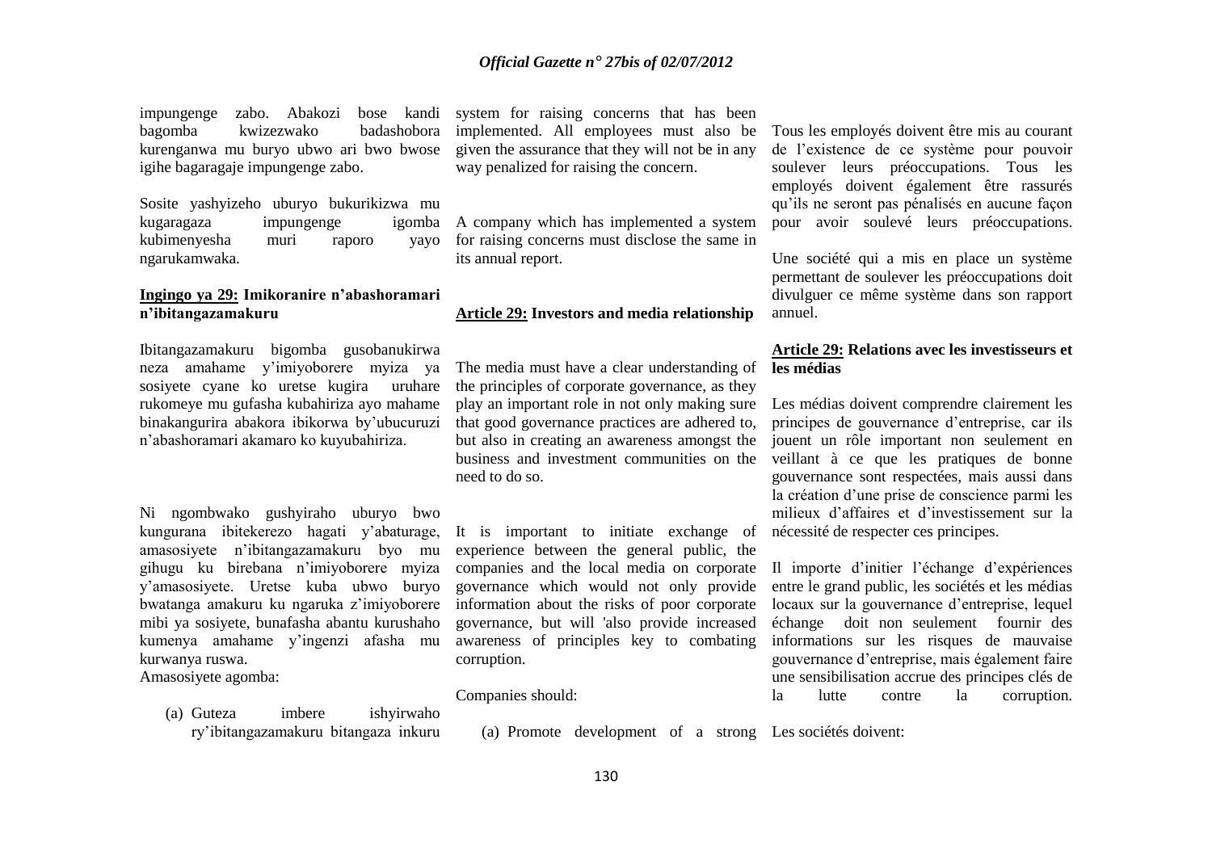impungenge zabo. Abakozi bose kandi bagomba kwizezwako badashobora kurenganwa mu buryo ubwo ari bwo bwose igihe bagaragaje impungenge zabo.

Sosite yashyizeho uburyo bukurikizwa mu kugaragaza impungenge igomba kubimenyesha muri raporo yayo ngarukamwaka.

**Ingingo ya 29: Imikoranire n'abashoramari n'ibitangazamakuru**

Ibitangazamakuru bigomba gusobanukirwa neza amahame y'imiyoborere myiza ya sosiyete cyane ko uretse kugira uruhare rukomeye mu gufasha kubahiriza ayo mahame binakangurira abakora ibikorwa by'ubucuruzi n'abashoramari akamaro ko kuyubahiriza.

Ni ngombwako gushyiraho uburyo bwo kungurana ibitekerezo hagati y'abaturage, amasosiyete n'ibitangazamakuru byo mu gihugu ku birebana n'imiyoborere myiza y'amasosiyete. Uretse kuba ubwo buryo bwatanga amakuru ku ngaruka z'imiyoborere mibi ya sosiyete, bunafasha abantu kurushaho kumenya amahame y'ingenzi afasha mu kurwanya ruswa.

Amasosiyete agomba:

(a) Guteza imbere ishyirwaho ry'ibitangazamakuru bitangaza inkuru

system for raising concerns that has been implemented. All employees must also be given the assurance that they will not be in any way penalized for raising the concern.

A company which has implemented a system for raising concerns must disclose the same in its annual report.

**Article 29: Investors and media relationship**

The media must have a clear understanding of the principles of corporate governance, as they play an important role in not only making sure that good governance practices are adhered to, but also in creating an awareness amongst the business and investment communities on the need to do so.

It is important to initiate exchange of experience between the general public, the companies and the local media on corporate governance which would not only provide information about the risks of poor corporate governance, but will 'also provide increased awareness of principles key to combating corruption.

Companies should:

(a) Promote development of a strong

Tous les employés doivent être mis au courant de l'existence de ce système pour pouvoir soulever leurs préoccupations. Tous les employés doivent également être rassurés qu'ils ne seront pas pénalisés en aucune façon pour avoir soulevé leurs préoccupations.

Une société qui a mis en place un système permettant de soulever les préoccupations doit divulguer ce même système dans son rapport annuel.

**Article 29: Relations avec les investisseurs et les médias**

Les médias doivent comprendre clairement les principes de gouvernance d'entreprise, car ils jouent un rôle important non seulement en veillant à ce que les pratiques de bonne gouvernance sont respectées, mais aussi dans la création d'une prise de conscience parmi les milieux d'affaires et d'investissement sur la nécessité de respecter ces principes.

Il importe d'initier l'échange d'expériences entre le grand public, les sociétés et les médias locaux sur la gouvernance d'entreprise, lequel échange doit non seulement fournir des informations sur les risques de mauvaise gouvernance d'entreprise, mais également faire une sensibilisation accrue des principes clés de la lutte contre la corruption.

Les sociétés doivent: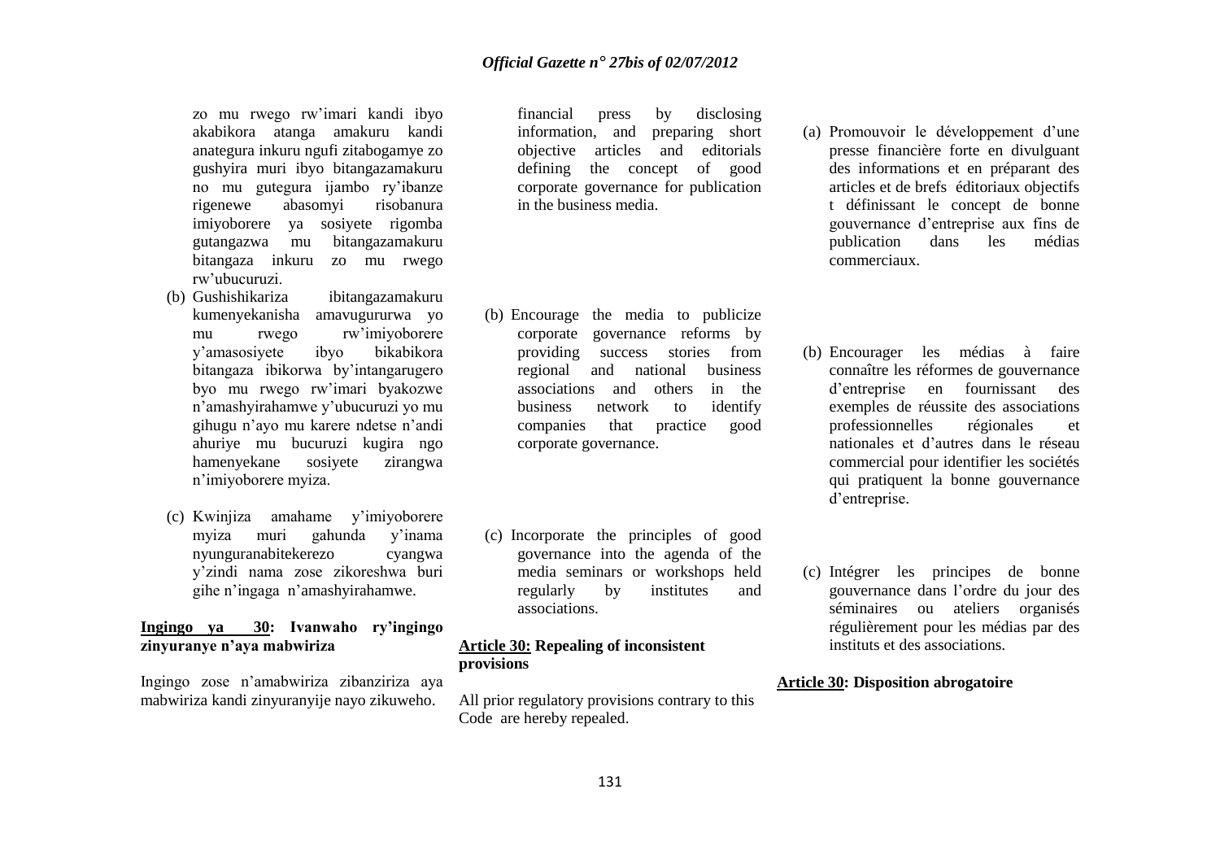zo mu rwego rw'imari kandi ibyo akabikora atanga amakuru kandi anategura inkuru ngufi zitabogamye zo gushyira muri ibyo bitangazamakuru no mu gutegura ijambo ry'ibanze rigenewe abasomyi risobanura imiyoborere ya sosiyete rigomba gutangazwa mu bitangazamakuru bitangaza inkuru zo mu rwego rw'ubucuruzi.

(b) Gushishikariza ibitangazamakuru kumenyekanisha amavugururwa yo mu rwego rw'imiyoborere y'amasosiyete ibyo bikabikora bitangaza ibikorwa by'intangarugero byo mu rwego rw'imari byakozwe n'amashyirahamwe y'ubucuruzi yo mu gihugu n'ayo mu karere ndetse n'andi ahuriye mu bucuruzi kugira ngo hamenyekane sosiyete zirangwa n'imiyoborere myiza.

(c) Kwinjiza amahame y'imiyoborere myiza muri gahunda y'inama nyunguranabitekerezo cyangwa y'zindi nama zose zikoreshwa buri gihe n'ingaga n'amashyirahamwe.

**Ingingo ya 30: Ivanwaho ry'ingingo zinyuranye n'aya mabwiriza**

Ingingo zose n'amabwiriza zibanziriza aya mabwiriza kandi zinyuranyije nayo zikuweho.

financial press by disclosing information, and preparing short objective articles and editorials defining the concept of good corporate governance for publication in the business media.

(b) Encourage the media to publicize corporate governance reforms by providing success stories from regional and national business associations and others in the business network to identify companies that practice good corporate governance.

(c) Incorporate the principles of good governance into the agenda of the media seminars or workshops held regularly by institutes and associations.

**Article 30: Repealing of inconsistent provisions**

All prior regulatory provisions contrary to this Code are hereby repealed.

(a) Promouvoir le développement d'une presse financière forte en divulguant des informations et en préparant des articles et de brefs éditoriaux objectifs t définissant le concept de bonne gouvernance d'entreprise aux fins de publication dans les médias commerciaux.

(b) Encourager les médias à faire connaître les réformes de gouvernance d'entreprise en fournissant des exemples de réussite des associations professionnelles régionales et nationales et d'autres dans le réseau commercial pour identifier les sociétés qui pratiquent la bonne gouvernance d'entreprise.

(c) Intégrer les principes de bonne gouvernance dans l'ordre du jour des séminaires ou ateliers organisés régulièrement pour les médias par des instituts et des associations.

**Article 30: Disposition abrogatoire**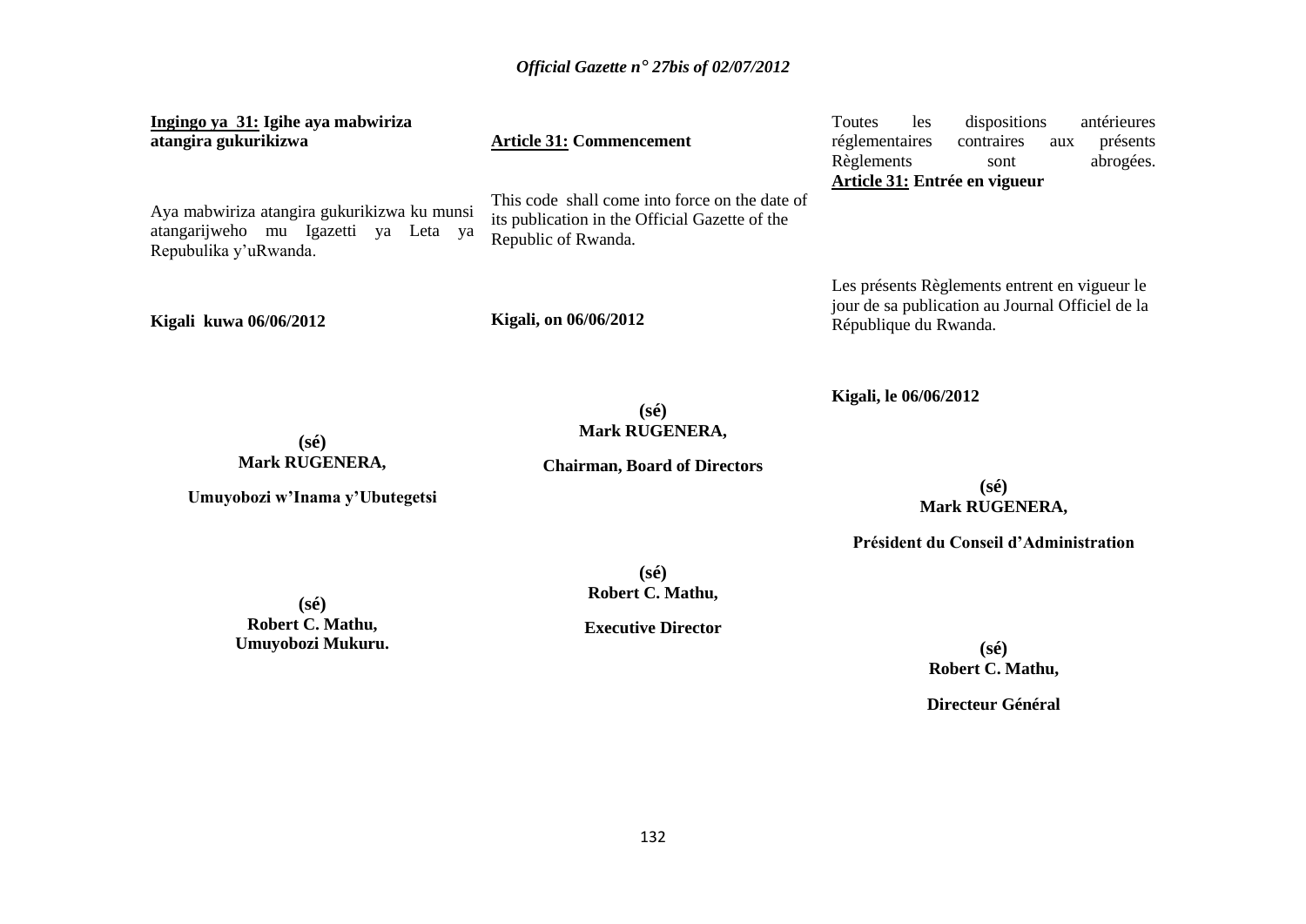**Ingingo ya 31: Igihe aya mabwiriza atangira gukurikizwa**

Aya mabwiriza atangira gukurikizwa ku munsi atangarijweho mu Igazetti ya Leta ya Repubulika y'uRwanda.

**Kigali kuwa 06/06/2012**

**(sé)**
**Mark RUGENERA,**

**Umuyobozi w'Inama y'Ubutegetsi**

**(sé)**
**Robert C. Mathu,**
**Umuyobozi Mukuru.**

**Article 31: Commencement**

This code shall come into force on the date of its publication in the Official Gazette of the Republic of Rwanda.

**Kigali, on 06/06/2012**

**(sé)**
**Mark RUGENERA,**

**Chairman, Board of Directors**

**(sé)**
**Robert C. Mathu,**

**Executive Director**

Toutes les dispositions antérieures réglementaires contraires aux présents Règlements sont abrogées.

**Article 31: Entrée en vigueur**

Les présents Règlements entrent en vigueur le jour de sa publication au Journal Officiel de la République du Rwanda.

**Kigali, le 06/06/2012**

**(sé)**
**Mark RUGENERA,**

**Président du Conseil d'Administration**

**(sé)**
**Robert C. Mathu,**

**Directeur Général**